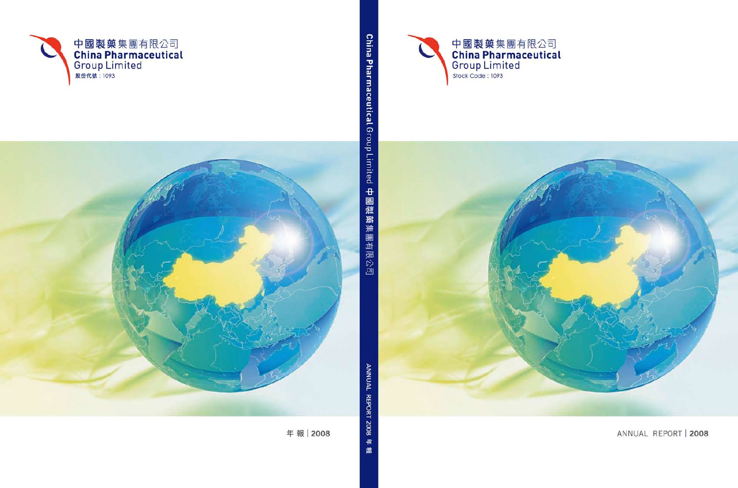中國製藥集團有限公司
China Pharmaceutical Group Limited
股份代號：1093

年報 | 2008

China Pharmaceutical Group Limited 中國製藥集團有限公司

ANNUAL REPORT 2008 年報

中國製藥集團有限公司
China Pharmaceutical Group Limited
Stock Code : 1093

ANNUAL REPORT | 2008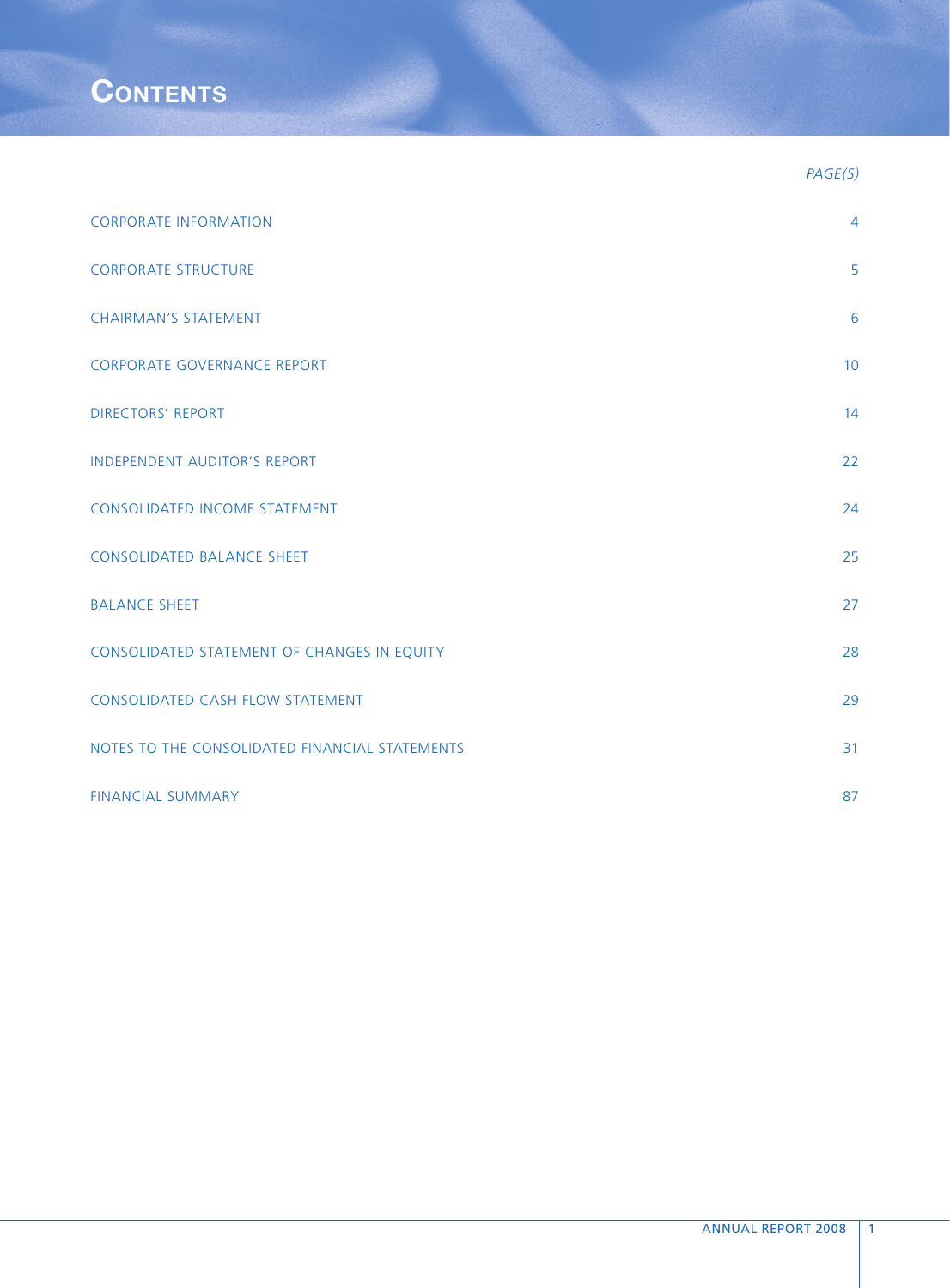# CONTENTS

| | PAGE(S) |
|---|---|
| CORPORATE INFORMATION | 4 |
| CORPORATE STRUCTURE | 5 |
| CHAIRMAN'S STATEMENT | 6 |
| CORPORATE GOVERNANCE REPORT | 10 |
| DIRECTORS' REPORT | 14 |
| INDEPENDENT AUDITOR'S REPORT | 22 |
| CONSOLIDATED INCOME STATEMENT | 24 |
| CONSOLIDATED BALANCE SHEET | 25 |
| BALANCE SHEET | 27 |
| CONSOLIDATED STATEMENT OF CHANGES IN EQUITY | 28 |
| CONSOLIDATED CASH FLOW STATEMENT | 29 |
| NOTES TO THE CONSOLIDATED FINANCIAL STATEMENTS | 31 |
| FINANCIAL SUMMARY | 87 |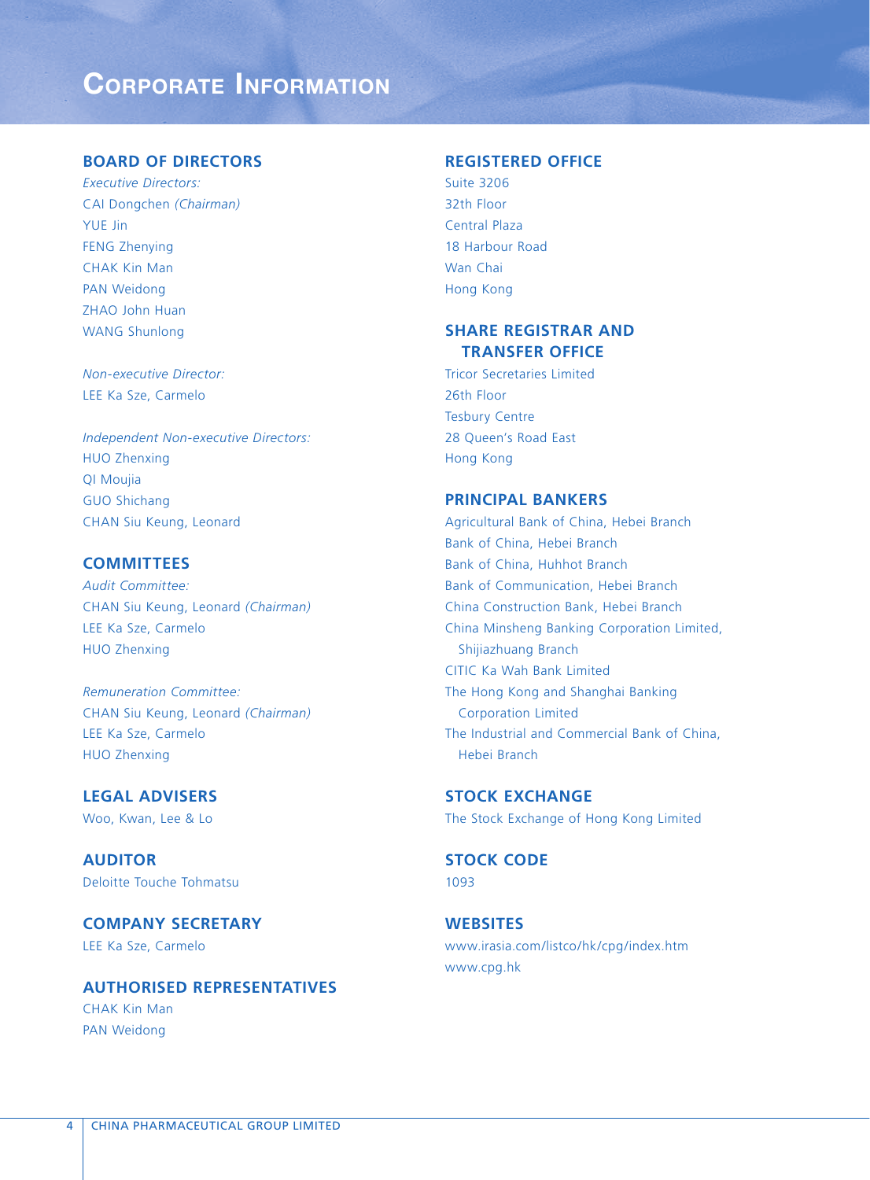# Corporate Information

## BOARD OF DIRECTORS

*Executive Directors:*
CAI Dongchen *(Chairman)*
YUE Jin
FENG Zhenying
CHAK Kin Man
PAN Weidong
ZHAO John Huan
WANG Shunlong

*Non-executive Director:*
LEE Ka Sze, Carmelo

*Independent Non-executive Directors:*
HUO Zhenxing
QI Moujia
GUO Shichang
CHAN Siu Keung, Leonard

## COMMITTEES

*Audit Committee:*
CHAN Siu Keung, Leonard *(Chairman)*
LEE Ka Sze, Carmelo
HUO Zhenxing

*Remuneration Committee:*
CHAN Siu Keung, Leonard *(Chairman)*
LEE Ka Sze, Carmelo
HUO Zhenxing

## LEGAL ADVISERS

Woo, Kwan, Lee & Lo

## AUDITOR

Deloitte Touche Tohmatsu

## COMPANY SECRETARY

LEE Ka Sze, Carmelo

## AUTHORISED REPRESENTATIVES

CHAK Kin Man
PAN Weidong

## REGISTERED OFFICE

Suite 3206
32th Floor
Central Plaza
18 Harbour Road
Wan Chai
Hong Kong

## SHARE REGISTRAR AND TRANSFER OFFICE

Tricor Secretaries Limited
26th Floor
Tesbury Centre
28 Queen's Road East
Hong Kong

## PRINCIPAL BANKERS

Agricultural Bank of China, Hebei Branch
Bank of China, Hebei Branch
Bank of China, Huhhot Branch
Bank of Communication, Hebei Branch
China Construction Bank, Hebei Branch
China Minsheng Banking Corporation Limited, Shijiazhuang Branch
CITIC Ka Wah Bank Limited
The Hong Kong and Shanghai Banking Corporation Limited
The Industrial and Commercial Bank of China, Hebei Branch

## STOCK EXCHANGE

The Stock Exchange of Hong Kong Limited

## STOCK CODE

1093

## WEBSITES

www.irasia.com/listco/hk/cpg/index.htm
www.cpg.hk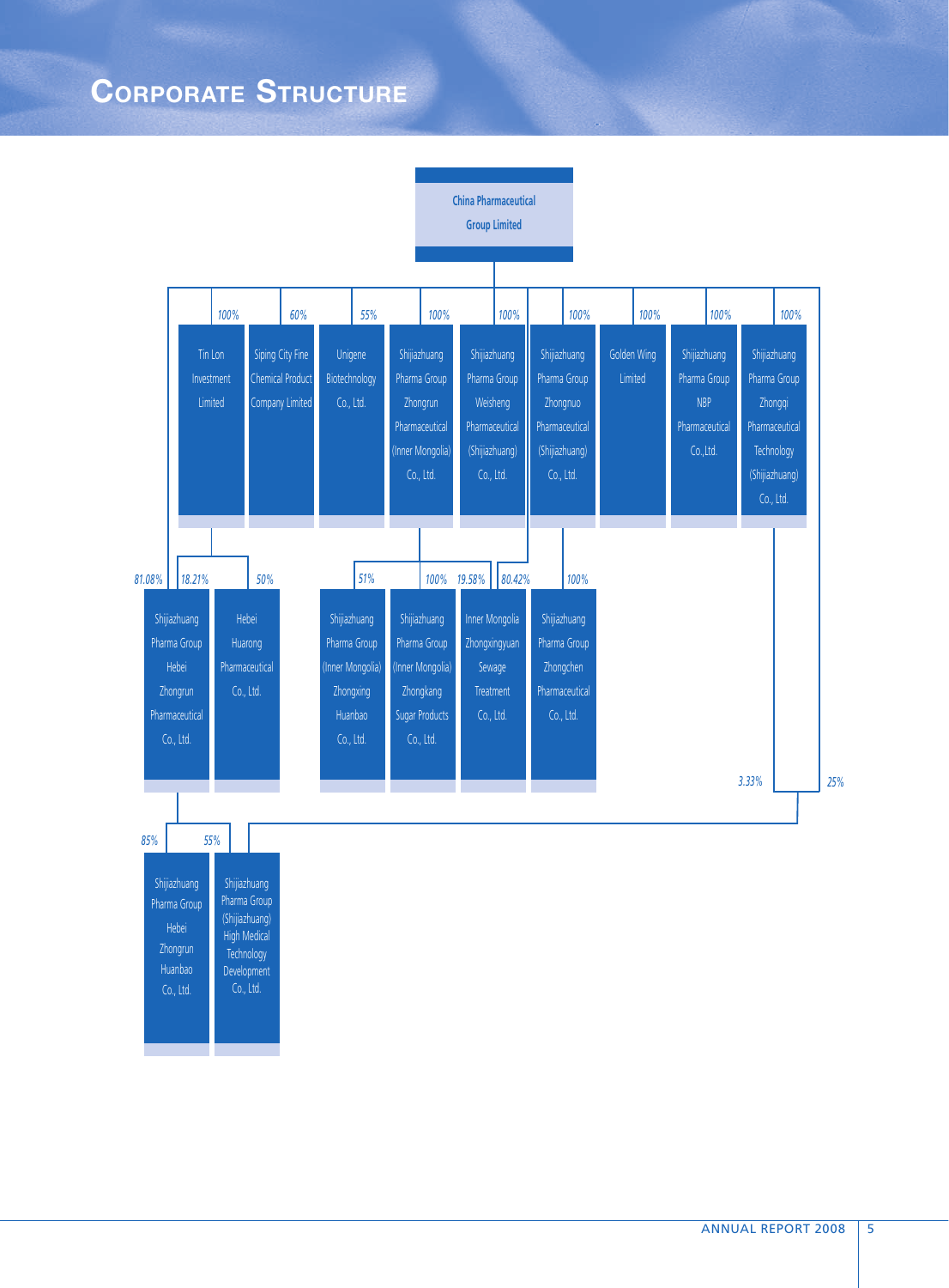# Corporate Structure

China Pharmaceutical Group Limited

100%
Tin Lon Investment Limited

60%
Siping City Fine Chemical Product Company Limited

55%
Unigene Biotechnology Co., Ltd.

100%
Shijiazhuang Pharma Group Zhongrun Pharmaceutical (Inner Mongolia) Co., Ltd.

100%
Shijiazhuang Pharma Group Weisheng Pharmaceutical (Shijiazhuang) Co., Ltd.

100%
Shijiazhuang Pharma Group Zhongnuo Pharmaceutical (Shijiazhuang) Co., Ltd.

100%
Golden Wing Limited

100%
Shijiazhuang Pharma Group NBP Pharmaceutical Co., Ltd.

100%
Shijiazhuang Pharma Group Zhongqi Pharmaceutical Technology (Shijiazhuang) Co., Ltd.

81.08%
18.21%
Shijiazhuang Pharma Group Hebei Zhongrun Pharmaceutical Co., Ltd.

50%
Hebei Huarong Pharmaceutical Co., Ltd.

51%
Shijiazhuang Pharma Group (Inner Mongolia) Zhongxing Huanbao Co., Ltd.

100%
Shijiazhuang Pharma Group (Inner Mongolia) Zhongkang Sugar Products Co., Ltd.

19.58%
80.42%
Inner Mongolia Zhongxingyuan Sewage Treatment Co., Ltd.

100%
Shijiazhuang Pharma Group Zhongchen Pharmaceutical Co., Ltd.

3.33%
25%

85%
Shijiazhuang Pharma Group Hebei Zhongrun Huanbao Co., Ltd.

55%
Shijiazhuang Pharma Group (Shijiazhuang) High Medical Technology Development Co., Ltd.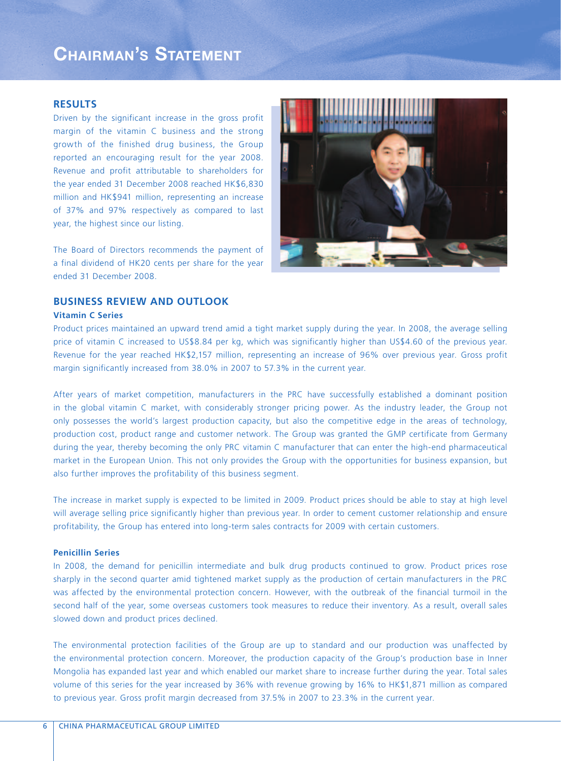# Chairman's Statement

## RESULTS

Driven by the significant increase in the gross profit margin of the vitamin C business and the strong growth of the finished drug business, the Group reported an encouraging result for the year 2008. Revenue and profit attributable to shareholders for the year ended 31 December 2008 reached HK$6,830 million and HK$941 million, representing an increase of 37% and 97% respectively as compared to last year, the highest since our listing.

The Board of Directors recommends the payment of a final dividend of HK20 cents per share for the year ended 31 December 2008.

## BUSINESS REVIEW AND OUTLOOK

### Vitamin C Series

Product prices maintained an upward trend amid a tight market supply during the year. In 2008, the average selling price of vitamin C increased to US$8.84 per kg, which was significantly higher than US$4.60 of the previous year. Revenue for the year reached HK$2,157 million, representing an increase of 96% over previous year. Gross profit margin significantly increased from 38.0% in 2007 to 57.3% in the current year.

After years of market competition, manufacturers in the PRC have successfully established a dominant position in the global vitamin C market, with considerably stronger pricing power. As the industry leader, the Group not only possesses the world's largest production capacity, but also the competitive edge in the areas of technology, production cost, product range and customer network. The Group was granted the GMP certificate from Germany during the year, thereby becoming the only PRC vitamin C manufacturer that can enter the high-end pharmaceutical market in the European Union. This not only provides the Group with the opportunities for business expansion, but also further improves the profitability of this business segment.

The increase in market supply is expected to be limited in 2009. Product prices should be able to stay at high level will average selling price significantly higher than previous year. In order to cement customer relationship and ensure profitability, the Group has entered into long-term sales contracts for 2009 with certain customers.

### Penicillin Series

In 2008, the demand for penicillin intermediate and bulk drug products continued to grow. Product prices rose sharply in the second quarter amid tightened market supply as the production of certain manufacturers in the PRC was affected by the environmental protection concern. However, with the outbreak of the financial turmoil in the second half of the year, some overseas customers took measures to reduce their inventory. As a result, overall sales slowed down and product prices declined.

The environmental protection facilities of the Group are up to standard and our production was unaffected by the environmental protection concern. Moreover, the production capacity of the Group's production base in Inner Mongolia has expanded last year and which enabled our market share to increase further during the year. Total sales volume of this series for the year increased by 36% with revenue growing by 16% to HK$1,871 million as compared to previous year. Gross profit margin decreased from 37.5% in 2007 to 23.3% in the current year.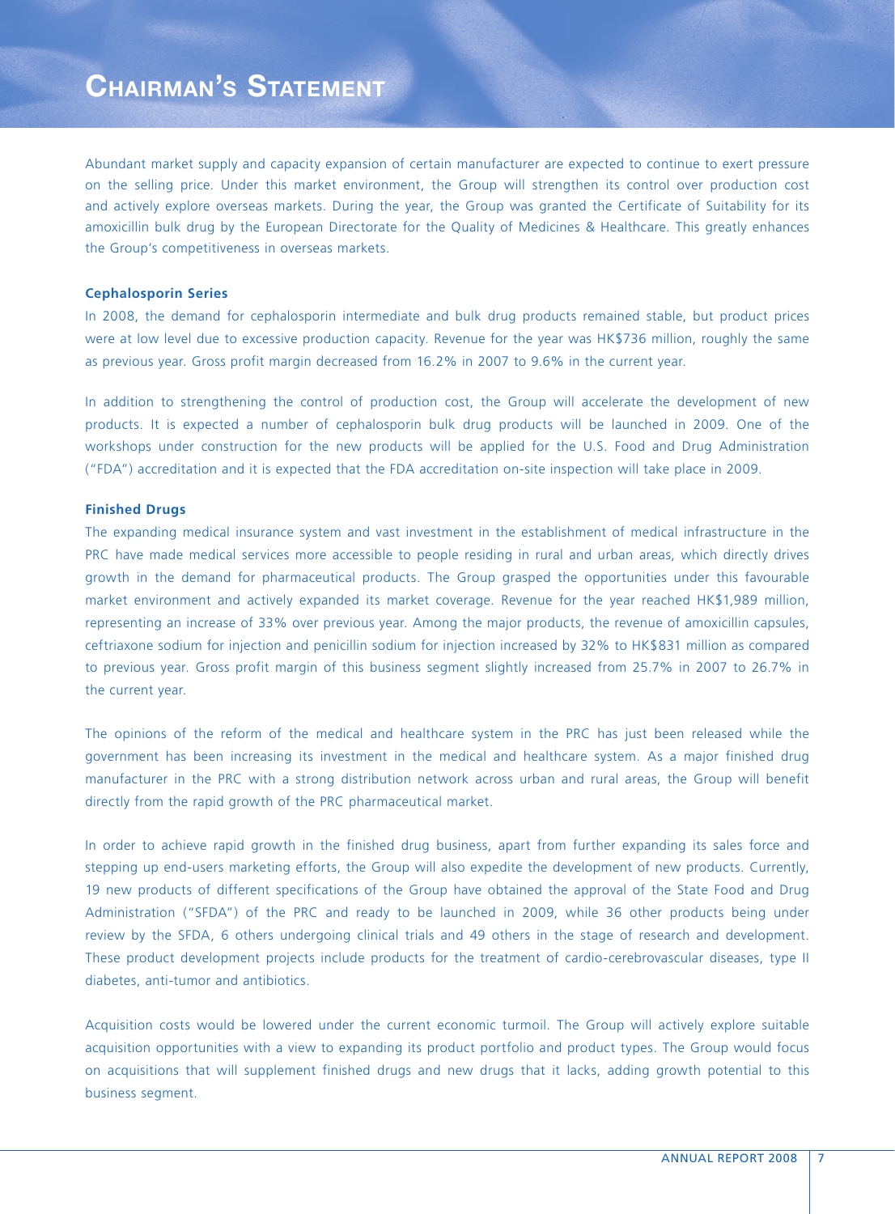# Chairman's Statement

Abundant market supply and capacity expansion of certain manufacturer are expected to continue to exert pressure on the selling price. Under this market environment, the Group will strengthen its control over production cost and actively explore overseas markets. During the year, the Group was granted the Certificate of Suitability for its amoxicillin bulk drug by the European Directorate for the Quality of Medicines & Healthcare. This greatly enhances the Group's competitiveness in overseas markets.

**Cephalosporin Series**

In 2008, the demand for cephalosporin intermediate and bulk drug products remained stable, but product prices were at low level due to excessive production capacity. Revenue for the year was HK$736 million, roughly the same as previous year. Gross profit margin decreased from 16.2% in 2007 to 9.6% in the current year.

In addition to strengthening the control of production cost, the Group will accelerate the development of new products. It is expected a number of cephalosporin bulk drug products will be launched in 2009. One of the workshops under construction for the new products will be applied for the U.S. Food and Drug Administration ("FDA") accreditation and it is expected that the FDA accreditation on-site inspection will take place in 2009.

**Finished Drugs**

The expanding medical insurance system and vast investment in the establishment of medical infrastructure in the PRC have made medical services more accessible to people residing in rural and urban areas, which directly drives growth in the demand for pharmaceutical products. The Group grasped the opportunities under this favourable market environment and actively expanded its market coverage. Revenue for the year reached HK$1,989 million, representing an increase of 33% over previous year. Among the major products, the revenue of amoxicillin capsules, ceftriaxone sodium for injection and penicillin sodium for injection increased by 32% to HK$831 million as compared to previous year. Gross profit margin of this business segment slightly increased from 25.7% in 2007 to 26.7% in the current year.

The opinions of the reform of the medical and healthcare system in the PRC has just been released while the government has been increasing its investment in the medical and healthcare system. As a major finished drug manufacturer in the PRC with a strong distribution network across urban and rural areas, the Group will benefit directly from the rapid growth of the PRC pharmaceutical market.

In order to achieve rapid growth in the finished drug business, apart from further expanding its sales force and stepping up end-users marketing efforts, the Group will also expedite the development of new products. Currently, 19 new products of different specifications of the Group have obtained the approval of the State Food and Drug Administration ("SFDA") of the PRC and ready to be launched in 2009, while 36 other products being under review by the SFDA, 6 others undergoing clinical trials and 49 others in the stage of research and development. These product development projects include products for the treatment of cardio-cerebrovascular diseases, type II diabetes, anti-tumor and antibiotics.

Acquisition costs would be lowered under the current economic turmoil. The Group will actively explore suitable acquisition opportunities with a view to expanding its product portfolio and product types. The Group would focus on acquisitions that will supplement finished drugs and new drugs that it lacks, adding growth potential to this business segment.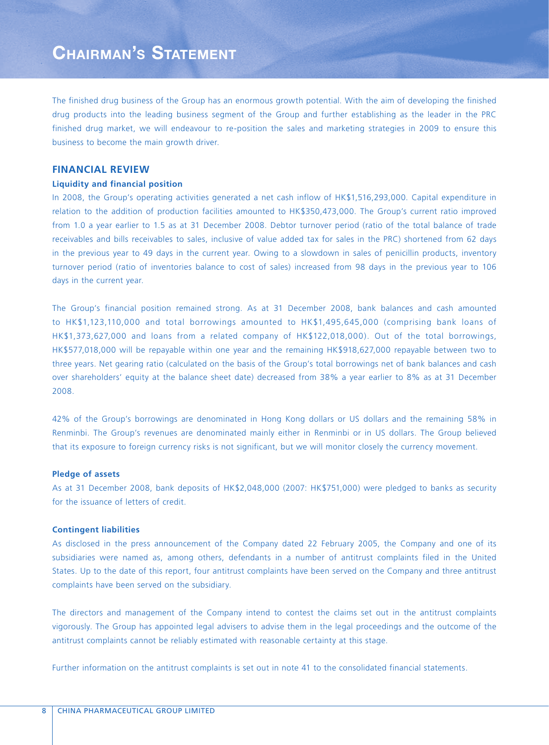# Chairman's Statement

The finished drug business of the Group has an enormous growth potential. With the aim of developing the finished drug products into the leading business segment of the Group and further establishing as the leader in the PRC finished drug market, we will endeavour to re-position the sales and marketing strategies in 2009 to ensure this business to become the main growth driver.

## FINANCIAL REVIEW

### Liquidity and financial position

In 2008, the Group's operating activities generated a net cash inflow of HK$1,516,293,000. Capital expenditure in relation to the addition of production facilities amounted to HK$350,473,000. The Group's current ratio improved from 1.0 a year earlier to 1.5 as at 31 December 2008. Debtor turnover period (ratio of the total balance of trade receivables and bills receivables to sales, inclusive of value added tax for sales in the PRC) shortened from 62 days in the previous year to 49 days in the current year. Owing to a slowdown in sales of penicillin products, inventory turnover period (ratio of inventories balance to cost of sales) increased from 98 days in the previous year to 106 days in the current year.

The Group's financial position remained strong. As at 31 December 2008, bank balances and cash amounted to HK$1,123,110,000 and total borrowings amounted to HK$1,495,645,000 (comprising bank loans of HK$1,373,627,000 and loans from a related company of HK$122,018,000). Out of the total borrowings, HK$577,018,000 will be repayable within one year and the remaining HK$918,627,000 repayable between two to three years. Net gearing ratio (calculated on the basis of the Group's total borrowings net of bank balances and cash over shareholders' equity at the balance sheet date) decreased from 38% a year earlier to 8% as at 31 December 2008.

42% of the Group's borrowings are denominated in Hong Kong dollars or US dollars and the remaining 58% in Renminbi. The Group's revenues are denominated mainly either in Renminbi or in US dollars. The Group believed that its exposure to foreign currency risks is not significant, but we will monitor closely the currency movement.

### Pledge of assets

As at 31 December 2008, bank deposits of HK$2,048,000 (2007: HK$751,000) were pledged to banks as security for the issuance of letters of credit.

### Contingent liabilities

As disclosed in the press announcement of the Company dated 22 February 2005, the Company and one of its subsidiaries were named as, among others, defendants in a number of antitrust complaints filed in the United States. Up to the date of this report, four antitrust complaints have been served on the Company and three antitrust complaints have been served on the subsidiary.

The directors and management of the Company intend to contest the claims set out in the antitrust complaints vigorously. The Group has appointed legal advisers to advise them in the legal proceedings and the outcome of the antitrust complaints cannot be reliably estimated with reasonable certainty at this stage.

Further information on the antitrust complaints is set out in note 41 to the consolidated financial statements.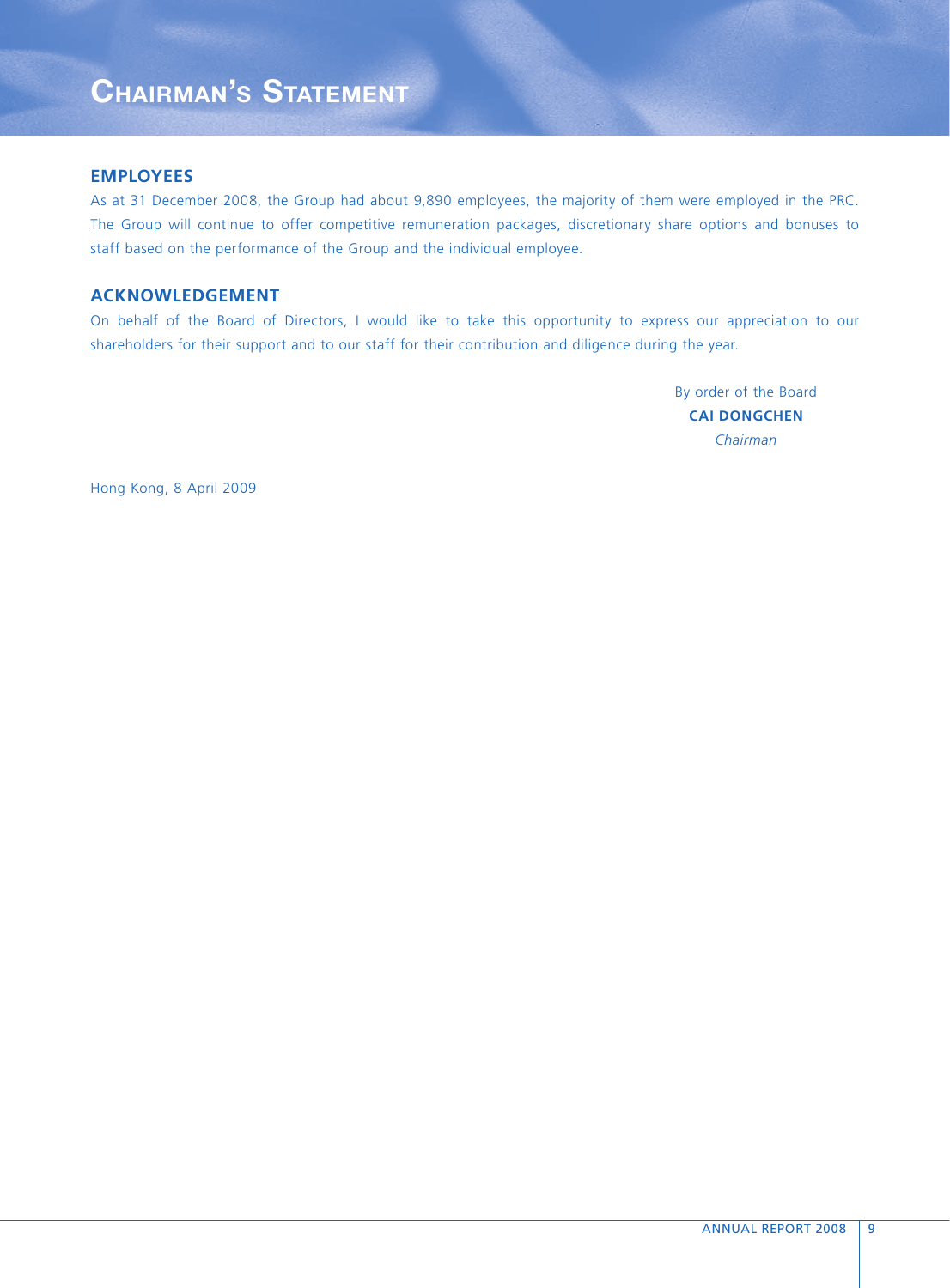# Chairman's Statement

## EMPLOYEES

As at 31 December 2008, the Group had about 9,890 employees, the majority of them were employed in the PRC. The Group will continue to offer competitive remuneration packages, discretionary share options and bonuses to staff based on the performance of the Group and the individual employee.

## ACKNOWLEDGEMENT

On behalf of the Board of Directors, I would like to take this opportunity to express our appreciation to our shareholders for their support and to our staff for their contribution and diligence during the year.

By order of the Board
**CAI DONGCHEN**
*Chairman*

Hong Kong, 8 April 2009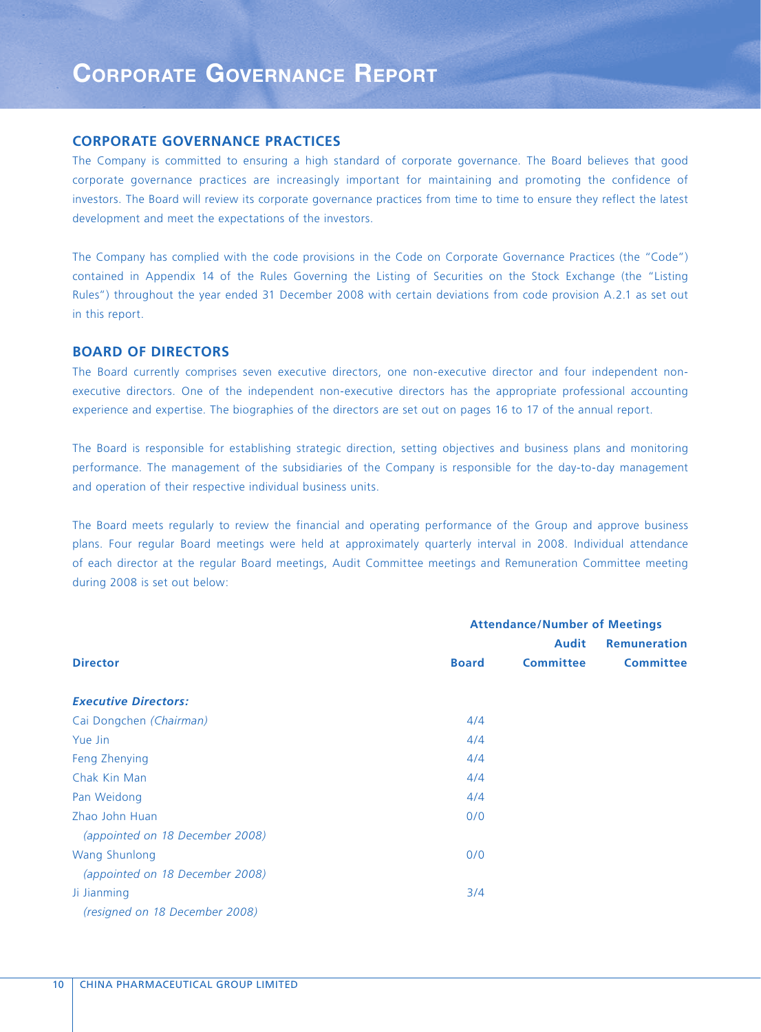# Corporate Governance Report

## CORPORATE GOVERNANCE PRACTICES

The Company is committed to ensuring a high standard of corporate governance. The Board believes that good corporate governance practices are increasingly important for maintaining and promoting the confidence of investors. The Board will review its corporate governance practices from time to time to ensure they reflect the latest development and meet the expectations of the investors.

The Company has complied with the code provisions in the Code on Corporate Governance Practices (the "Code") contained in Appendix 14 of the Rules Governing the Listing of Securities on the Stock Exchange (the "Listing Rules") throughout the year ended 31 December 2008 with certain deviations from code provision A.2.1 as set out in this report.

## BOARD OF DIRECTORS

The Board currently comprises seven executive directors, one non-executive director and four independent non-executive directors. One of the independent non-executive directors has the appropriate professional accounting experience and expertise. The biographies of the directors are set out on pages 16 to 17 of the annual report.

The Board is responsible for establishing strategic direction, setting objectives and business plans and monitoring performance. The management of the subsidiaries of the Company is responsible for the day-to-day management and operation of their respective individual business units.

The Board meets regularly to review the financial and operating performance of the Group and approve business plans. Four regular Board meetings were held at approximately quarterly interval in 2008. Individual attendance of each director at the regular Board meetings, Audit Committee meetings and Remuneration Committee meeting during 2008 is set out below:

| | Attendance/Number of Meetings | | |
|---|---|---|---|
| **Director** | **Board** | **Audit Committee** | **Remuneration Committee** |
| ***Executive Directors:*** | | | |
| Cai Dongchen *(Chairman)* | 4/4 | | |
| Yue Jin | 4/4 | | |
| Feng Zhenying | 4/4 | | |
| Chak Kin Man | 4/4 | | |
| Pan Weidong | 4/4 | | |
| Zhao John Huan *(appointed on 18 December 2008)* | 0/0 | | |
| Wang Shunlong *(appointed on 18 December 2008)* | 0/0 | | |
| Ji Jianming *(resigned on 18 December 2008)* | 3/4 | | |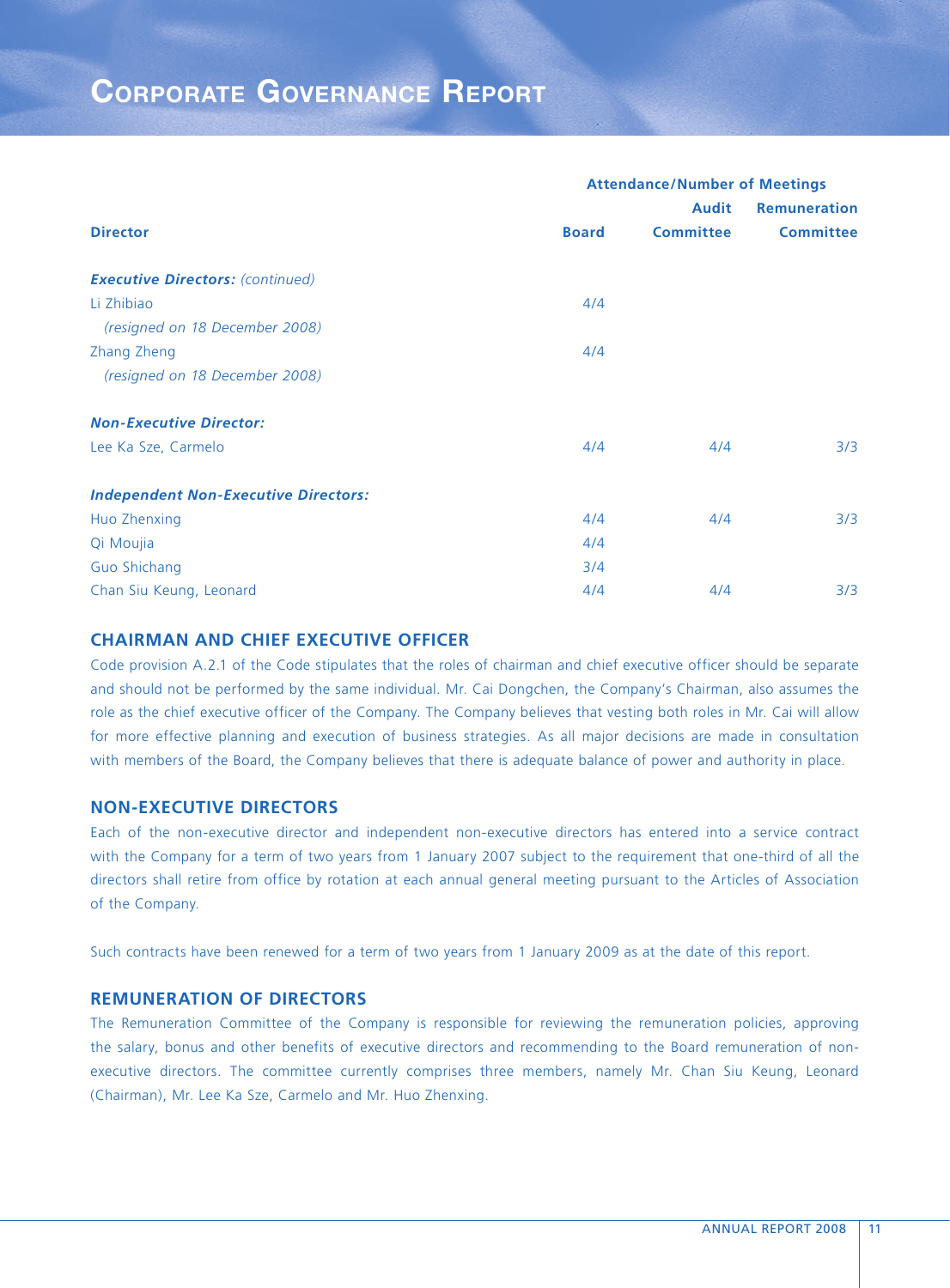# Corporate Governance Report

| Director | Attendance/Number of Meetings Board | Audit Committee | Remuneration Committee |
|---|---|---|---|
| ***Executive Directors:*** *(continued)* | | | |
| Li Zhibiao *(resigned on 18 December 2008)* | 4/4 | | |
| Zhang Zheng *(resigned on 18 December 2008)* | 4/4 | | |
| ***Non-Executive Director:*** | | | |
| Lee Ka Sze, Carmelo | 4/4 | 4/4 | 3/3 |
| ***Independent Non-Executive Directors:*** | | | |
| Huo Zhenxing | 4/4 | 4/4 | 3/3 |
| Qi Moujia | 4/4 | | |
| Guo Shichang | 3/4 | | |
| Chan Siu Keung, Leonard | 4/4 | 4/4 | 3/3 |

## CHAIRMAN AND CHIEF EXECUTIVE OFFICER

Code provision A.2.1 of the Code stipulates that the roles of chairman and chief executive officer should be separate and should not be performed by the same individual. Mr. Cai Dongchen, the Company's Chairman, also assumes the role as the chief executive officer of the Company. The Company believes that vesting both roles in Mr. Cai will allow for more effective planning and execution of business strategies. As all major decisions are made in consultation with members of the Board, the Company believes that there is adequate balance of power and authority in place.

## NON-EXECUTIVE DIRECTORS

Each of the non-executive director and independent non-executive directors has entered into a service contract with the Company for a term of two years from 1 January 2007 subject to the requirement that one-third of all the directors shall retire from office by rotation at each annual general meeting pursuant to the Articles of Association of the Company.

Such contracts have been renewed for a term of two years from 1 January 2009 as at the date of this report.

## REMUNERATION OF DIRECTORS

The Remuneration Committee of the Company is responsible for reviewing the remuneration policies, approving the salary, bonus and other benefits of executive directors and recommending to the Board remuneration of non-executive directors. The committee currently comprises three members, namely Mr. Chan Siu Keung, Leonard (Chairman), Mr. Lee Ka Sze, Carmelo and Mr. Huo Zhenxing.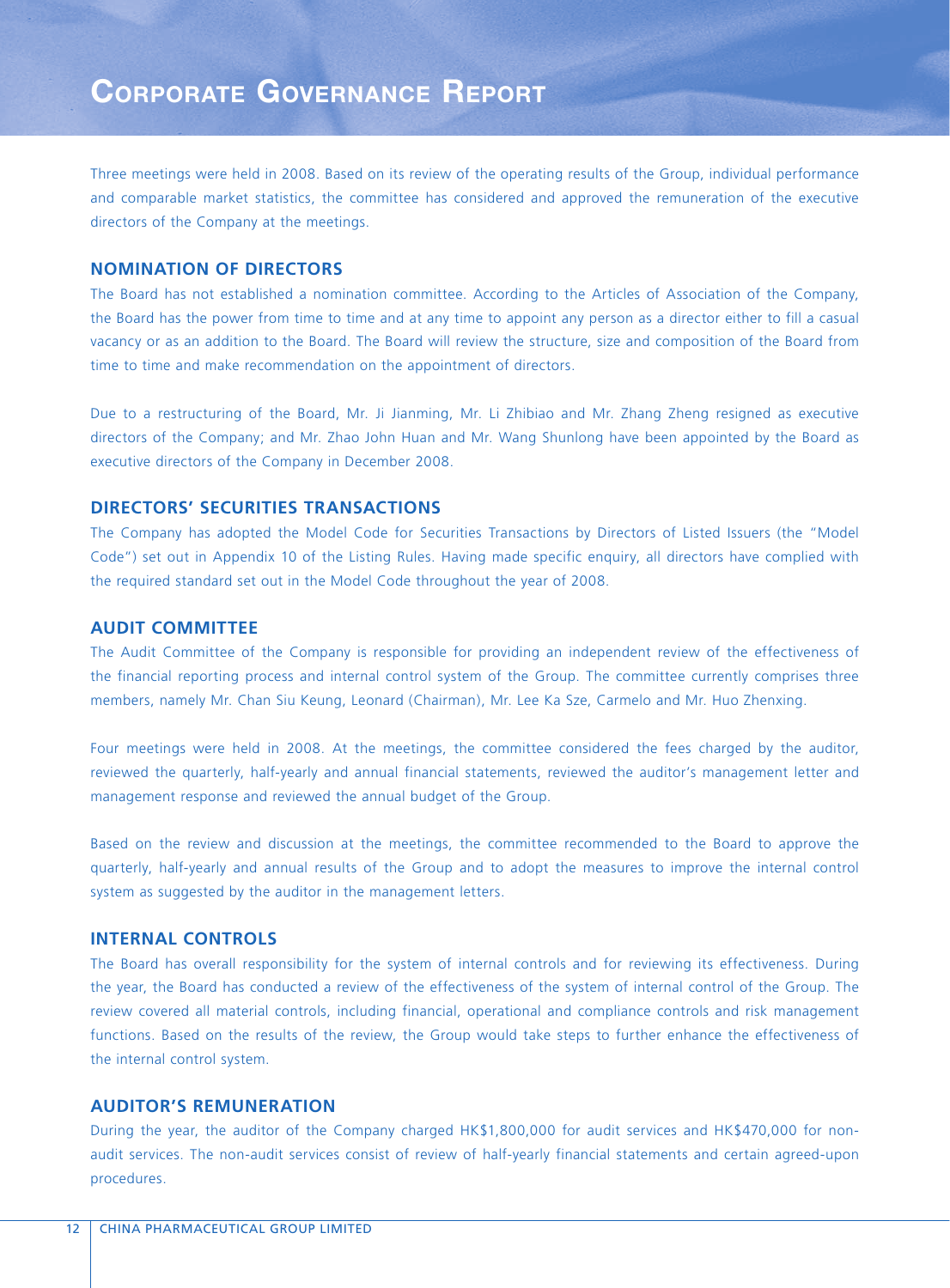Three meetings were held in 2008. Based on its review of the operating results of the Group, individual performance and comparable market statistics, the committee has considered and approved the remuneration of the executive directors of the Company at the meetings.

## NOMINATION OF DIRECTORS

The Board has not established a nomination committee. According to the Articles of Association of the Company, the Board has the power from time to time and at any time to appoint any person as a director either to fill a casual vacancy or as an addition to the Board. The Board will review the structure, size and composition of the Board from time to time and make recommendation on the appointment of directors.

Due to a restructuring of the Board, Mr. Ji Jianming, Mr. Li Zhibiao and Mr. Zhang Zheng resigned as executive directors of the Company; and Mr. Zhao John Huan and Mr. Wang Shunlong have been appointed by the Board as executive directors of the Company in December 2008.

## DIRECTORS' SECURITIES TRANSACTIONS

The Company has adopted the Model Code for Securities Transactions by Directors of Listed Issuers (the "Model Code") set out in Appendix 10 of the Listing Rules. Having made specific enquiry, all directors have complied with the required standard set out in the Model Code throughout the year of 2008.

## AUDIT COMMITTEE

The Audit Committee of the Company is responsible for providing an independent review of the effectiveness of the financial reporting process and internal control system of the Group. The committee currently comprises three members, namely Mr. Chan Siu Keung, Leonard (Chairman), Mr. Lee Ka Sze, Carmelo and Mr. Huo Zhenxing.

Four meetings were held in 2008. At the meetings, the committee considered the fees charged by the auditor, reviewed the quarterly, half-yearly and annual financial statements, reviewed the auditor's management letter and management response and reviewed the annual budget of the Group.

Based on the review and discussion at the meetings, the committee recommended to the Board to approve the quarterly, half-yearly and annual results of the Group and to adopt the measures to improve the internal control system as suggested by the auditor in the management letters.

## INTERNAL CONTROLS

The Board has overall responsibility for the system of internal controls and for reviewing its effectiveness. During the year, the Board has conducted a review of the effectiveness of the system of internal control of the Group. The review covered all material controls, including financial, operational and compliance controls and risk management functions. Based on the results of the review, the Group would take steps to further enhance the effectiveness of the internal control system.

## AUDITOR'S REMUNERATION

During the year, the auditor of the Company charged HK$1,800,000 for audit services and HK$470,000 for non-audit services. The non-audit services consist of review of half-yearly financial statements and certain agreed-upon procedures.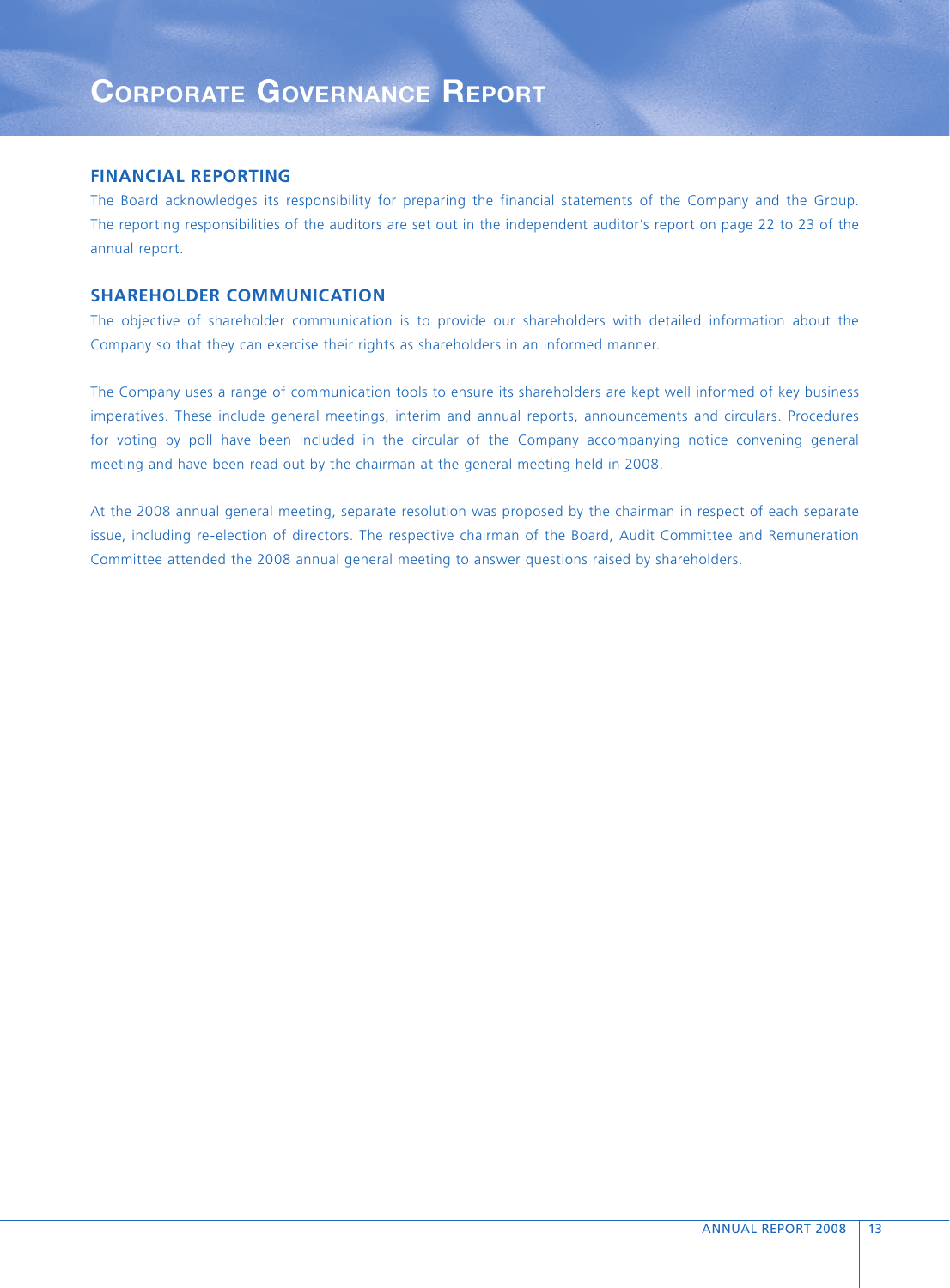## FINANCIAL REPORTING

The Board acknowledges its responsibility for preparing the financial statements of the Company and the Group. The reporting responsibilities of the auditors are set out in the independent auditor's report on page 22 to 23 of the annual report.

## SHAREHOLDER COMMUNICATION

The objective of shareholder communication is to provide our shareholders with detailed information about the Company so that they can exercise their rights as shareholders in an informed manner.

The Company uses a range of communication tools to ensure its shareholders are kept well informed of key business imperatives. These include general meetings, interim and annual reports, announcements and circulars. Procedures for voting by poll have been included in the circular of the Company accompanying notice convening general meeting and have been read out by the chairman at the general meeting held in 2008.

At the 2008 annual general meeting, separate resolution was proposed by the chairman in respect of each separate issue, including re-election of directors. The respective chairman of the Board, Audit Committee and Remuneration Committee attended the 2008 annual general meeting to answer questions raised by shareholders.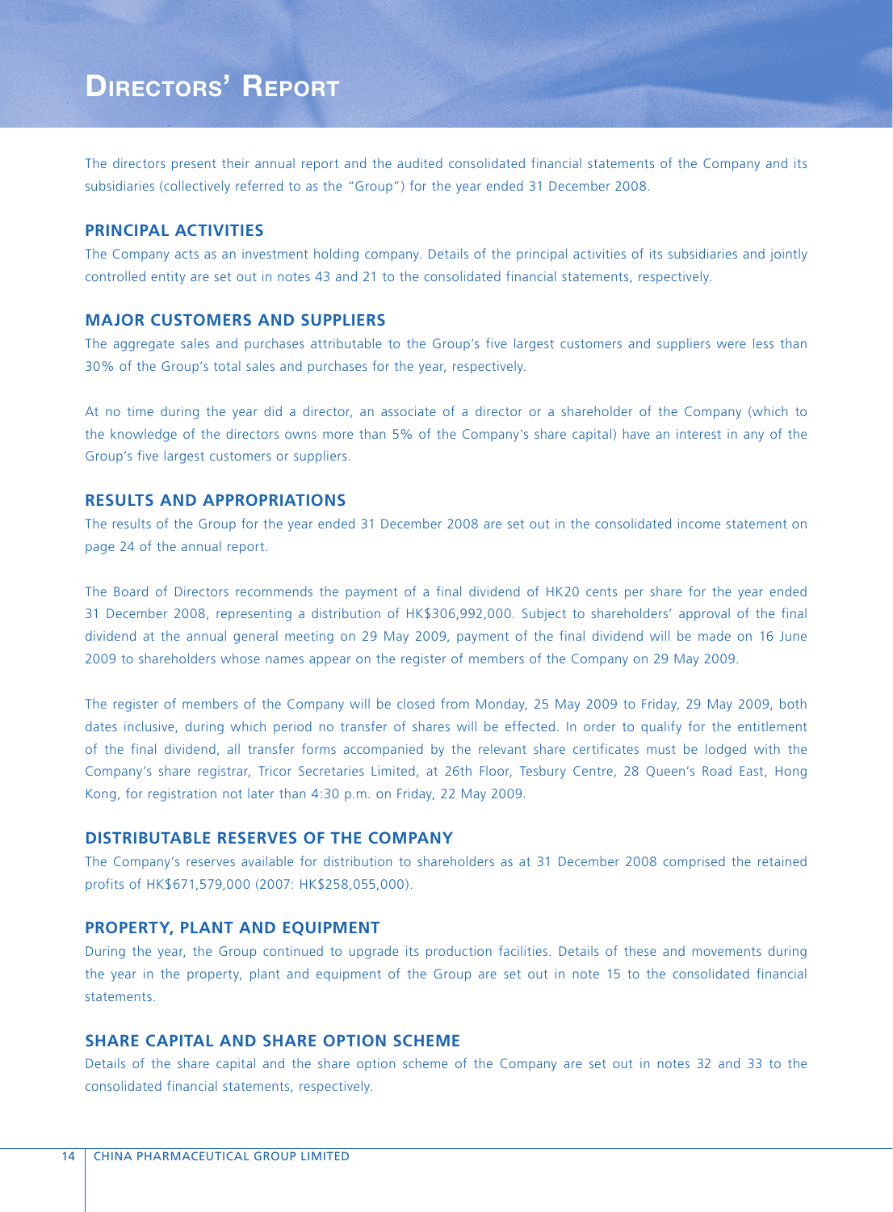# Directors' Report

The directors present their annual report and the audited consolidated financial statements of the Company and its subsidiaries (collectively referred to as the "Group") for the year ended 31 December 2008.

## PRINCIPAL ACTIVITIES

The Company acts as an investment holding company. Details of the principal activities of its subsidiaries and jointly controlled entity are set out in notes 43 and 21 to the consolidated financial statements, respectively.

## MAJOR CUSTOMERS AND SUPPLIERS

The aggregate sales and purchases attributable to the Group's five largest customers and suppliers were less than 30% of the Group's total sales and purchases for the year, respectively.

At no time during the year did a director, an associate of a director or a shareholder of the Company (which to the knowledge of the directors owns more than 5% of the Company's share capital) have an interest in any of the Group's five largest customers or suppliers.

## RESULTS AND APPROPRIATIONS

The results of the Group for the year ended 31 December 2008 are set out in the consolidated income statement on page 24 of the annual report.

The Board of Directors recommends the payment of a final dividend of HK20 cents per share for the year ended 31 December 2008, representing a distribution of HK$306,992,000. Subject to shareholders' approval of the final dividend at the annual general meeting on 29 May 2009, payment of the final dividend will be made on 16 June 2009 to shareholders whose names appear on the register of members of the Company on 29 May 2009.

The register of members of the Company will be closed from Monday, 25 May 2009 to Friday, 29 May 2009, both dates inclusive, during which period no transfer of shares will be effected. In order to qualify for the entitlement of the final dividend, all transfer forms accompanied by the relevant share certificates must be lodged with the Company's share registrar, Tricor Secretaries Limited, at 26th Floor, Tesbury Centre, 28 Queen's Road East, Hong Kong, for registration not later than 4:30 p.m. on Friday, 22 May 2009.

## DISTRIBUTABLE RESERVES OF THE COMPANY

The Company's reserves available for distribution to shareholders as at 31 December 2008 comprised the retained profits of HK$671,579,000 (2007: HK$258,055,000).

## PROPERTY, PLANT AND EQUIPMENT

During the year, the Group continued to upgrade its production facilities. Details of these and movements during the year in the property, plant and equipment of the Group are set out in note 15 to the consolidated financial statements.

## SHARE CAPITAL AND SHARE OPTION SCHEME

Details of the share capital and the share option scheme of the Company are set out in notes 32 and 33 to the consolidated financial statements, respectively.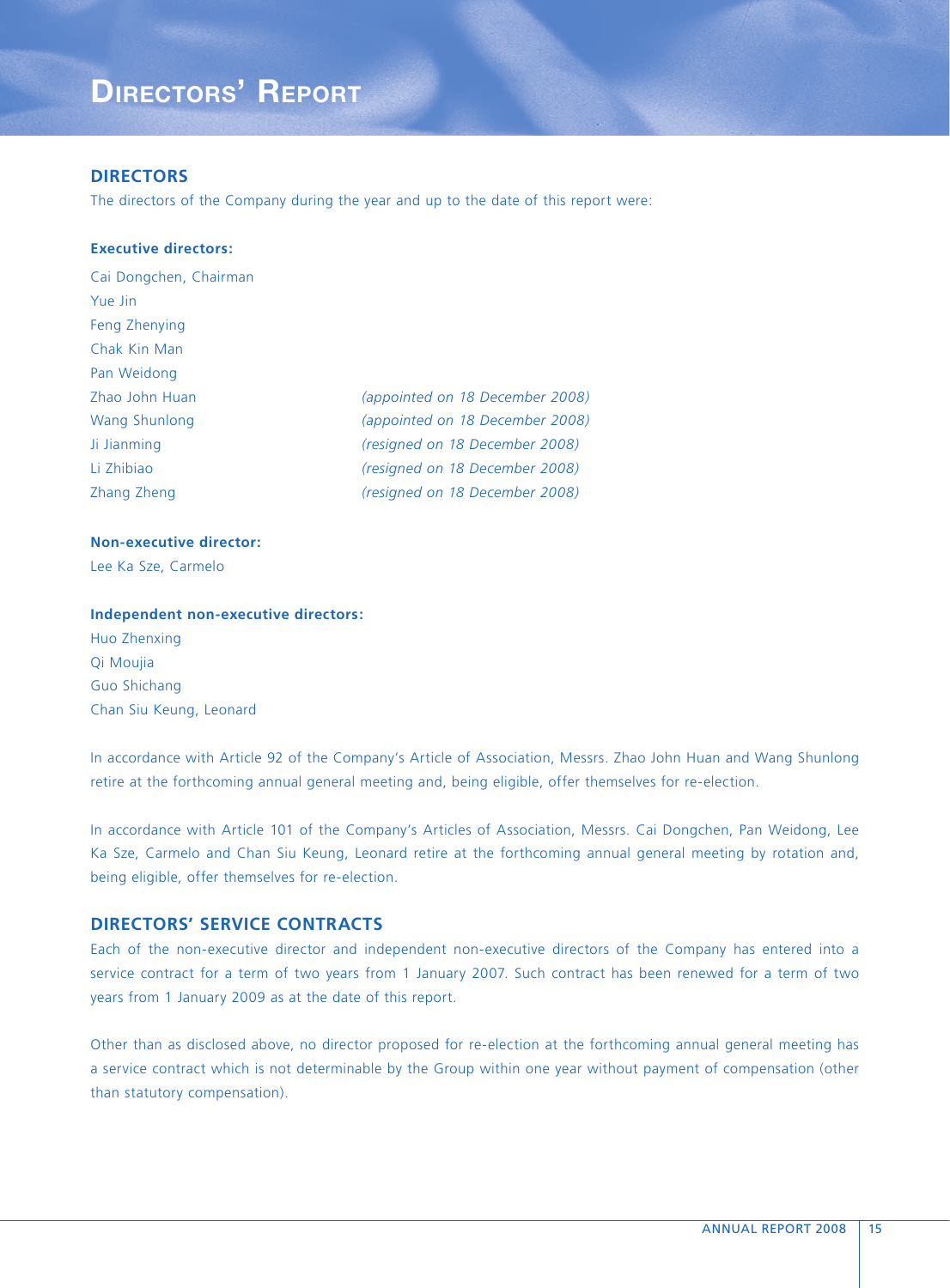# Directors' Report

## DIRECTORS

The directors of the Company during the year and up to the date of this report were:

**Executive directors:**

| | |
|---|---|
| Cai Dongchen, Chairman | |
| Yue Jin | |
| Feng Zhenying | |
| Chak Kin Man | |
| Pan Weidong | |
| Zhao John Huan | *(appointed on 18 December 2008)* |
| Wang Shunlong | *(appointed on 18 December 2008)* |
| Ji Jianming | *(resigned on 18 December 2008)* |
| Li Zhibiao | *(resigned on 18 December 2008)* |
| Zhang Zheng | *(resigned on 18 December 2008)* |

**Non-executive director:**

Lee Ka Sze, Carmelo

**Independent non-executive directors:**

Huo Zhenxing
Qi Moujia
Guo Shichang
Chan Siu Keung, Leonard

In accordance with Article 92 of the Company's Article of Association, Messrs. Zhao John Huan and Wang Shunlong retire at the forthcoming annual general meeting and, being eligible, offer themselves for re-election.

In accordance with Article 101 of the Company's Articles of Association, Messrs. Cai Dongchen, Pan Weidong, Lee Ka Sze, Carmelo and Chan Siu Keung, Leonard retire at the forthcoming annual general meeting by rotation and, being eligible, offer themselves for re-election.

## DIRECTORS' SERVICE CONTRACTS

Each of the non-executive director and independent non-executive directors of the Company has entered into a service contract for a term of two years from 1 January 2007. Such contract has been renewed for a term of two years from 1 January 2009 as at the date of this report.

Other than as disclosed above, no director proposed for re-election at the forthcoming annual general meeting has a service contract which is not determinable by the Group within one year without payment of compensation (other than statutory compensation).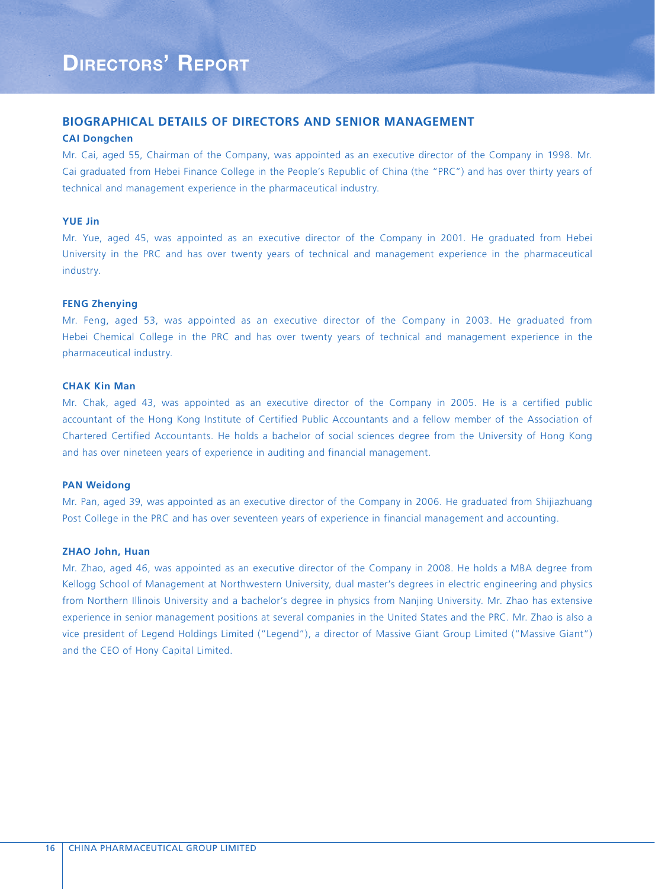## BIOGRAPHICAL DETAILS OF DIRECTORS AND SENIOR MANAGEMENT

**CAI Dongchen**

Mr. Cai, aged 55, Chairman of the Company, was appointed as an executive director of the Company in 1998. Mr. Cai graduated from Hebei Finance College in the People's Republic of China (the "PRC") and has over thirty years of technical and management experience in the pharmaceutical industry.

**YUE Jin**

Mr. Yue, aged 45, was appointed as an executive director of the Company in 2001. He graduated from Hebei University in the PRC and has over twenty years of technical and management experience in the pharmaceutical industry.

**FENG Zhenying**

Mr. Feng, aged 53, was appointed as an executive director of the Company in 2003. He graduated from Hebei Chemical College in the PRC and has over twenty years of technical and management experience in the pharmaceutical industry.

**CHAK Kin Man**

Mr. Chak, aged 43, was appointed as an executive director of the Company in 2005. He is a certified public accountant of the Hong Kong Institute of Certified Public Accountants and a fellow member of the Association of Chartered Certified Accountants. He holds a bachelor of social sciences degree from the University of Hong Kong and has over nineteen years of experience in auditing and financial management.

**PAN Weidong**

Mr. Pan, aged 39, was appointed as an executive director of the Company in 2006. He graduated from Shijiazhuang Post College in the PRC and has over seventeen years of experience in financial management and accounting.

**ZHAO John, Huan**

Mr. Zhao, aged 46, was appointed as an executive director of the Company in 2008. He holds a MBA degree from Kellogg School of Management at Northwestern University, dual master's degrees in electric engineering and physics from Northern Illinois University and a bachelor's degree in physics from Nanjing University. Mr. Zhao has extensive experience in senior management positions at several companies in the United States and the PRC. Mr. Zhao is also a vice president of Legend Holdings Limited ("Legend"), a director of Massive Giant Group Limited ("Massive Giant") and the CEO of Hony Capital Limited.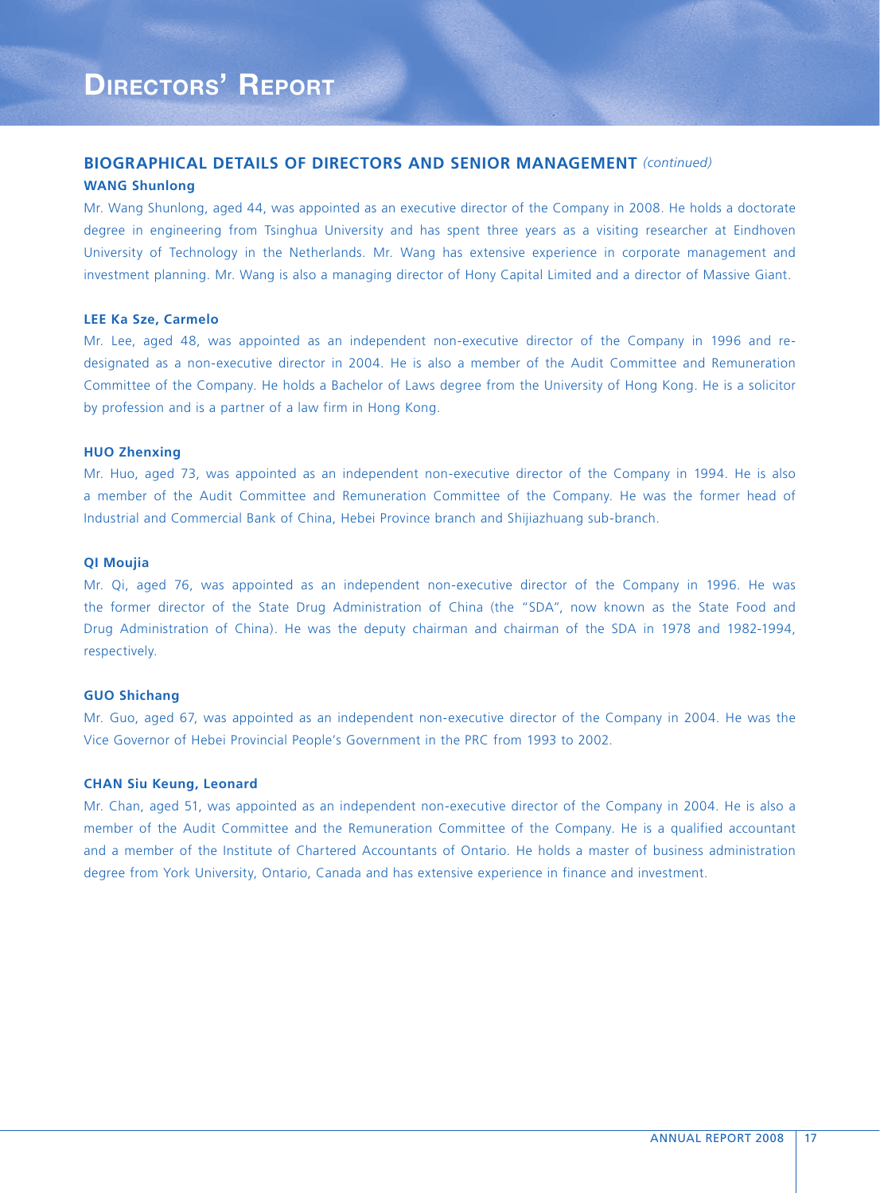## BIOGRAPHICAL DETAILS OF DIRECTORS AND SENIOR MANAGEMENT *(continued)*

### WANG Shunlong

Mr. Wang Shunlong, aged 44, was appointed as an executive director of the Company in 2008. He holds a doctorate degree in engineering from Tsinghua University and has spent three years as a visiting researcher at Eindhoven University of Technology in the Netherlands. Mr. Wang has extensive experience in corporate management and investment planning. Mr. Wang is also a managing director of Hony Capital Limited and a director of Massive Giant.

### LEE Ka Sze, Carmelo

Mr. Lee, aged 48, was appointed as an independent non-executive director of the Company in 1996 and re-designated as a non-executive director in 2004. He is also a member of the Audit Committee and Remuneration Committee of the Company. He holds a Bachelor of Laws degree from the University of Hong Kong. He is a solicitor by profession and is a partner of a law firm in Hong Kong.

### HUO Zhenxing

Mr. Huo, aged 73, was appointed as an independent non-executive director of the Company in 1994. He is also a member of the Audit Committee and Remuneration Committee of the Company. He was the former head of Industrial and Commercial Bank of China, Hebei Province branch and Shijiazhuang sub-branch.

### QI Moujia

Mr. Qi, aged 76, was appointed as an independent non-executive director of the Company in 1996. He was the former director of the State Drug Administration of China (the "SDA", now known as the State Food and Drug Administration of China). He was the deputy chairman and chairman of the SDA in 1978 and 1982-1994, respectively.

### GUO Shichang

Mr. Guo, aged 67, was appointed as an independent non-executive director of the Company in 2004. He was the Vice Governor of Hebei Provincial People's Government in the PRC from 1993 to 2002.

### CHAN Siu Keung, Leonard

Mr. Chan, aged 51, was appointed as an independent non-executive director of the Company in 2004. He is also a member of the Audit Committee and the Remuneration Committee of the Company. He is a qualified accountant and a member of the Institute of Chartered Accountants of Ontario. He holds a master of business administration degree from York University, Ontario, Canada and has extensive experience in finance and investment.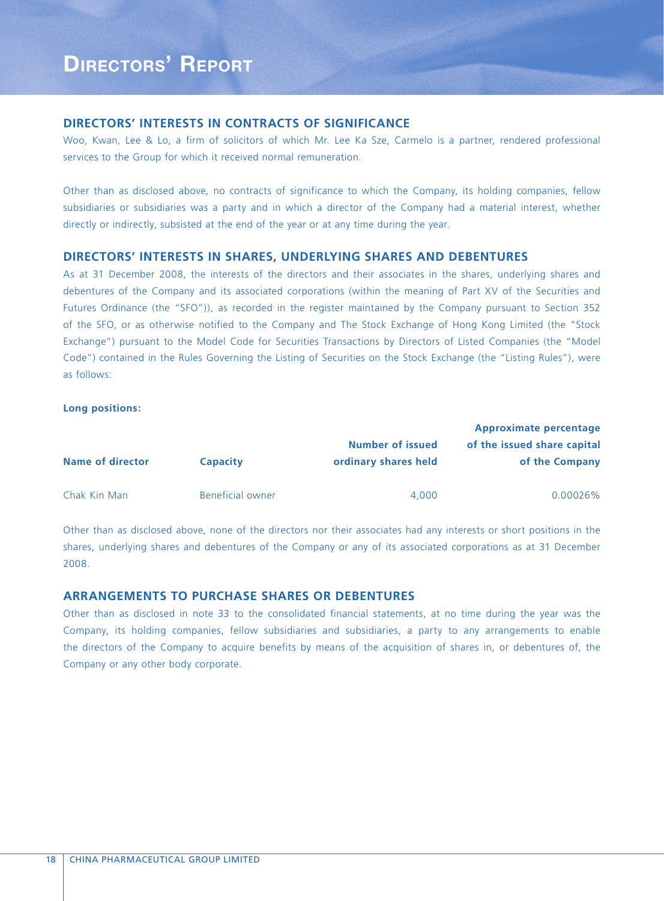# Directors' Report

## DIRECTORS' INTERESTS IN CONTRACTS OF SIGNIFICANCE

Woo, Kwan, Lee & Lo, a firm of solicitors of which Mr. Lee Ka Sze, Carmelo is a partner, rendered professional services to the Group for which it received normal remuneration.

Other than as disclosed above, no contracts of significance to which the Company, its holding companies, fellow subsidiaries or subsidiaries was a party and in which a director of the Company had a material interest, whether directly or indirectly, subsisted at the end of the year or at any time during the year.

## DIRECTORS' INTERESTS IN SHARES, UNDERLYING SHARES AND DEBENTURES

As at 31 December 2008, the interests of the directors and their associates in the shares, underlying shares and debentures of the Company and its associated corporations (within the meaning of Part XV of the Securities and Futures Ordinance (the "SFO")), as recorded in the register maintained by the Company pursuant to Section 352 of the SFO, or as otherwise notified to the Company and The Stock Exchange of Hong Kong Limited (the "Stock Exchange") pursuant to the Model Code for Securities Transactions by Directors of Listed Companies (the "Model Code") contained in the Rules Governing the Listing of Securities on the Stock Exchange (the "Listing Rules"), were as follows:

**Long positions:**

| Name of director | Capacity | Number of issued ordinary shares held | Approximate percentage of the issued share capital of the Company |
|---|---|---|---|
| Chak Kin Man | Beneficial owner | 4,000 | 0.00026% |

Other than as disclosed above, none of the directors nor their associates had any interests or short positions in the shares, underlying shares and debentures of the Company or any of its associated corporations as at 31 December 2008.

## ARRANGEMENTS TO PURCHASE SHARES OR DEBENTURES

Other than as disclosed in note 33 to the consolidated financial statements, at no time during the year was the Company, its holding companies, fellow subsidiaries and subsidiaries, a party to any arrangements to enable the directors of the Company to acquire benefits by means of the acquisition of shares in, or debentures of, the Company or any other body corporate.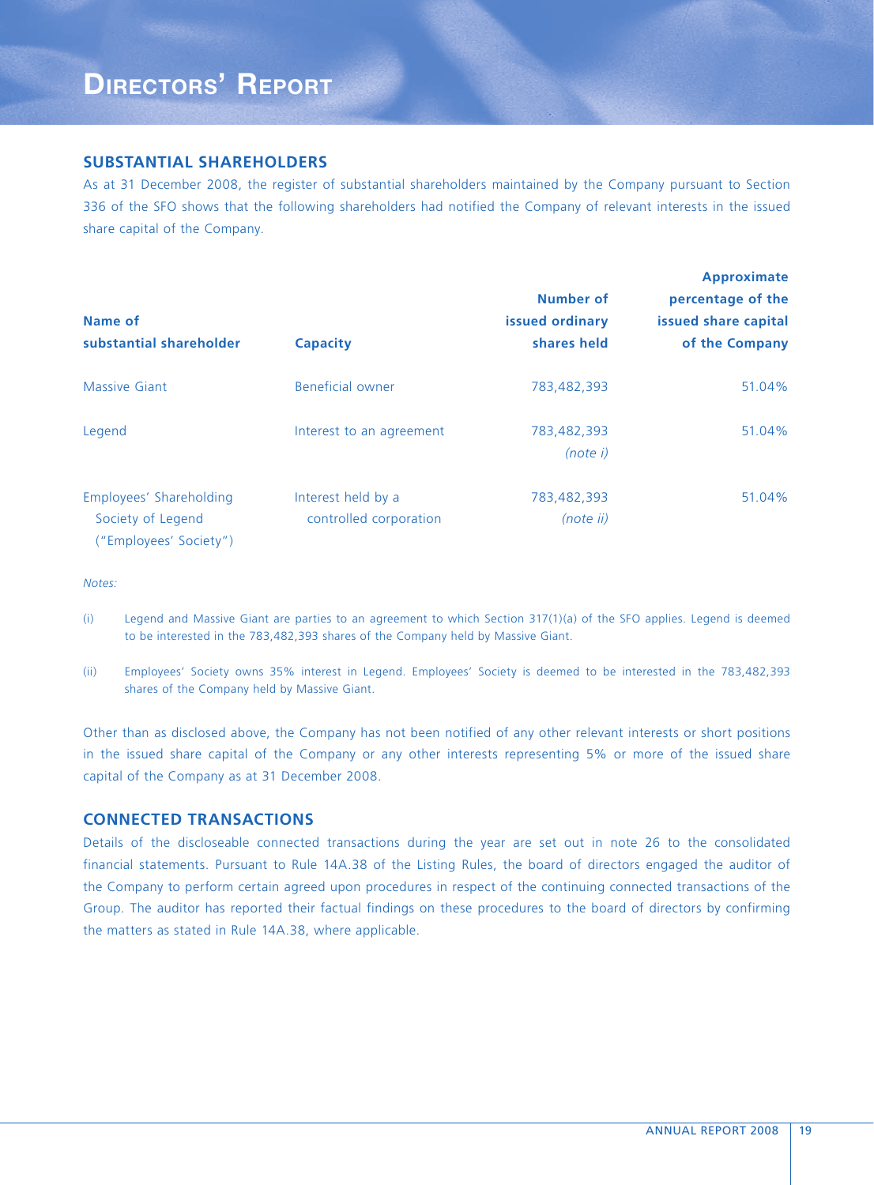# Directors' Report

## SUBSTANTIAL SHAREHOLDERS

As at 31 December 2008, the register of substantial shareholders maintained by the Company pursuant to Section 336 of the SFO shows that the following shareholders had notified the Company of relevant interests in the issued share capital of the Company.

| Name of substantial shareholder | Capacity | Number of issued ordinary shares held | Approximate percentage of the issued share capital of the Company |
|---|---|---|---|
| Massive Giant | Beneficial owner | 783,482,393 | 51.04% |
| Legend | Interest to an agreement | 783,482,393 *(note i)* | 51.04% |
| Employees' Shareholding Society of Legend ("Employees' Society") | Interest held by a controlled corporation | 783,482,393 *(note ii)* | 51.04% |

*Notes:*

(i) Legend and Massive Giant are parties to an agreement to which Section 317(1)(a) of the SFO applies. Legend is deemed to be interested in the 783,482,393 shares of the Company held by Massive Giant.

(ii) Employees' Society owns 35% interest in Legend. Employees' Society is deemed to be interested in the 783,482,393 shares of the Company held by Massive Giant.

Other than as disclosed above, the Company has not been notified of any other relevant interests or short positions in the issued share capital of the Company or any other interests representing 5% or more of the issued share capital of the Company as at 31 December 2008.

## CONNECTED TRANSACTIONS

Details of the discloseable connected transactions during the year are set out in note 26 to the consolidated financial statements. Pursuant to Rule 14A.38 of the Listing Rules, the board of directors engaged the auditor of the Company to perform certain agreed upon procedures in respect of the continuing connected transactions of the Group. The auditor has reported their factual findings on these procedures to the board of directors by confirming the matters as stated in Rule 14A.38, where applicable.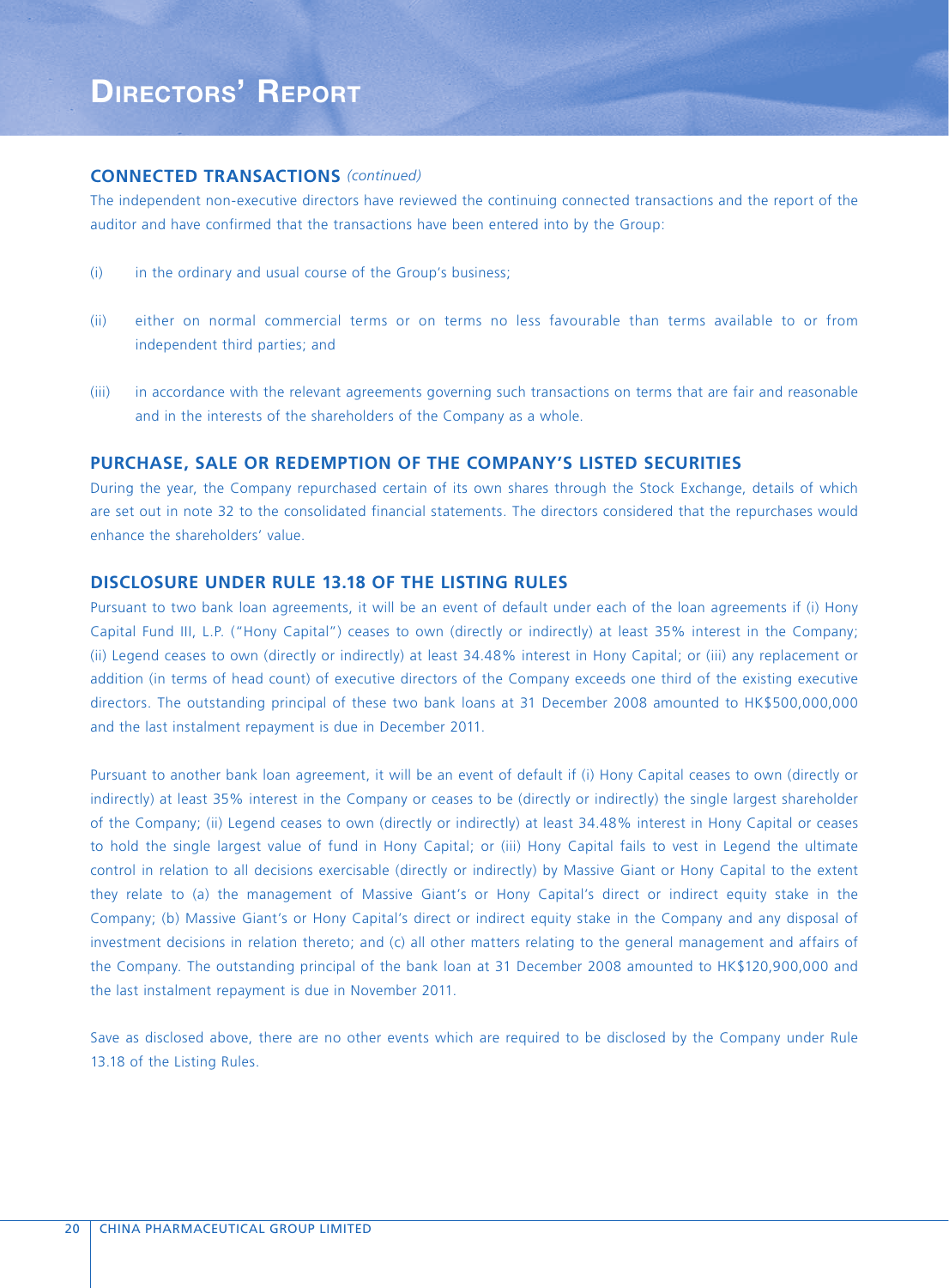## CONNECTED TRANSACTIONS *(continued)*

The independent non-executive directors have reviewed the continuing connected transactions and the report of the auditor and have confirmed that the transactions have been entered into by the Group:

(i) in the ordinary and usual course of the Group's business;

(ii) either on normal commercial terms or on terms no less favourable than terms available to or from independent third parties; and

(iii) in accordance with the relevant agreements governing such transactions on terms that are fair and reasonable and in the interests of the shareholders of the Company as a whole.

## PURCHASE, SALE OR REDEMPTION OF THE COMPANY'S LISTED SECURITIES

During the year, the Company repurchased certain of its own shares through the Stock Exchange, details of which are set out in note 32 to the consolidated financial statements. The directors considered that the repurchases would enhance the shareholders' value.

## DISCLOSURE UNDER RULE 13.18 OF THE LISTING RULES

Pursuant to two bank loan agreements, it will be an event of default under each of the loan agreements if (i) Hony Capital Fund III, L.P. ("Hony Capital") ceases to own (directly or indirectly) at least 35% interest in the Company; (ii) Legend ceases to own (directly or indirectly) at least 34.48% interest in Hony Capital; or (iii) any replacement or addition (in terms of head count) of executive directors of the Company exceeds one third of the existing executive directors. The outstanding principal of these two bank loans at 31 December 2008 amounted to HK$500,000,000 and the last instalment repayment is due in December 2011.

Pursuant to another bank loan agreement, it will be an event of default if (i) Hony Capital ceases to own (directly or indirectly) at least 35% interest in the Company or ceases to be (directly or indirectly) the single largest shareholder of the Company; (ii) Legend ceases to own (directly or indirectly) at least 34.48% interest in Hony Capital or ceases to hold the single largest value of fund in Hony Capital; or (iii) Hony Capital fails to vest in Legend the ultimate control in relation to all decisions exercisable (directly or indirectly) by Massive Giant or Hony Capital to the extent they relate to (a) the management of Massive Giant's or Hony Capital's direct or indirect equity stake in the Company; (b) Massive Giant's or Hony Capital's direct or indirect equity stake in the Company and any disposal of investment decisions in relation thereto; and (c) all other matters relating to the general management and affairs of the Company. The outstanding principal of the bank loan at 31 December 2008 amounted to HK$120,900,000 and the last instalment repayment is due in November 2011.

Save as disclosed above, there are no other events which are required to be disclosed by the Company under Rule 13.18 of the Listing Rules.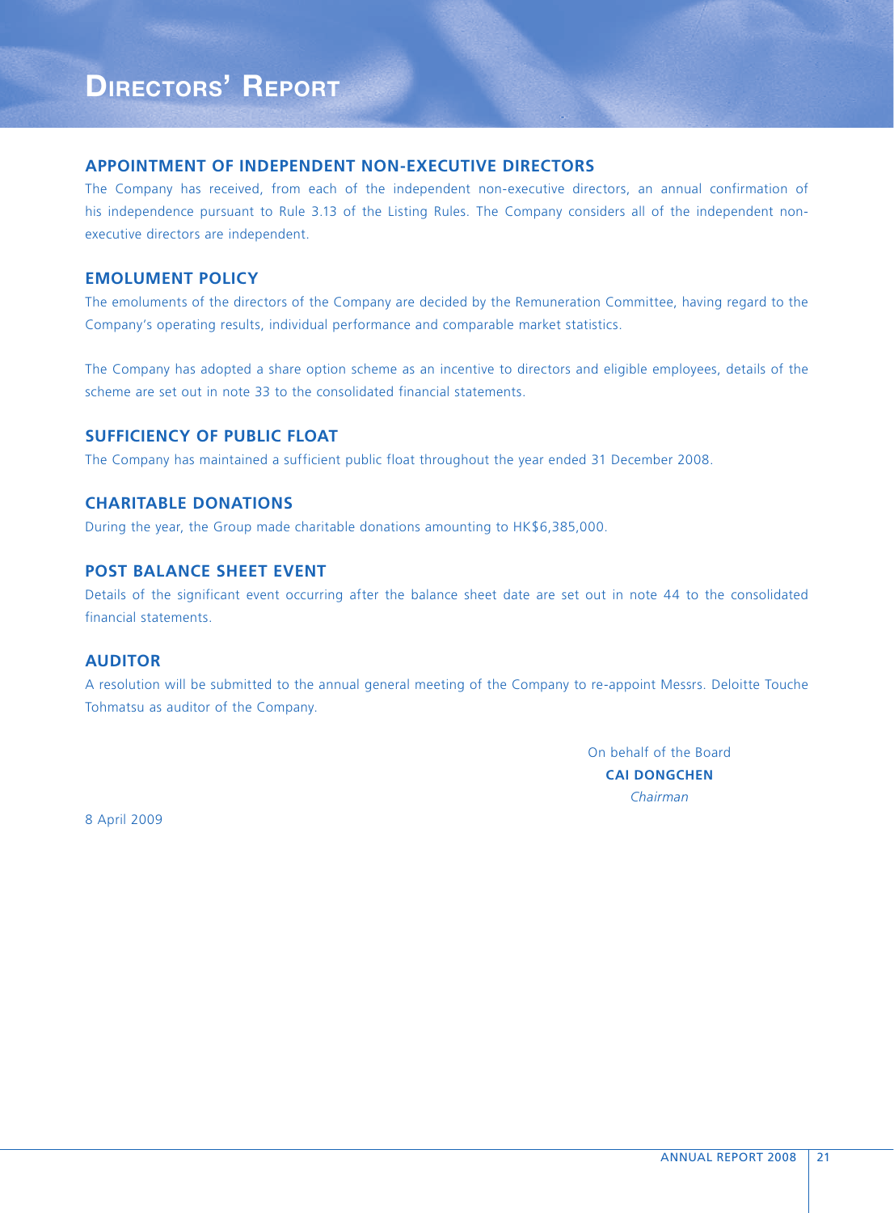# Directors' Report

## APPOINTMENT OF INDEPENDENT NON-EXECUTIVE DIRECTORS

The Company has received, from each of the independent non-executive directors, an annual confirmation of his independence pursuant to Rule 3.13 of the Listing Rules. The Company considers all of the independent non-executive directors are independent.

## EMOLUMENT POLICY

The emoluments of the directors of the Company are decided by the Remuneration Committee, having regard to the Company's operating results, individual performance and comparable market statistics.

The Company has adopted a share option scheme as an incentive to directors and eligible employees, details of the scheme are set out in note 33 to the consolidated financial statements.

## SUFFICIENCY OF PUBLIC FLOAT

The Company has maintained a sufficient public float throughout the year ended 31 December 2008.

## CHARITABLE DONATIONS

During the year, the Group made charitable donations amounting to HK$6,385,000.

## POST BALANCE SHEET EVENT

Details of the significant event occurring after the balance sheet date are set out in note 44 to the consolidated financial statements.

## AUDITOR

A resolution will be submitted to the annual general meeting of the Company to re-appoint Messrs. Deloitte Touche Tohmatsu as auditor of the Company.

On behalf of the Board
**CAI DONGCHEN**
*Chairman*

8 April 2009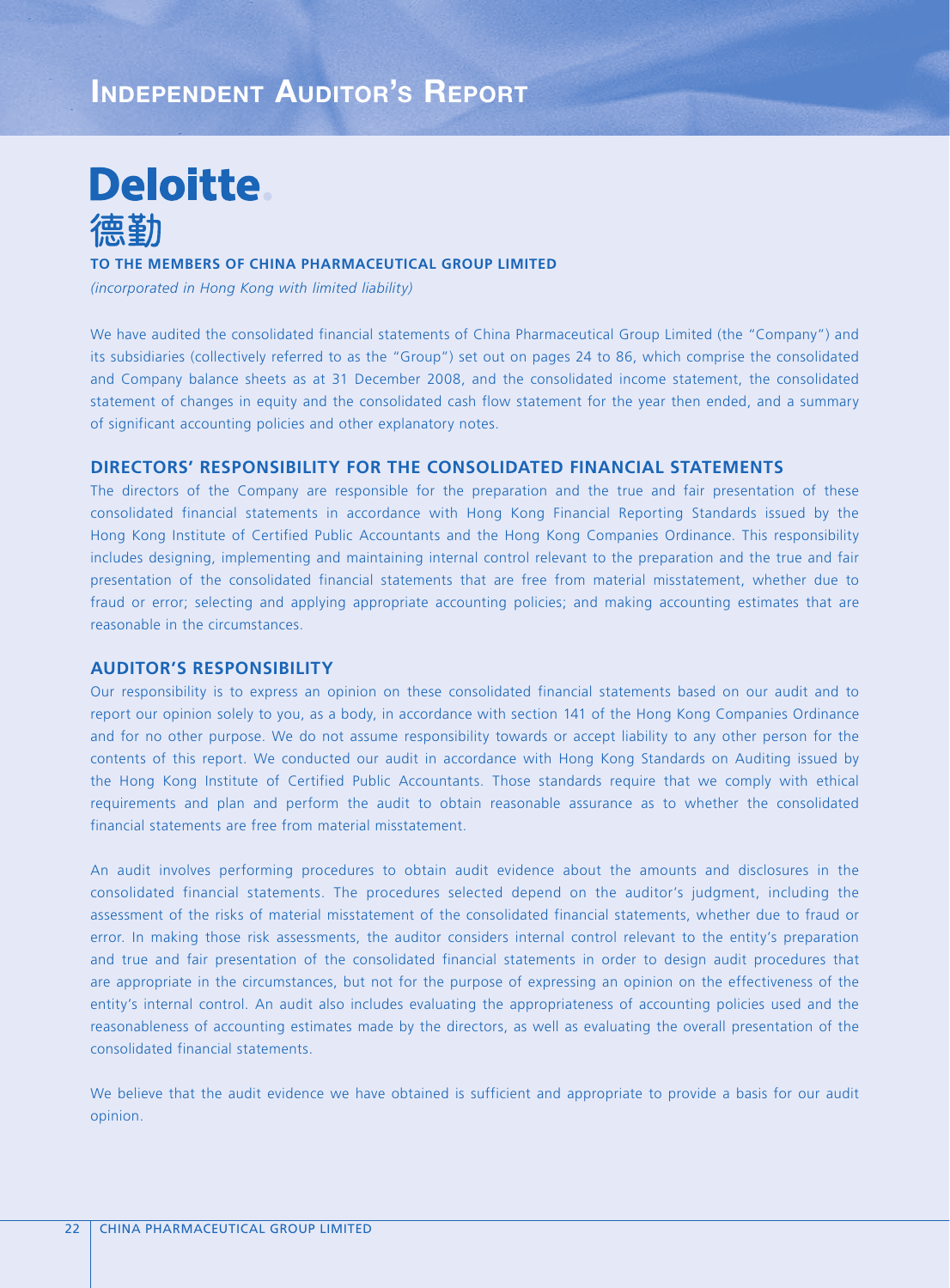# Independent Auditor's Report

**Deloitte.**
**德勤**

**TO THE MEMBERS OF CHINA PHARMACEUTICAL GROUP LIMITED**

*(incorporated in Hong Kong with limited liability)*

We have audited the consolidated financial statements of China Pharmaceutical Group Limited (the "Company") and its subsidiaries (collectively referred to as the "Group") set out on pages 24 to 86, which comprise the consolidated and Company balance sheets as at 31 December 2008, and the consolidated income statement, the consolidated statement of changes in equity and the consolidated cash flow statement for the year then ended, and a summary of significant accounting policies and other explanatory notes.

## DIRECTORS' RESPONSIBILITY FOR THE CONSOLIDATED FINANCIAL STATEMENTS

The directors of the Company are responsible for the preparation and the true and fair presentation of these consolidated financial statements in accordance with Hong Kong Financial Reporting Standards issued by the Hong Kong Institute of Certified Public Accountants and the Hong Kong Companies Ordinance. This responsibility includes designing, implementing and maintaining internal control relevant to the preparation and the true and fair presentation of the consolidated financial statements that are free from material misstatement, whether due to fraud or error; selecting and applying appropriate accounting policies; and making accounting estimates that are reasonable in the circumstances.

## AUDITOR'S RESPONSIBILITY

Our responsibility is to express an opinion on these consolidated financial statements based on our audit and to report our opinion solely to you, as a body, in accordance with section 141 of the Hong Kong Companies Ordinance and for no other purpose. We do not assume responsibility towards or accept liability to any other person for the contents of this report. We conducted our audit in accordance with Hong Kong Standards on Auditing issued by the Hong Kong Institute of Certified Public Accountants. Those standards require that we comply with ethical requirements and plan and perform the audit to obtain reasonable assurance as to whether the consolidated financial statements are free from material misstatement.

An audit involves performing procedures to obtain audit evidence about the amounts and disclosures in the consolidated financial statements. The procedures selected depend on the auditor's judgment, including the assessment of the risks of material misstatement of the consolidated financial statements, whether due to fraud or error. In making those risk assessments, the auditor considers internal control relevant to the entity's preparation and true and fair presentation of the consolidated financial statements in order to design audit procedures that are appropriate in the circumstances, but not for the purpose of expressing an opinion on the effectiveness of the entity's internal control. An audit also includes evaluating the appropriateness of accounting policies used and the reasonableness of accounting estimates made by the directors, as well as evaluating the overall presentation of the consolidated financial statements.

We believe that the audit evidence we have obtained is sufficient and appropriate to provide a basis for our audit opinion.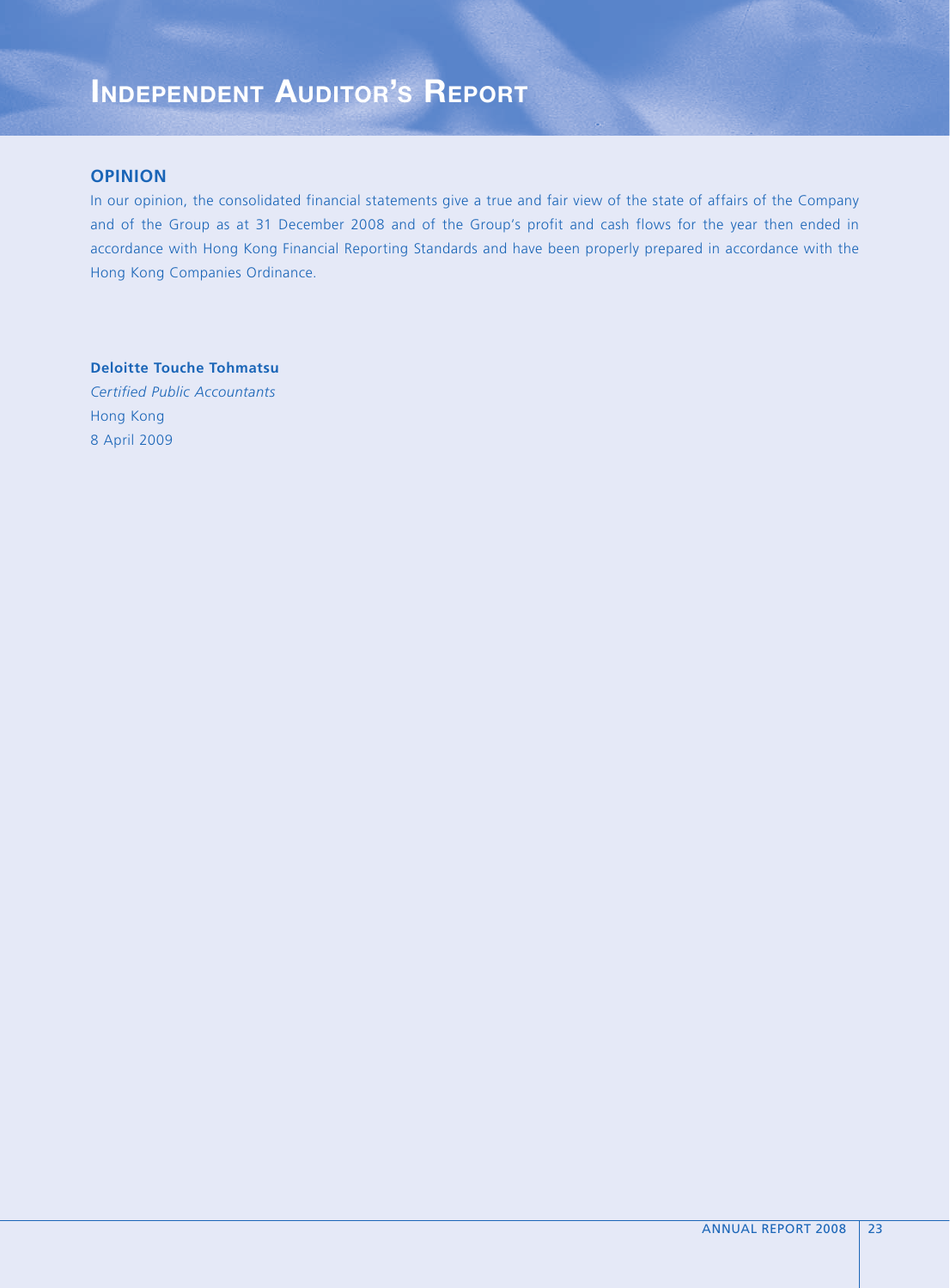# Independent Auditor's Report

## OPINION

In our opinion, the consolidated financial statements give a true and fair view of the state of affairs of the Company and of the Group as at 31 December 2008 and of the Group's profit and cash flows for the year then ended in accordance with Hong Kong Financial Reporting Standards and have been properly prepared in accordance with the Hong Kong Companies Ordinance.

**Deloitte Touche Tohmatsu**
*Certified Public Accountants*
Hong Kong
8 April 2009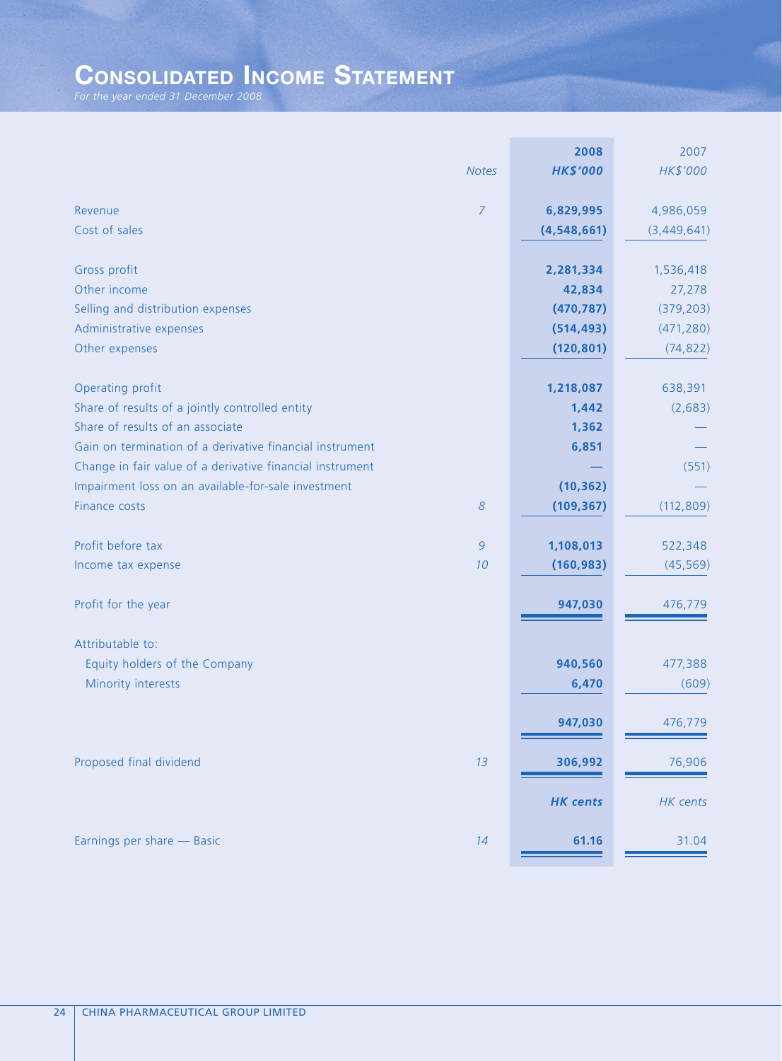# CONSOLIDATED INCOME STATEMENT

*For the year ended 31 December 2008*

| | Notes | 2008 HK$'000 | 2007 HK$'000 |
|---|---|---|---|
| Revenue | 7 | **6,829,995** | 4,986,059 |
| Cost of sales | | **(4,548,661)** | (3,449,641) |
| Gross profit | | **2,281,334** | 1,536,418 |
| Other income | | **42,834** | 27,278 |
| Selling and distribution expenses | | **(470,787)** | (379,203) |
| Administrative expenses | | **(514,493)** | (471,280) |
| Other expenses | | **(120,801)** | (74,822) |
| Operating profit | | **1,218,087** | 638,391 |
| Share of results of a jointly controlled entity | | **1,442** | (2,683) |
| Share of results of an associate | | **1,362** | — |
| Gain on termination of a derivative financial instrument | | **6,851** | — |
| Change in fair value of a derivative financial instrument | | **—** | (551) |
| Impairment loss on an available-for-sale investment | | **(10,362)** | — |
| Finance costs | 8 | **(109,367)** | (112,809) |
| Profit before tax | 9 | **1,108,013** | 522,348 |
| Income tax expense | 10 | **(160,983)** | (45,569) |
| Profit for the year | | **947,030** | 476,779 |
| Attributable to: | | | |
| Equity holders of the Company | | **940,560** | 477,388 |
| Minority interests | | **6,470** | (609) |
| | | **947,030** | 476,779 |
| Proposed final dividend | 13 | **306,992** | 76,906 |
| | | ***HK cents*** | *HK cents* |
| Earnings per share — Basic | 14 | **61.16** | 31.04 |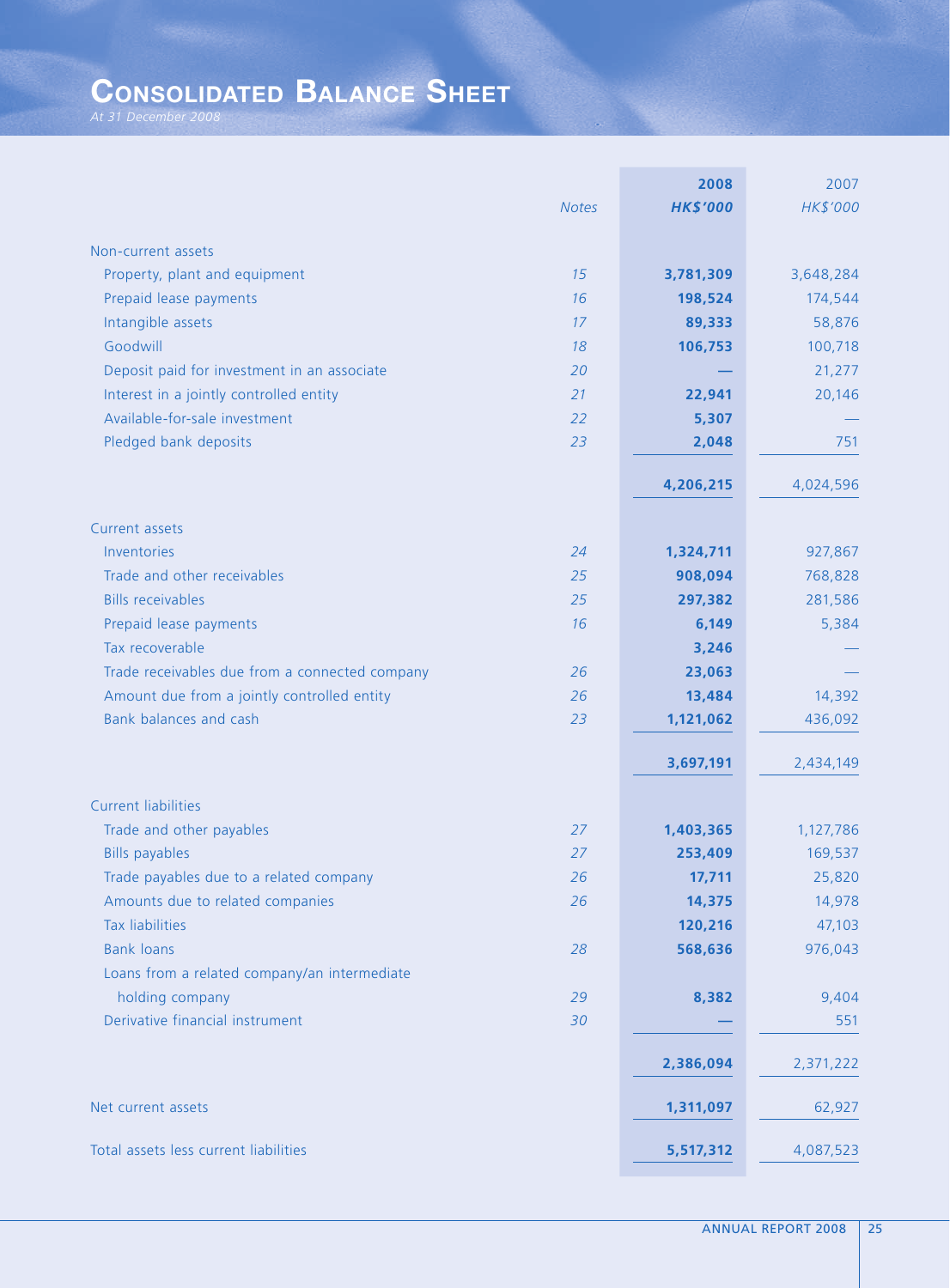# Consolidated Balance Sheet

*At 31 December 2008*

| | Notes | 2008 HK$'000 | 2007 HK$'000 |
|---|---|---|---|
| **Non-current assets** | | | |
| Property, plant and equipment | 15 | **3,781,309** | 3,648,284 |
| Prepaid lease payments | 16 | **198,524** | 174,544 |
| Intangible assets | 17 | **89,333** | 58,876 |
| Goodwill | 18 | **106,753** | 100,718 |
| Deposit paid for investment in an associate | 20 | **—** | 21,277 |
| Interest in a jointly controlled entity | 21 | **22,941** | 20,146 |
| Available-for-sale investment | 22 | **5,307** | — |
| Pledged bank deposits | 23 | **2,048** | 751 |
| | | **4,206,215** | 4,024,596 |
| **Current assets** | | | |
| Inventories | 24 | **1,324,711** | 927,867 |
| Trade and other receivables | 25 | **908,094** | 768,828 |
| Bills receivables | 25 | **297,382** | 281,586 |
| Prepaid lease payments | 16 | **6,149** | 5,384 |
| Tax recoverable | | **3,246** | — |
| Trade receivables due from a connected company | 26 | **23,063** | — |
| Amount due from a jointly controlled entity | 26 | **13,484** | 14,392 |
| Bank balances and cash | 23 | **1,121,062** | 436,092 |
| | | **3,697,191** | 2,434,149 |
| **Current liabilities** | | | |
| Trade and other payables | 27 | **1,403,365** | 1,127,786 |
| Bills payables | 27 | **253,409** | 169,537 |
| Trade payables due to a related company | 26 | **17,711** | 25,820 |
| Amounts due to related companies | 26 | **14,375** | 14,978 |
| Tax liabilities | | **120,216** | 47,103 |
| Bank loans | 28 | **568,636** | 976,043 |
| Loans from a related company/an intermediate holding company | 29 | **8,382** | 9,404 |
| Derivative financial instrument | 30 | **—** | 551 |
| | | **2,386,094** | 2,371,222 |
| **Net current assets** | | **1,311,097** | 62,927 |
| **Total assets less current liabilities** | | **5,517,312** | 4,087,523 |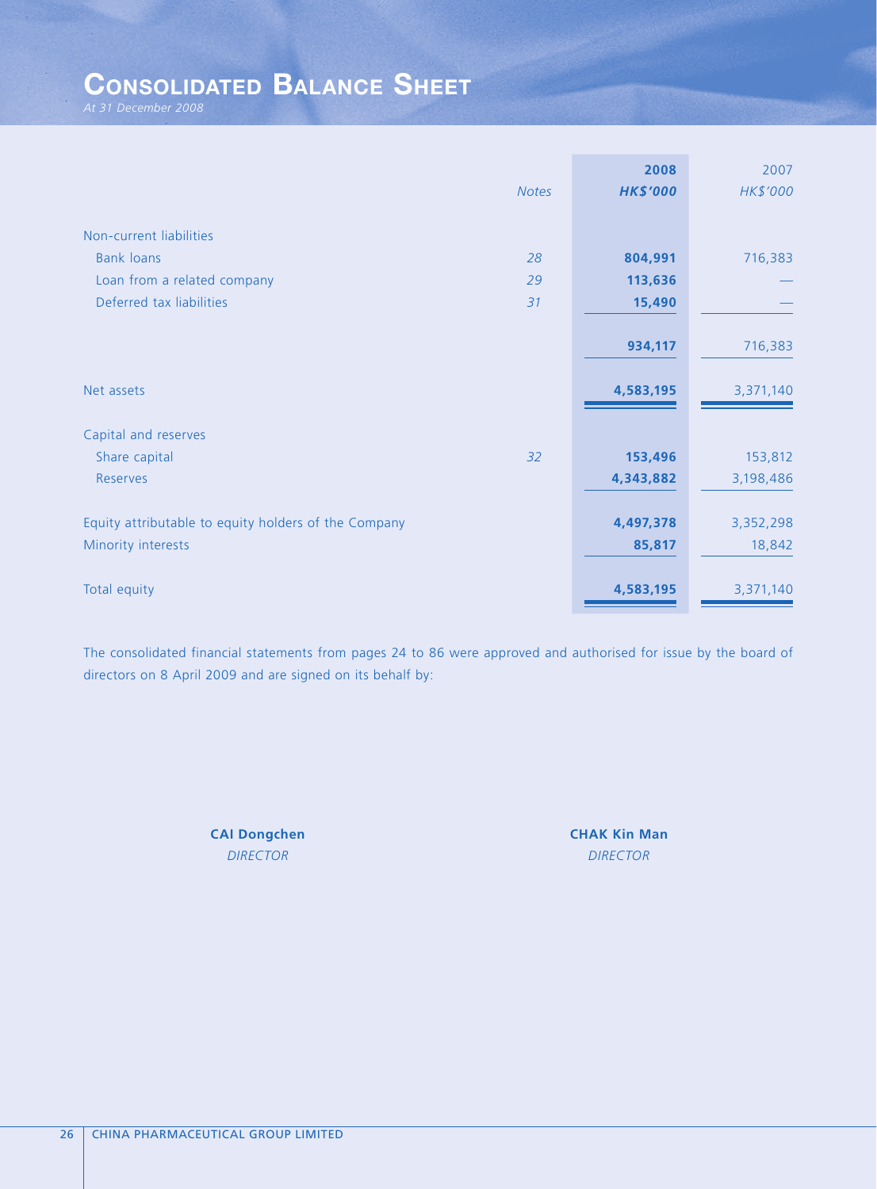# Consolidated Balance Sheet

*At 31 December 2008*

| | Notes | 2008 HK$'000 | 2007 HK$'000 |
|---|---|---|---|
| **Non-current liabilities** | | | |
| Bank loans | 28 | **804,991** | 716,383 |
| Loan from a related company | 29 | **113,636** | — |
| Deferred tax liabilities | 31 | **15,490** | — |
| | | **934,117** | 716,383 |
| **Net assets** | | **4,583,195** | 3,371,140 |
| **Capital and reserves** | | | |
| Share capital | 32 | **153,496** | 153,812 |
| Reserves | | **4,343,882** | 3,198,486 |
| Equity attributable to equity holders of the Company | | **4,497,378** | 3,352,298 |
| Minority interests | | **85,817** | 18,842 |
| **Total equity** | | **4,583,195** | 3,371,140 |

The consolidated financial statements from pages 24 to 86 were approved and authorised for issue by the board of directors on 8 April 2009 and are signed on its behalf by:

**CAI Dongchen**
*DIRECTOR*

**CHAK Kin Man**
*DIRECTOR*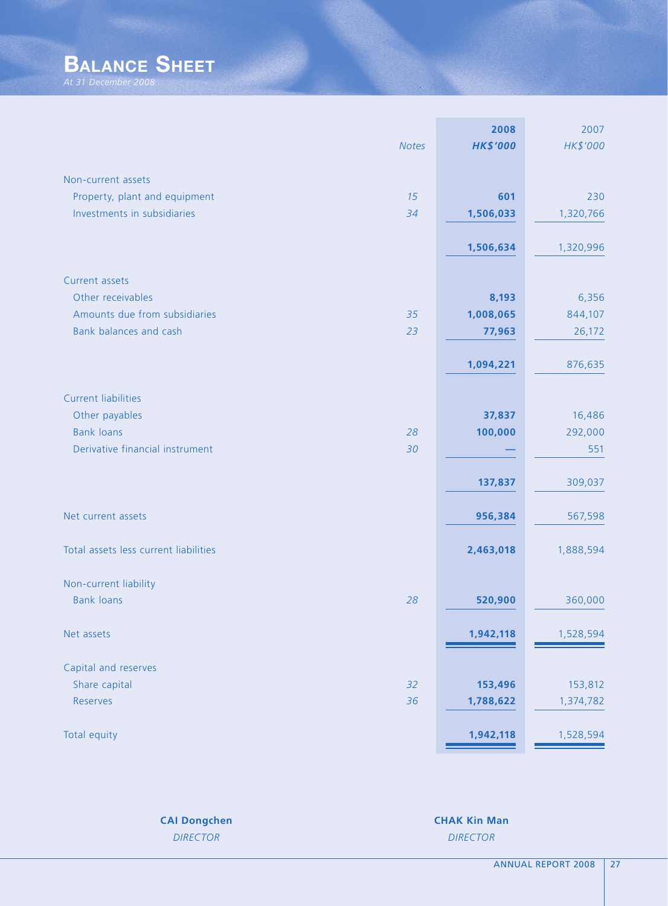# Balance Sheet

*At 31 December 2008*

| | Notes | 2008 HK$'000 | 2007 HK$'000 |
|---|---|---|---|
| **Non-current assets** | | | |
| Property, plant and equipment | 15 | **601** | 230 |
| Investments in subsidiaries | 34 | **1,506,033** | 1,320,766 |
| | | **1,506,634** | 1,320,996 |
| **Current assets** | | | |
| Other receivables | | **8,193** | 6,356 |
| Amounts due from subsidiaries | 35 | **1,008,065** | 844,107 |
| Bank balances and cash | 23 | **77,963** | 26,172 |
| | | **1,094,221** | 876,635 |
| **Current liabilities** | | | |
| Other payables | | **37,837** | 16,486 |
| Bank loans | 28 | **100,000** | 292,000 |
| Derivative financial instrument | 30 | **—** | 551 |
| | | **137,837** | 309,037 |
| Net current assets | | **956,384** | 567,598 |
| Total assets less current liabilities | | **2,463,018** | 1,888,594 |
| **Non-current liability** | | | |
| Bank loans | 28 | **520,900** | 360,000 |
| Net assets | | **1,942,118** | 1,528,594 |
| **Capital and reserves** | | | |
| Share capital | 32 | **153,496** | 153,812 |
| Reserves | 36 | **1,788,622** | 1,374,782 |
| Total equity | | **1,942,118** | 1,528,594 |

**CAI Dongchen**
*DIRECTOR*

**CHAK Kin Man**
*DIRECTOR*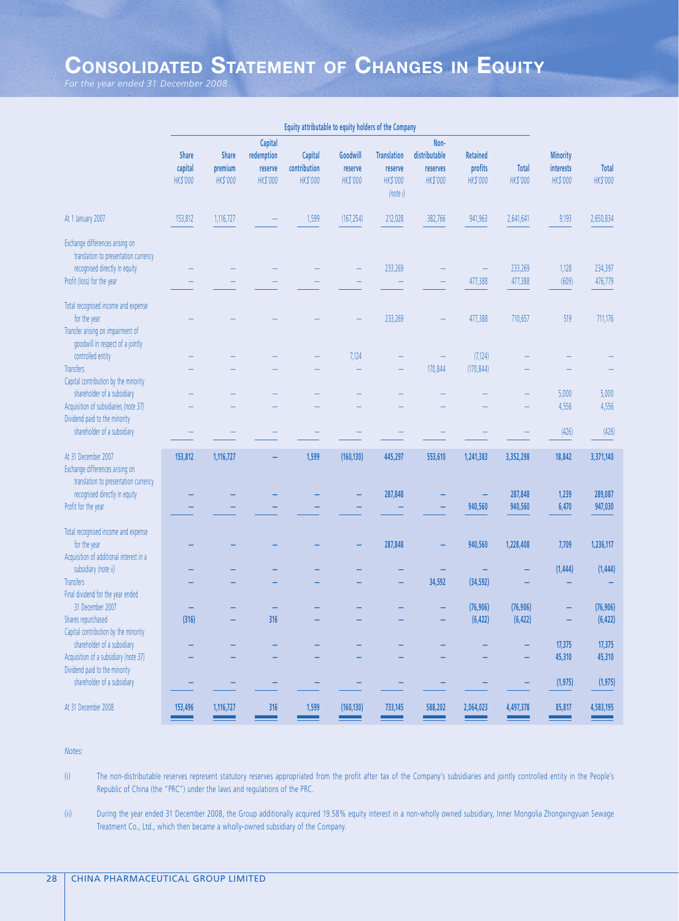# Consolidated Statement of Changes in Equity

*For the year ended 31 December 2008*

| | Equity attributable to equity holders of the Company | | | | | | | | | | |
|---|---|---|---|---|---|---|---|---|---|---|---|
| | Share capital *HK$'000* | Share premium *HK$'000* | Capital redemption reserve *HK$'000* | Capital contribution *HK$'000* | Goodwill reserve *HK$'000* | Translation reserve *HK$'000* | Non-distributable reserves *HK$'000* *(note i)* | Retained profits *HK$'000* | Total *HK$'000* | Minority interests *HK$'000* | Total *HK$'000* |
| At 1 January 2007 | 153,812 | 1,116,727 | – | 1,599 | (167,254) | 212,028 | 382,766 | 941,963 | 2,641,641 | 9,193 | 2,650,834 |
| Exchange differences arising on translation to presentation currency recognised directly in equity | – | – | – | – | – | 233,269 | – | – | 233,269 | 1,128 | 234,397 |
| Profit (loss) for the year | – | – | – | – | – | – | – | 477,388 | 477,388 | (609) | 476,779 |
| Total recognised income and expense for the year | – | – | – | – | – | 233,269 | – | 477,388 | 710,657 | 519 | 711,176 |
| Transfer arising on impairment of goodwill in respect of a jointly controlled entity | – | – | – | – | 7,124 | – | – | (7,124) | – | – | – |
| Transfers | – | – | – | – | – | – | 170,844 | (170,844) | – | – | – |
| Capital contribution by the minority shareholder of a subsidiary | – | – | – | – | – | – | – | – | – | 5,000 | 5,000 |
| Acquisition of subsidiaries *(note 37)* | – | – | – | – | – | – | – | – | – | 4,556 | 4,556 |
| Dividend paid to the minority shareholder of a subsidiary | – | – | – | – | – | – | – | – | – | (426) | (426) |
| **At 31 December 2007** | **153,812** | **1,116,727** | **–** | **1,599** | **(160,130)** | **445,297** | **553,610** | **1,241,383** | **3,352,298** | **18,842** | **3,371,140** |
| **Exchange differences arising on translation to presentation currency recognised directly in equity** | **–** | **–** | **–** | **–** | **–** | **287,848** | **–** | **–** | **287,848** | **1,239** | **289,087** |
| **Profit for the year** | **–** | **–** | **–** | **–** | **–** | **–** | **–** | **940,560** | **940,560** | **6,470** | **947,030** |
| **Total recognised income and expense for the year** | **–** | **–** | **–** | **–** | **–** | **287,848** | **–** | **940,560** | **1,228,408** | **7,709** | **1,236,117** |
| **Acquisition of additional interest in a subsidiary *(note ii)*** | **–** | **–** | **–** | **–** | **–** | **–** | **–** | **–** | **–** | **(1,444)** | **(1,444)** |
| **Transfers** | **–** | **–** | **–** | **–** | **–** | **–** | **34,592** | **(34,592)** | **–** | **–** | **–** |
| **Final dividend for the year ended 31 December 2007** | **–** | **–** | **–** | **–** | **–** | **–** | **–** | **(76,906)** | **(76,906)** | **–** | **(76,906)** |
| **Shares repurchased** | **(316)** | **–** | **316** | **–** | **–** | **–** | **–** | **(6,422)** | **(6,422)** | **–** | **(6,422)** |
| **Capital contribution by the minority shareholder of a subsidiary** | **–** | **–** | **–** | **–** | **–** | **–** | **–** | **–** | **–** | **17,375** | **17,375** |
| **Acquisition of a subsidiary *(note 37)*** | **–** | **–** | **–** | **–** | **–** | **–** | **–** | **–** | **–** | **45,310** | **45,310** |
| **Dividend paid to the minority shareholder of a subsidiary** | **–** | **–** | **–** | **–** | **–** | **–** | **–** | **–** | **–** | **(1,975)** | **(1,975)** |
| **At 31 December 2008** | **153,496** | **1,116,727** | **316** | **1,599** | **(160,130)** | **733,145** | **588,202** | **2,064,023** | **4,497,378** | **85,817** | **4,583,195** |

*Notes:*

(i) The non-distributable reserves represent statutory reserves appropriated from the profit after tax of the Company's subsidiaries and jointly controlled entity in the People's Republic of China (the "PRC") under the laws and regulations of the PRC.

(ii) During the year ended 31 December 2008, the Group additionally acquired 19.58% equity interest in a non-wholly owned subsidiary, Inner Mongolia Zhongxingyuan Sewage Treatment Co., Ltd., which then became a wholly-owned subsidiary of the Company.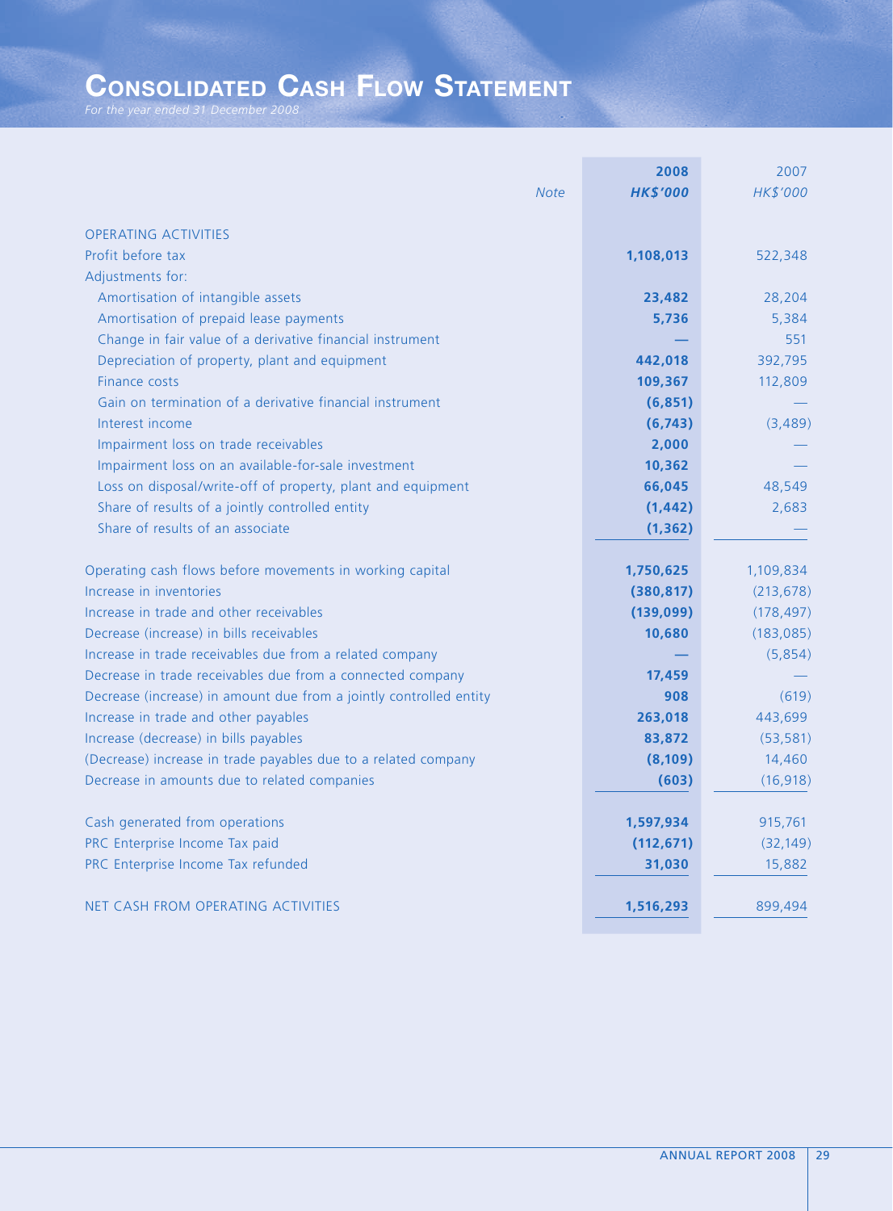# Consolidated Cash Flow Statement

*For the year ended 31 December 2008*

| | Note | 2008 HK$'000 | 2007 HK$'000 |
|---|---|---|---|
| OPERATING ACTIVITIES | | | |
| Profit before tax | | **1,108,013** | 522,348 |
| Adjustments for: | | | |
| Amortisation of intangible assets | | **23,482** | 28,204 |
| Amortisation of prepaid lease payments | | **5,736** | 5,384 |
| Change in fair value of a derivative financial instrument | | **—** | 551 |
| Depreciation of property, plant and equipment | | **442,018** | 392,795 |
| Finance costs | | **109,367** | 112,809 |
| Gain on termination of a derivative financial instrument | | **(6,851)** | — |
| Interest income | | **(6,743)** | (3,489) |
| Impairment loss on trade receivables | | **2,000** | — |
| Impairment loss on an available-for-sale investment | | **10,362** | — |
| Loss on disposal/write-off of property, plant and equipment | | **66,045** | 48,549 |
| Share of results of a jointly controlled entity | | **(1,442)** | 2,683 |
| Share of results of an associate | | **(1,362)** | — |
| Operating cash flows before movements in working capital | | **1,750,625** | 1,109,834 |
| Increase in inventories | | **(380,817)** | (213,678) |
| Increase in trade and other receivables | | **(139,099)** | (178,497) |
| Decrease (increase) in bills receivables | | **10,680** | (183,085) |
| Increase in trade receivables due from a related company | | **—** | (5,854) |
| Decrease in trade receivables due from a connected company | | **17,459** | — |
| Decrease (increase) in amount due from a jointly controlled entity | | **908** | (619) |
| Increase in trade and other payables | | **263,018** | 443,699 |
| Increase (decrease) in bills payables | | **83,872** | (53,581) |
| (Decrease) increase in trade payables due to a related company | | **(8,109)** | 14,460 |
| Decrease in amounts due to related companies | | **(603)** | (16,918) |
| Cash generated from operations | | **1,597,934** | 915,761 |
| PRC Enterprise Income Tax paid | | **(112,671)** | (32,149) |
| PRC Enterprise Income Tax refunded | | **31,030** | 15,882 |
| NET CASH FROM OPERATING ACTIVITIES | | **1,516,293** | 899,494 |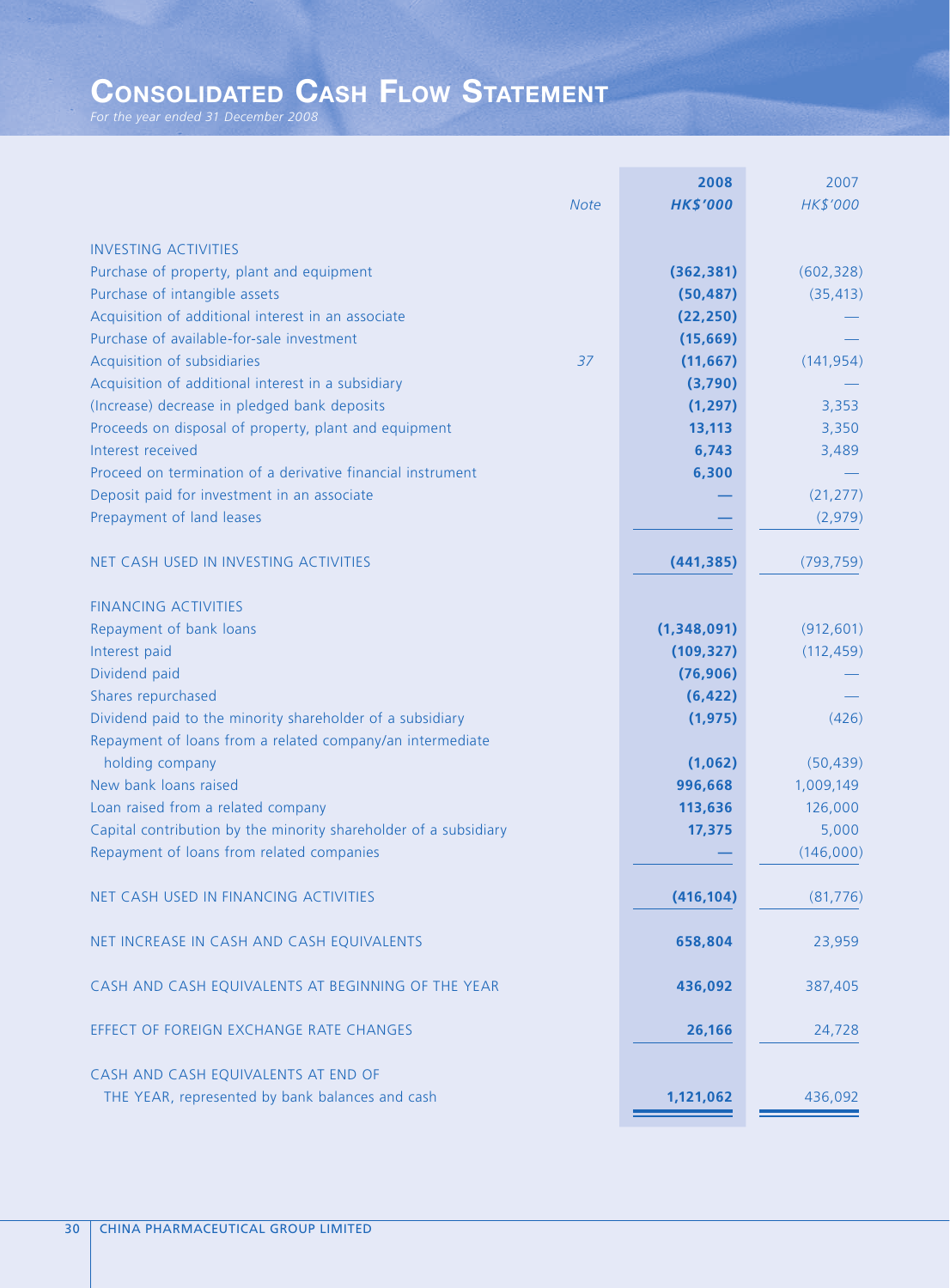# CONSOLIDATED CASH FLOW STATEMENT

*For the year ended 31 December 2008*

| | Note | 2008 HK$'000 | 2007 HK$'000 |
|---|---|---|---|
| INVESTING ACTIVITIES | | | |
| Purchase of property, plant and equipment | | **(362,381)** | (602,328) |
| Purchase of intangible assets | | **(50,487)** | (35,413) |
| Acquisition of additional interest in an associate | | **(22,250)** | — |
| Purchase of available-for-sale investment | | **(15,669)** | — |
| Acquisition of subsidiaries | 37 | **(11,667)** | (141,954) |
| Acquisition of additional interest in a subsidiary | | **(3,790)** | — |
| (Increase) decrease in pledged bank deposits | | **(1,297)** | 3,353 |
| Proceeds on disposal of property, plant and equipment | | **13,113** | 3,350 |
| Interest received | | **6,743** | 3,489 |
| Proceed on termination of a derivative financial instrument | | **6,300** | — |
| Deposit paid for investment in an associate | | **—** | (21,277) |
| Prepayment of land leases | | **—** | (2,979) |
| NET CASH USED IN INVESTING ACTIVITIES | | **(441,385)** | (793,759) |
| FINANCING ACTIVITIES | | | |
| Repayment of bank loans | | **(1,348,091)** | (912,601) |
| Interest paid | | **(109,327)** | (112,459) |
| Dividend paid | | **(76,906)** | — |
| Shares repurchased | | **(6,422)** | — |
| Dividend paid to the minority shareholder of a subsidiary | | **(1,975)** | (426) |
| Repayment of loans from a related company/an intermediate holding company | | **(1,062)** | (50,439) |
| New bank loans raised | | **996,668** | 1,009,149 |
| Loan raised from a related company | | **113,636** | 126,000 |
| Capital contribution by the minority shareholder of a subsidiary | | **17,375** | 5,000 |
| Repayment of loans from related companies | | **—** | (146,000) |
| NET CASH USED IN FINANCING ACTIVITIES | | **(416,104)** | (81,776) |
| NET INCREASE IN CASH AND CASH EQUIVALENTS | | **658,804** | 23,959 |
| CASH AND CASH EQUIVALENTS AT BEGINNING OF THE YEAR | | **436,092** | 387,405 |
| EFFECT OF FOREIGN EXCHANGE RATE CHANGES | | **26,166** | 24,728 |
| CASH AND CASH EQUIVALENTS AT END OF THE YEAR, represented by bank balances and cash | | **1,121,062** | 436,092 |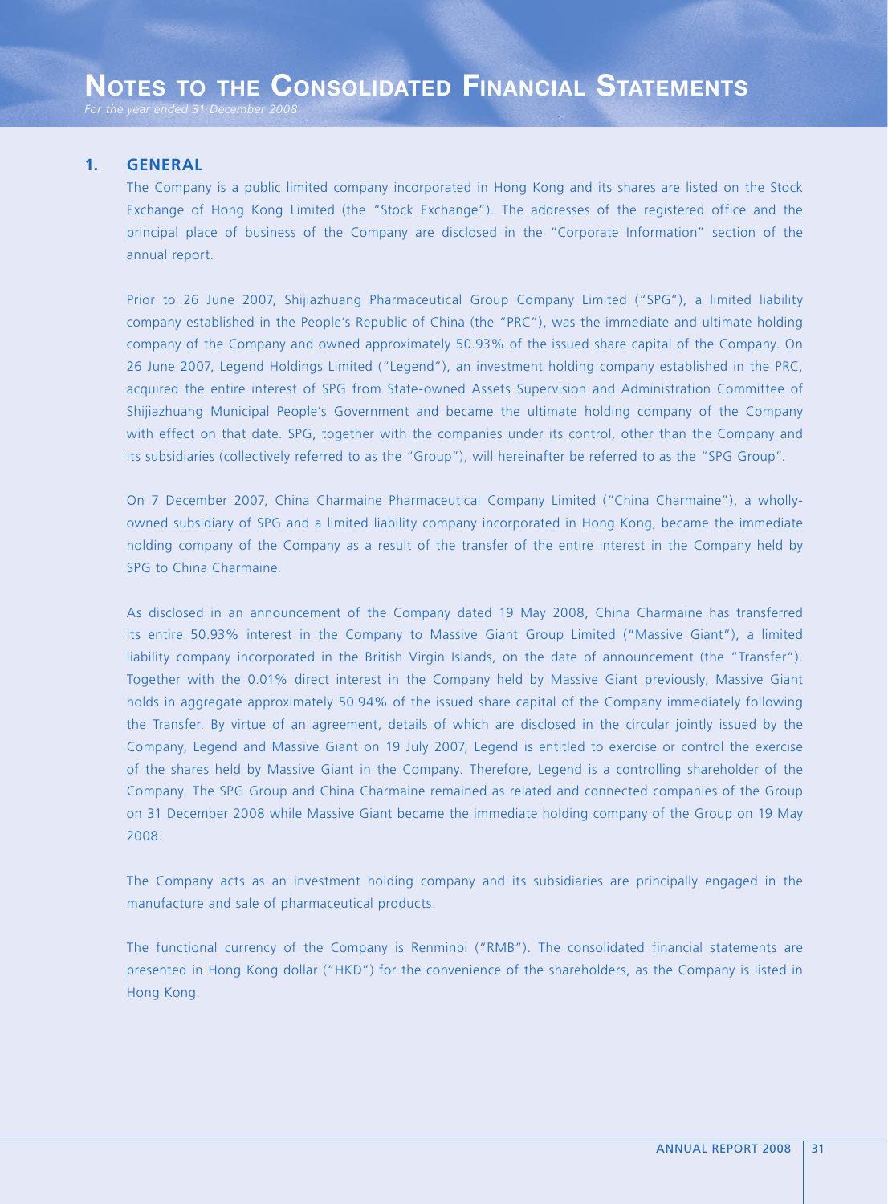# NOTES TO THE CONSOLIDATED FINANCIAL STATEMENTS

*For the year ended 31 December 2008*

## 1. GENERAL

The Company is a public limited company incorporated in Hong Kong and its shares are listed on the Stock Exchange of Hong Kong Limited (the "Stock Exchange"). The addresses of the registered office and the principal place of business of the Company are disclosed in the "Corporate Information" section of the annual report.

Prior to 26 June 2007, Shijiazhuang Pharmaceutical Group Company Limited ("SPG"), a limited liability company established in the People's Republic of China (the "PRC"), was the immediate and ultimate holding company of the Company and owned approximately 50.93% of the issued share capital of the Company. On 26 June 2007, Legend Holdings Limited ("Legend"), an investment holding company established in the PRC, acquired the entire interest of SPG from State-owned Assets Supervision and Administration Committee of Shijiazhuang Municipal People's Government and became the ultimate holding company of the Company with effect on that date. SPG, together with the companies under its control, other than the Company and its subsidiaries (collectively referred to as the "Group"), will hereinafter be referred to as the "SPG Group".

On 7 December 2007, China Charmaine Pharmaceutical Company Limited ("China Charmaine"), a wholly-owned subsidiary of SPG and a limited liability company incorporated in Hong Kong, became the immediate holding company of the Company as a result of the transfer of the entire interest in the Company held by SPG to China Charmaine.

As disclosed in an announcement of the Company dated 19 May 2008, China Charmaine has transferred its entire 50.93% interest in the Company to Massive Giant Group Limited ("Massive Giant"), a limited liability company incorporated in the British Virgin Islands, on the date of announcement (the "Transfer"). Together with the 0.01% direct interest in the Company held by Massive Giant previously, Massive Giant holds in aggregate approximately 50.94% of the issued share capital of the Company immediately following the Transfer. By virtue of an agreement, details of which are disclosed in the circular jointly issued by the Company, Legend and Massive Giant on 19 July 2007, Legend is entitled to exercise or control the exercise of the shares held by Massive Giant in the Company. Therefore, Legend is a controlling shareholder of the Company. The SPG Group and China Charmaine remained as related and connected companies of the Group on 31 December 2008 while Massive Giant became the immediate holding company of the Group on 19 May 2008.

The Company acts as an investment holding company and its subsidiaries are principally engaged in the manufacture and sale of pharmaceutical products.

The functional currency of the Company is Renminbi ("RMB"). The consolidated financial statements are presented in Hong Kong dollar ("HKD") for the convenience of the shareholders, as the Company is listed in Hong Kong.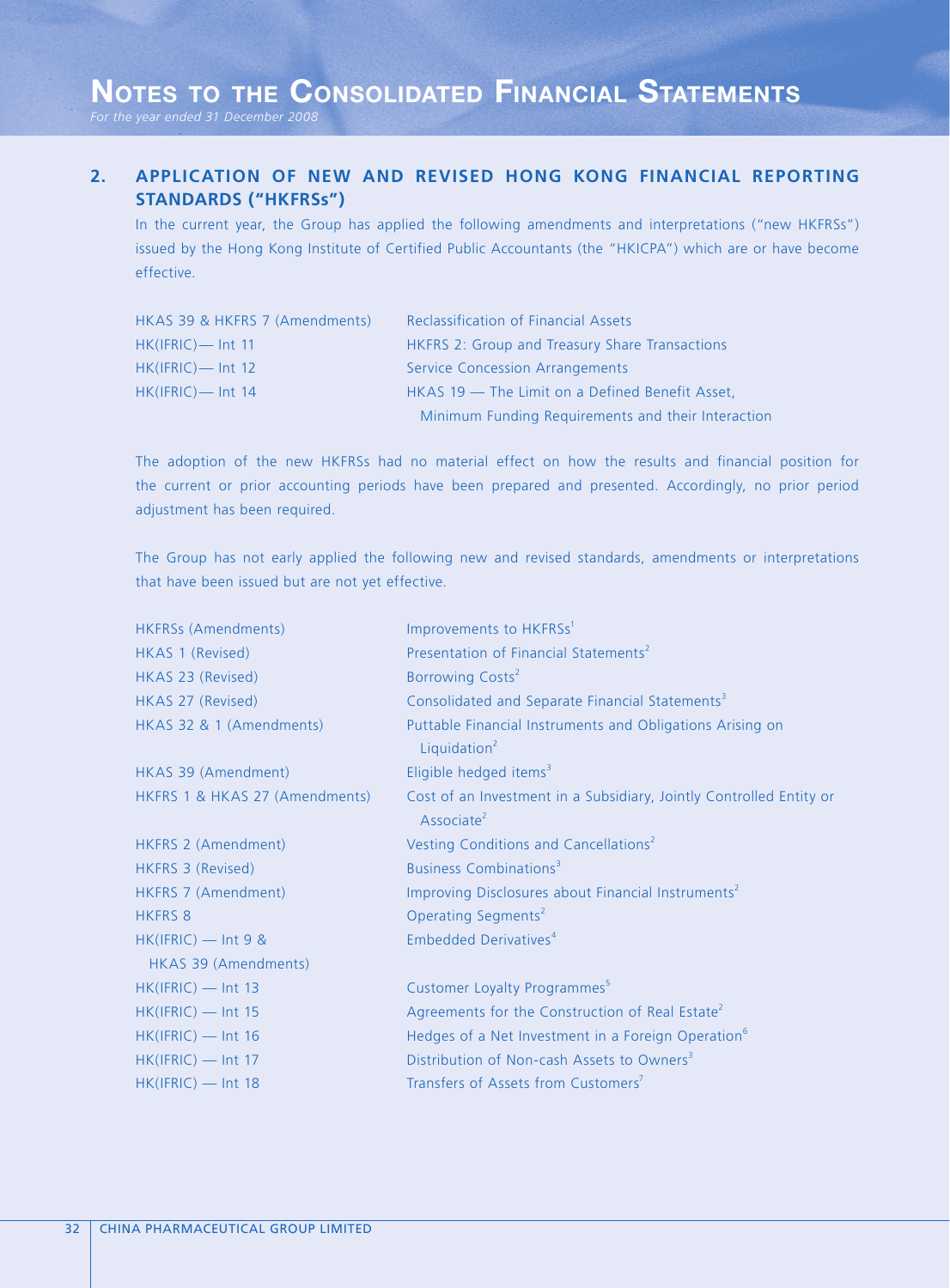# NOTES TO THE CONSOLIDATED FINANCIAL STATEMENTS

*For the year ended 31 December 2008*

## 2. APPLICATION OF NEW AND REVISED HONG KONG FINANCIAL REPORTING STANDARDS ("HKFRSs")

In the current year, the Group has applied the following amendments and interpretations ("new HKFRSs") issued by the Hong Kong Institute of Certified Public Accountants (the "HKICPA") which are or have become effective.

| | |
|---|---|
| HKAS 39 & HKFRS 7 (Amendments) | Reclassification of Financial Assets |
| HK(IFRIC)— Int 11 | HKFRS 2: Group and Treasury Share Transactions |
| HK(IFRIC)— Int 12 | Service Concession Arrangements |
| HK(IFRIC)— Int 14 | HKAS 19 — The Limit on a Defined Benefit Asset, Minimum Funding Requirements and their Interaction |

The adoption of the new HKFRSs had no material effect on how the results and financial position for the current or prior accounting periods have been prepared and presented. Accordingly, no prior period adjustment has been required.

The Group has not early applied the following new and revised standards, amendments or interpretations that have been issued but are not yet effective.

| | |
|---|---|
| HKFRSs (Amendments) | Improvements to HKFRSs[1] |
| HKAS 1 (Revised) | Presentation of Financial Statements[2] |
| HKAS 23 (Revised) | Borrowing Costs[2] |
| HKAS 27 (Revised) | Consolidated and Separate Financial Statements[3] |
| HKAS 32 & 1 (Amendments) | Puttable Financial Instruments and Obligations Arising on Liquidation[2] |
| HKAS 39 (Amendment) | Eligible hedged items[3] |
| HKFRS 1 & HKAS 27 (Amendments) | Cost of an Investment in a Subsidiary, Jointly Controlled Entity or Associate[2] |
| HKFRS 2 (Amendment) | Vesting Conditions and Cancellations[2] |
| HKFRS 3 (Revised) | Business Combinations[3] |
| HKFRS 7 (Amendment) | Improving Disclosures about Financial Instruments[2] |
| HKFRS 8 | Operating Segments[2] |
| HK(IFRIC) — Int 9 & HKAS 39 (Amendments) | Embedded Derivatives[4] |
| HK(IFRIC) — Int 13 | Customer Loyalty Programmes[5] |
| HK(IFRIC) — Int 15 | Agreements for the Construction of Real Estate[2] |
| HK(IFRIC) — Int 16 | Hedges of a Net Investment in a Foreign Operation[6] |
| HK(IFRIC) — Int 17 | Distribution of Non-cash Assets to Owners[3] |
| HK(IFRIC) — Int 18 | Transfers of Assets from Customers[7] |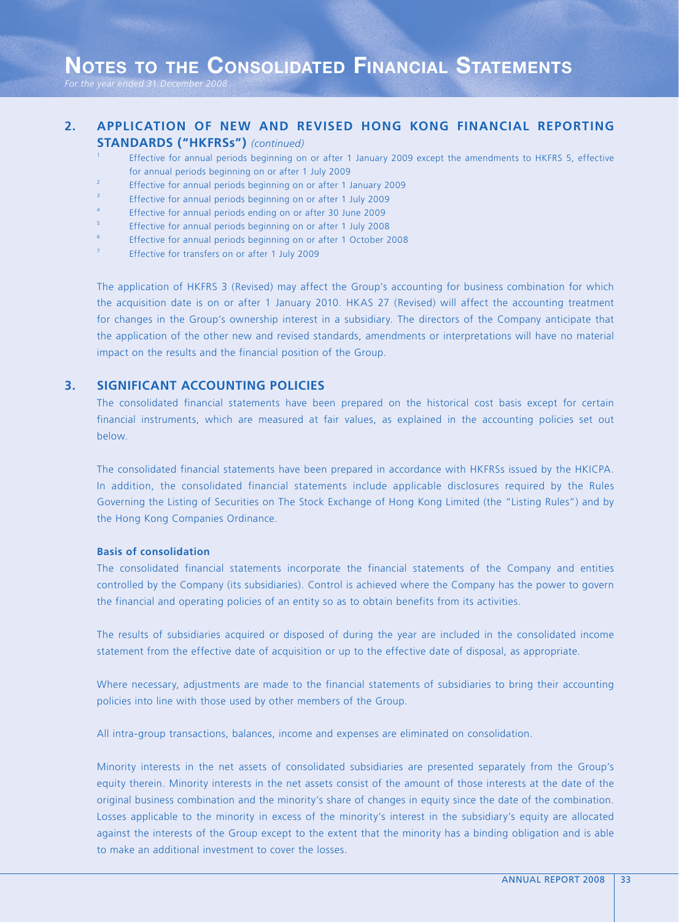## 2. APPLICATION OF NEW AND REVISED HONG KONG FINANCIAL REPORTING STANDARDS ("HKFRSs") *(continued)*

[1] Effective for annual periods beginning on or after 1 January 2009 except the amendments to HKFRS 5, effective for annual periods beginning on or after 1 July 2009

[2] Effective for annual periods beginning on or after 1 January 2009

[3] Effective for annual periods beginning on or after 1 July 2009

[4] Effective for annual periods ending on or after 30 June 2009

[5] Effective for annual periods beginning on or after 1 July 2008

[6] Effective for annual periods beginning on or after 1 October 2008

[7] Effective for transfers on or after 1 July 2009

The application of HKFRS 3 (Revised) may affect the Group's accounting for business combination for which the acquisition date is on or after 1 January 2010. HKAS 27 (Revised) will affect the accounting treatment for changes in the Group's ownership interest in a subsidiary. The directors of the Company anticipate that the application of the other new and revised standards, amendments or interpretations will have no material impact on the results and the financial position of the Group.

## 3. SIGNIFICANT ACCOUNTING POLICIES

The consolidated financial statements have been prepared on the historical cost basis except for certain financial instruments, which are measured at fair values, as explained in the accounting policies set out below.

The consolidated financial statements have been prepared in accordance with HKFRSs issued by the HKICPA. In addition, the consolidated financial statements include applicable disclosures required by the Rules Governing the Listing of Securities on The Stock Exchange of Hong Kong Limited (the "Listing Rules") and by the Hong Kong Companies Ordinance.

**Basis of consolidation**

The consolidated financial statements incorporate the financial statements of the Company and entities controlled by the Company (its subsidiaries). Control is achieved where the Company has the power to govern the financial and operating policies of an entity so as to obtain benefits from its activities.

The results of subsidiaries acquired or disposed of during the year are included in the consolidated income statement from the effective date of acquisition or up to the effective date of disposal, as appropriate.

Where necessary, adjustments are made to the financial statements of subsidiaries to bring their accounting policies into line with those used by other members of the Group.

All intra-group transactions, balances, income and expenses are eliminated on consolidation.

Minority interests in the net assets of consolidated subsidiaries are presented separately from the Group's equity therein. Minority interests in the net assets consist of the amount of those interests at the date of the original business combination and the minority's share of changes in equity since the date of the combination. Losses applicable to the minority in excess of the minority's interest in the subsidiary's equity are allocated against the interests of the Group except to the extent that the minority has a binding obligation and is able to make an additional investment to cover the losses.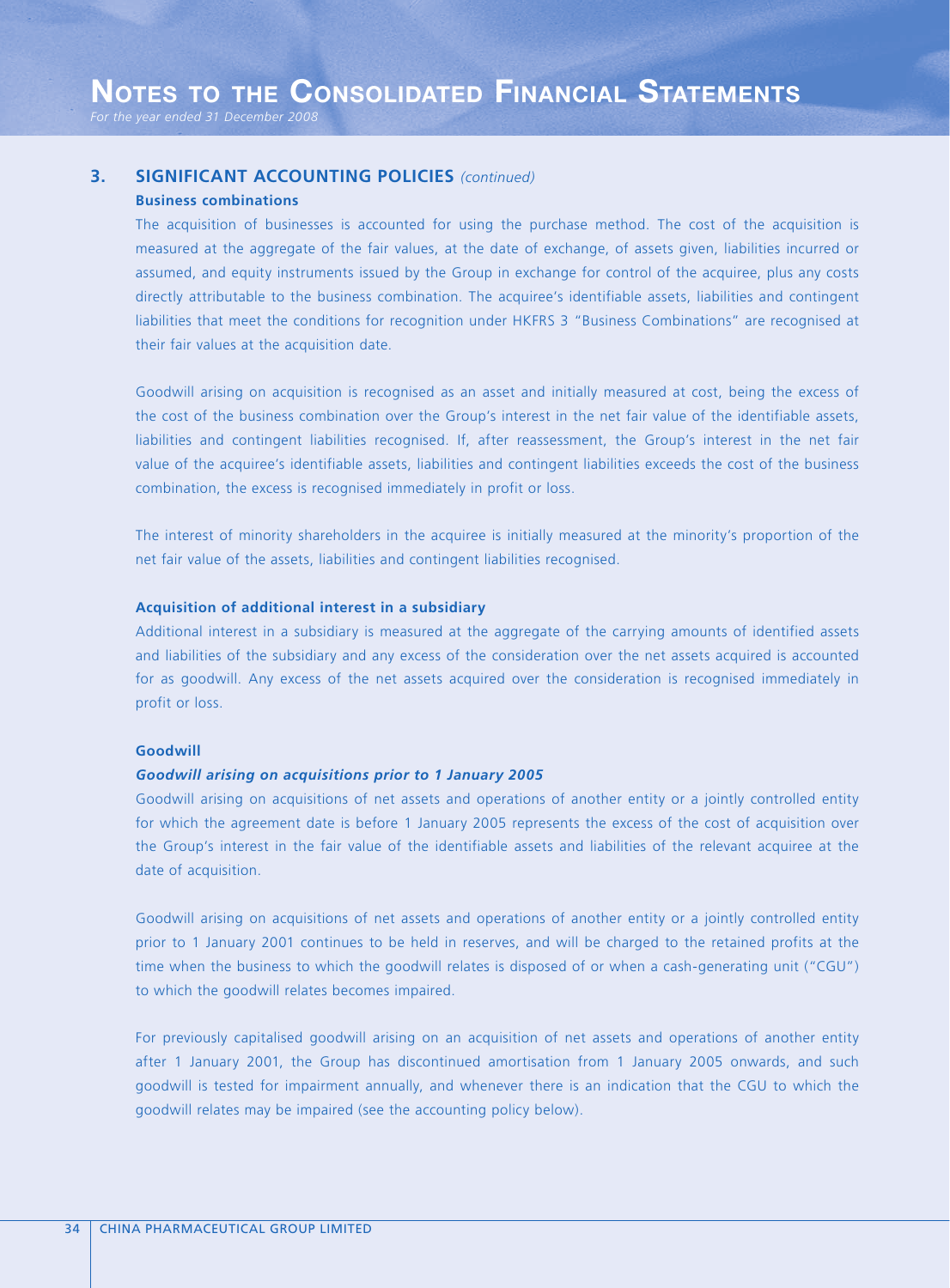## 3. SIGNIFICANT ACCOUNTING POLICIES *(continued)*

**Business combinations**

The acquisition of businesses is accounted for using the purchase method. The cost of the acquisition is measured at the aggregate of the fair values, at the date of exchange, of assets given, liabilities incurred or assumed, and equity instruments issued by the Group in exchange for control of the acquiree, plus any costs directly attributable to the business combination. The acquiree's identifiable assets, liabilities and contingent liabilities that meet the conditions for recognition under HKFRS 3 "Business Combinations" are recognised at their fair values at the acquisition date.

Goodwill arising on acquisition is recognised as an asset and initially measured at cost, being the excess of the cost of the business combination over the Group's interest in the net fair value of the identifiable assets, liabilities and contingent liabilities recognised. If, after reassessment, the Group's interest in the net fair value of the acquiree's identifiable assets, liabilities and contingent liabilities exceeds the cost of the business combination, the excess is recognised immediately in profit or loss.

The interest of minority shareholders in the acquiree is initially measured at the minority's proportion of the net fair value of the assets, liabilities and contingent liabilities recognised.

**Acquisition of additional interest in a subsidiary**

Additional interest in a subsidiary is measured at the aggregate of the carrying amounts of identified assets and liabilities of the subsidiary and any excess of the consideration over the net assets acquired is accounted for as goodwill. Any excess of the net assets acquired over the consideration is recognised immediately in profit or loss.

**Goodwill**

***Goodwill arising on acquisitions prior to 1 January 2005***

Goodwill arising on acquisitions of net assets and operations of another entity or a jointly controlled entity for which the agreement date is before 1 January 2005 represents the excess of the cost of acquisition over the Group's interest in the fair value of the identifiable assets and liabilities of the relevant acquiree at the date of acquisition.

Goodwill arising on acquisitions of net assets and operations of another entity or a jointly controlled entity prior to 1 January 2001 continues to be held in reserves, and will be charged to the retained profits at the time when the business to which the goodwill relates is disposed of or when a cash-generating unit ("CGU") to which the goodwill relates becomes impaired.

For previously capitalised goodwill arising on an acquisition of net assets and operations of another entity after 1 January 2001, the Group has discontinued amortisation from 1 January 2005 onwards, and such goodwill is tested for impairment annually, and whenever there is an indication that the CGU to which the goodwill relates may be impaired (see the accounting policy below).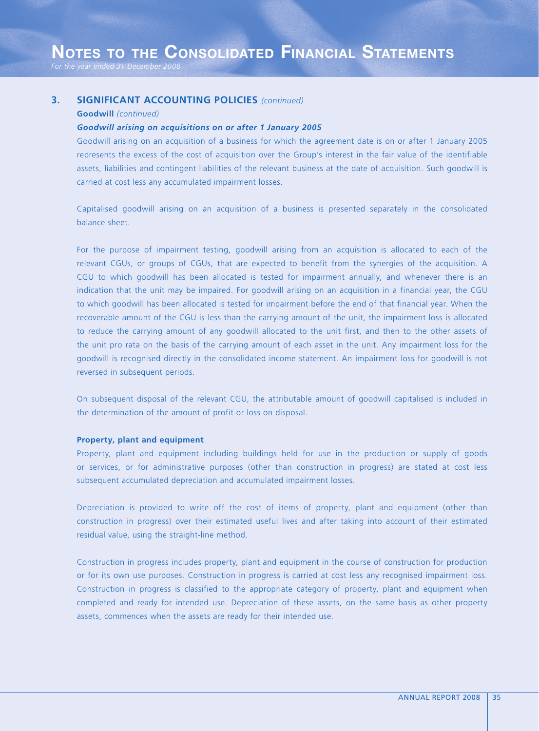## 3. SIGNIFICANT ACCOUNTING POLICIES *(continued)*

**Goodwill** *(continued)*

***Goodwill arising on acquisitions on or after 1 January 2005***

Goodwill arising on an acquisition of a business for which the agreement date is on or after 1 January 2005 represents the excess of the cost of acquisition over the Group's interest in the fair value of the identifiable assets, liabilities and contingent liabilities of the relevant business at the date of acquisition. Such goodwill is carried at cost less any accumulated impairment losses.

Capitalised goodwill arising on an acquisition of a business is presented separately in the consolidated balance sheet.

For the purpose of impairment testing, goodwill arising from an acquisition is allocated to each of the relevant CGUs, or groups of CGUs, that are expected to benefit from the synergies of the acquisition. A CGU to which goodwill has been allocated is tested for impairment annually, and whenever there is an indication that the unit may be impaired. For goodwill arising on an acquisition in a financial year, the CGU to which goodwill has been allocated is tested for impairment before the end of that financial year. When the recoverable amount of the CGU is less than the carrying amount of the unit, the impairment loss is allocated to reduce the carrying amount of any goodwill allocated to the unit first, and then to the other assets of the unit pro rata on the basis of the carrying amount of each asset in the unit. Any impairment loss for the goodwill is recognised directly in the consolidated income statement. An impairment loss for goodwill is not reversed in subsequent periods.

On subsequent disposal of the relevant CGU, the attributable amount of goodwill capitalised is included in the determination of the amount of profit or loss on disposal.

**Property, plant and equipment**

Property, plant and equipment including buildings held for use in the production or supply of goods or services, or for administrative purposes (other than construction in progress) are stated at cost less subsequent accumulated depreciation and accumulated impairment losses.

Depreciation is provided to write off the cost of items of property, plant and equipment (other than construction in progress) over their estimated useful lives and after taking into account of their estimated residual value, using the straight-line method.

Construction in progress includes property, plant and equipment in the course of construction for production or for its own use purposes. Construction in progress is carried at cost less any recognised impairment loss. Construction in progress is classified to the appropriate category of property, plant and equipment when completed and ready for intended use. Depreciation of these assets, on the same basis as other property assets, commences when the assets are ready for their intended use.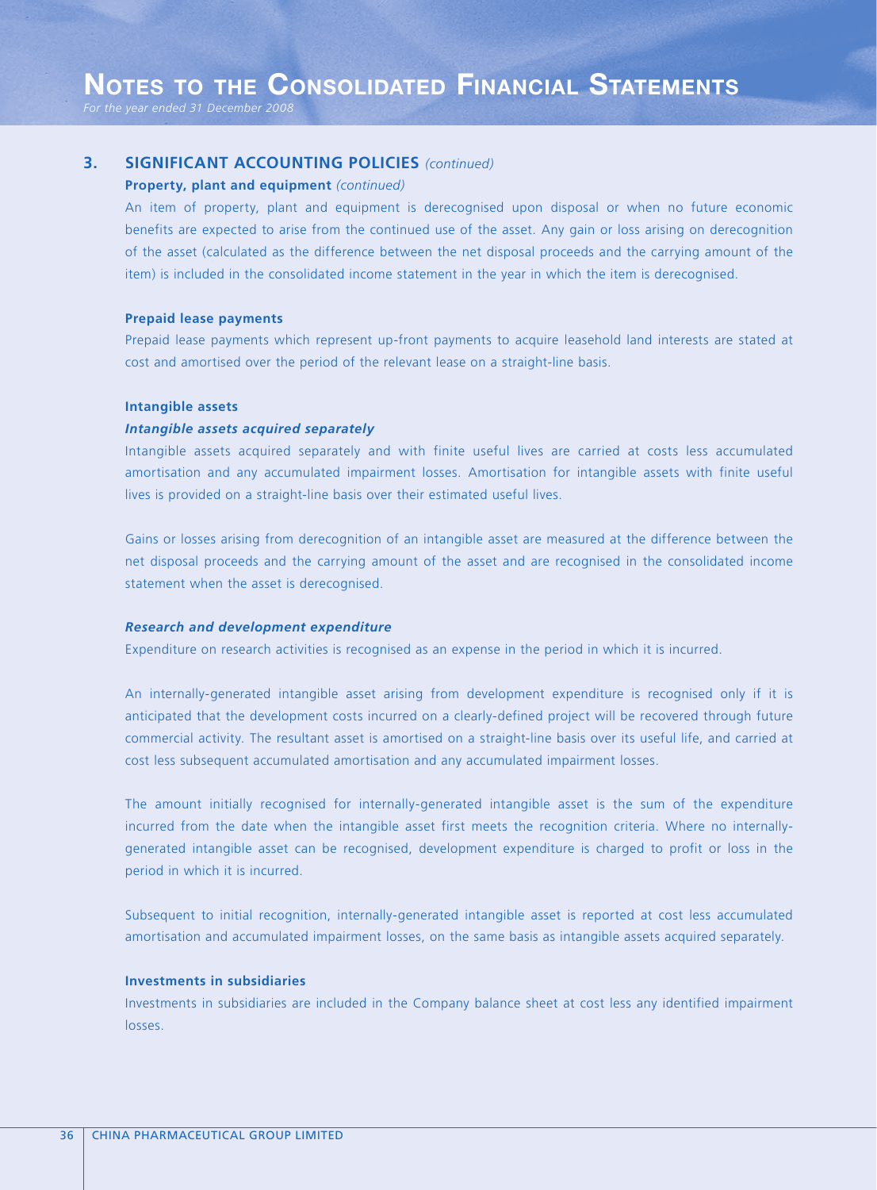## 3. SIGNIFICANT ACCOUNTING POLICIES *(continued)*

**Property, plant and equipment** *(continued)*

An item of property, plant and equipment is derecognised upon disposal or when no future economic benefits are expected to arise from the continued use of the asset. Any gain or loss arising on derecognition of the asset (calculated as the difference between the net disposal proceeds and the carrying amount of the item) is included in the consolidated income statement in the year in which the item is derecognised.

**Prepaid lease payments**

Prepaid lease payments which represent up-front payments to acquire leasehold land interests are stated at cost and amortised over the period of the relevant lease on a straight-line basis.

**Intangible assets**

***Intangible assets acquired separately***

Intangible assets acquired separately and with finite useful lives are carried at costs less accumulated amortisation and any accumulated impairment losses. Amortisation for intangible assets with finite useful lives is provided on a straight-line basis over their estimated useful lives.

Gains or losses arising from derecognition of an intangible asset are measured at the difference between the net disposal proceeds and the carrying amount of the asset and are recognised in the consolidated income statement when the asset is derecognised.

***Research and development expenditure***

Expenditure on research activities is recognised as an expense in the period in which it is incurred.

An internally-generated intangible asset arising from development expenditure is recognised only if it is anticipated that the development costs incurred on a clearly-defined project will be recovered through future commercial activity. The resultant asset is amortised on a straight-line basis over its useful life, and carried at cost less subsequent accumulated amortisation and any accumulated impairment losses.

The amount initially recognised for internally-generated intangible asset is the sum of the expenditure incurred from the date when the intangible asset first meets the recognition criteria. Where no internally-generated intangible asset can be recognised, development expenditure is charged to profit or loss in the period in which it is incurred.

Subsequent to initial recognition, internally-generated intangible asset is reported at cost less accumulated amortisation and accumulated impairment losses, on the same basis as intangible assets acquired separately.

**Investments in subsidiaries**

Investments in subsidiaries are included in the Company balance sheet at cost less any identified impairment losses.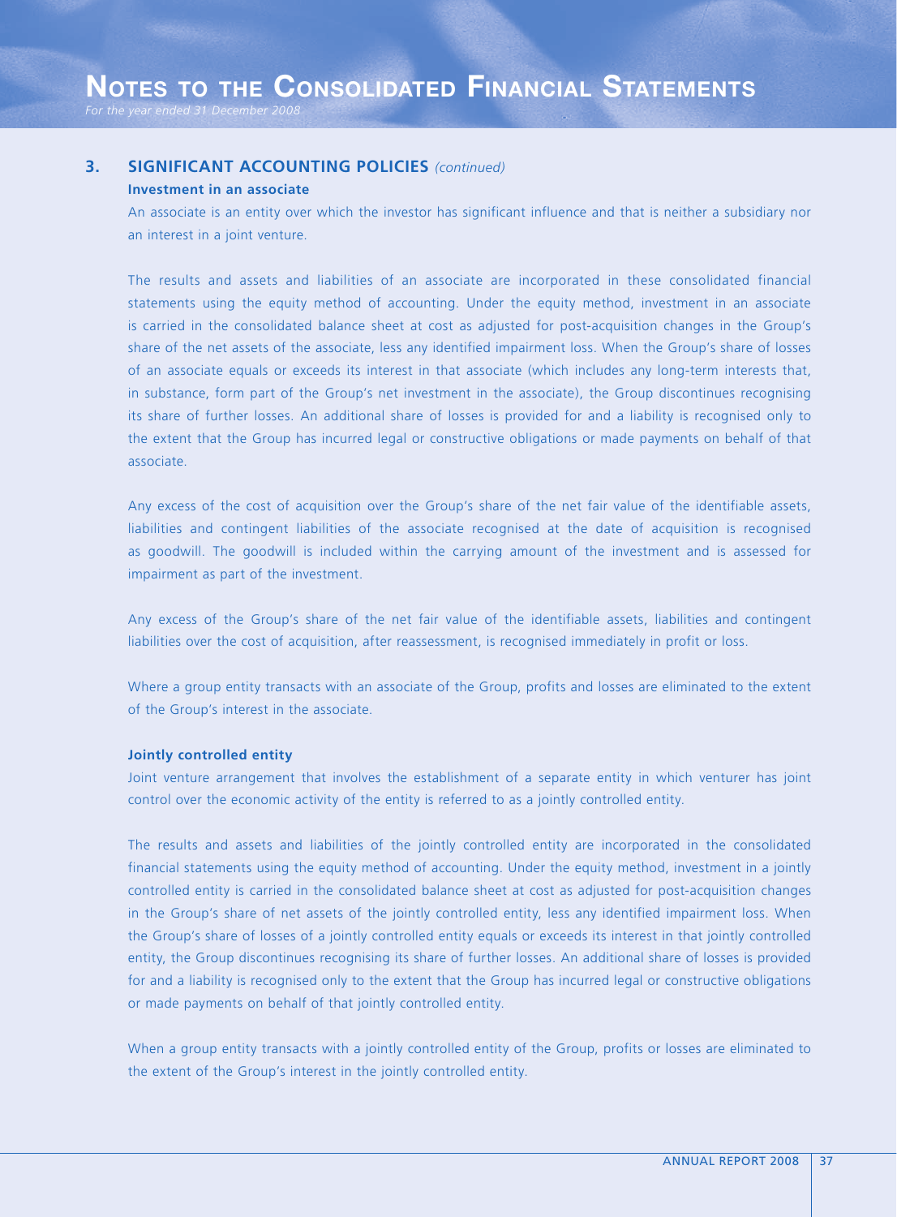## 3. SIGNIFICANT ACCOUNTING POLICIES *(continued)*

### Investment in an associate

An associate is an entity over which the investor has significant influence and that is neither a subsidiary nor an interest in a joint venture.

The results and assets and liabilities of an associate are incorporated in these consolidated financial statements using the equity method of accounting. Under the equity method, investment in an associate is carried in the consolidated balance sheet at cost as adjusted for post-acquisition changes in the Group's share of the net assets of the associate, less any identified impairment loss. When the Group's share of losses of an associate equals or exceeds its interest in that associate (which includes any long-term interests that, in substance, form part of the Group's net investment in the associate), the Group discontinues recognising its share of further losses. An additional share of losses is provided for and a liability is recognised only to the extent that the Group has incurred legal or constructive obligations or made payments on behalf of that associate.

Any excess of the cost of acquisition over the Group's share of the net fair value of the identifiable assets, liabilities and contingent liabilities of the associate recognised at the date of acquisition is recognised as goodwill. The goodwill is included within the carrying amount of the investment and is assessed for impairment as part of the investment.

Any excess of the Group's share of the net fair value of the identifiable assets, liabilities and contingent liabilities over the cost of acquisition, after reassessment, is recognised immediately in profit or loss.

Where a group entity transacts with an associate of the Group, profits and losses are eliminated to the extent of the Group's interest in the associate.

### Jointly controlled entity

Joint venture arrangement that involves the establishment of a separate entity in which venturer has joint control over the economic activity of the entity is referred to as a jointly controlled entity.

The results and assets and liabilities of the jointly controlled entity are incorporated in the consolidated financial statements using the equity method of accounting. Under the equity method, investment in a jointly controlled entity is carried in the consolidated balance sheet at cost as adjusted for post-acquisition changes in the Group's share of net assets of the jointly controlled entity, less any identified impairment loss. When the Group's share of losses of a jointly controlled entity equals or exceeds its interest in that jointly controlled entity, the Group discontinues recognising its share of further losses. An additional share of losses is provided for and a liability is recognised only to the extent that the Group has incurred legal or constructive obligations or made payments on behalf of that jointly controlled entity.

When a group entity transacts with a jointly controlled entity of the Group, profits or losses are eliminated to the extent of the Group's interest in the jointly controlled entity.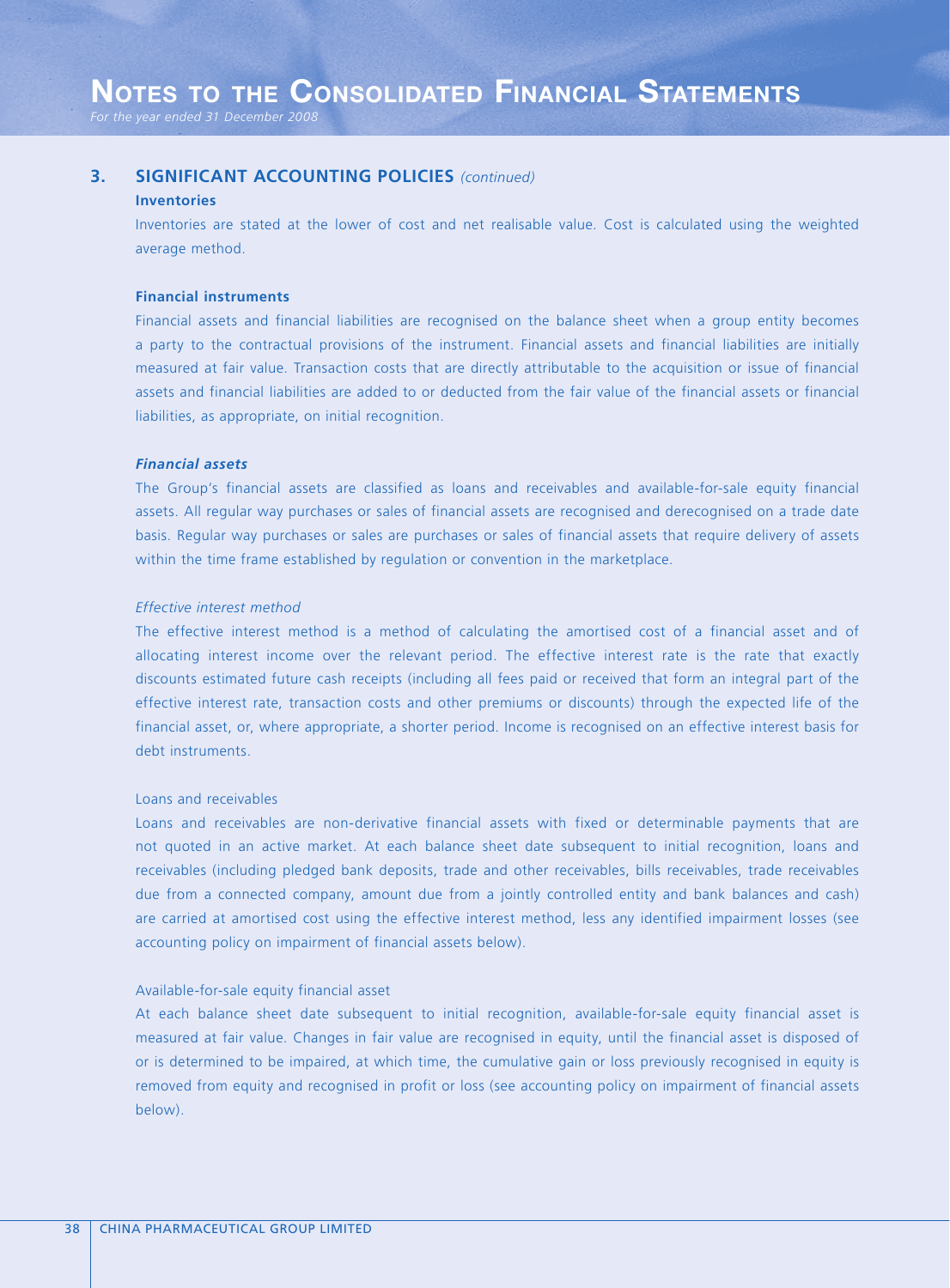## 3. SIGNIFICANT ACCOUNTING POLICIES *(continued)*

### Inventories

Inventories are stated at the lower of cost and net realisable value. Cost is calculated using the weighted average method.

### Financial instruments

Financial assets and financial liabilities are recognised on the balance sheet when a group entity becomes a party to the contractual provisions of the instrument. Financial assets and financial liabilities are initially measured at fair value. Transaction costs that are directly attributable to the acquisition or issue of financial assets and financial liabilities are added to or deducted from the fair value of the financial assets or financial liabilities, as appropriate, on initial recognition.

#### ***Financial assets***

The Group's financial assets are classified as loans and receivables and available-for-sale equity financial assets. All regular way purchases or sales of financial assets are recognised and derecognised on a trade date basis. Regular way purchases or sales are purchases or sales of financial assets that require delivery of assets within the time frame established by regulation or convention in the marketplace.

*Effective interest method*

The effective interest method is a method of calculating the amortised cost of a financial asset and of allocating interest income over the relevant period. The effective interest rate is the rate that exactly discounts estimated future cash receipts (including all fees paid or received that form an integral part of the effective interest rate, transaction costs and other premiums or discounts) through the expected life of the financial asset, or, where appropriate, a shorter period. Income is recognised on an effective interest basis for debt instruments.

Loans and receivables

Loans and receivables are non-derivative financial assets with fixed or determinable payments that are not quoted in an active market. At each balance sheet date subsequent to initial recognition, loans and receivables (including pledged bank deposits, trade and other receivables, bills receivables, trade receivables due from a connected company, amount due from a jointly controlled entity and bank balances and cash) are carried at amortised cost using the effective interest method, less any identified impairment losses (see accounting policy on impairment of financial assets below).

Available-for-sale equity financial asset

At each balance sheet date subsequent to initial recognition, available-for-sale equity financial asset is measured at fair value. Changes in fair value are recognised in equity, until the financial asset is disposed of or is determined to be impaired, at which time, the cumulative gain or loss previously recognised in equity is removed from equity and recognised in profit or loss (see accounting policy on impairment of financial assets below).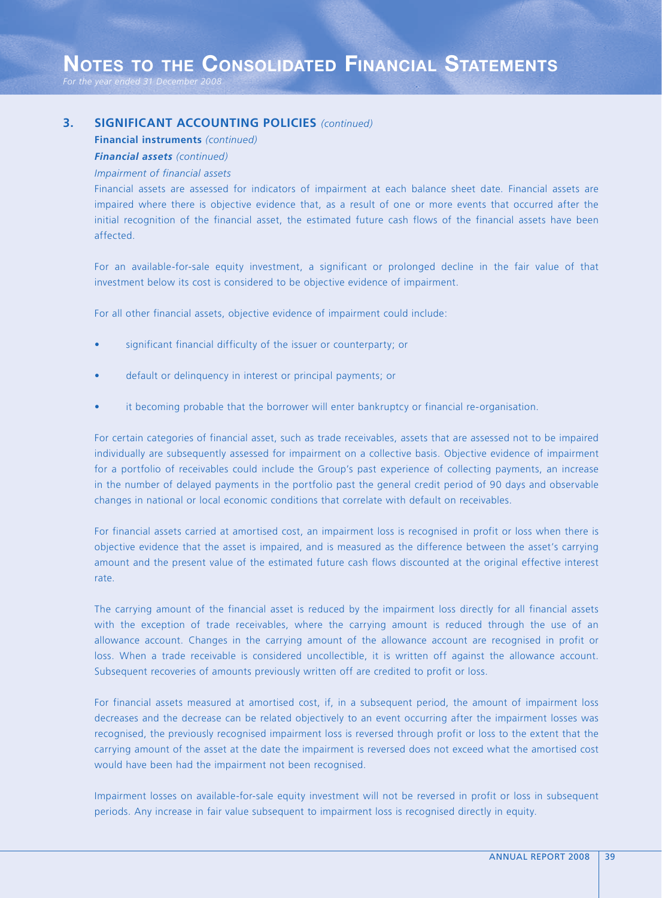### 3. SIGNIFICANT ACCOUNTING POLICIES *(continued)*

**Financial instruments** *(continued)*

***Financial assets*** *(continued)*

*Impairment of financial assets*

Financial assets are assessed for indicators of impairment at each balance sheet date. Financial assets are impaired where there is objective evidence that, as a result of one or more events that occurred after the initial recognition of the financial asset, the estimated future cash flows of the financial assets have been affected.

For an available-for-sale equity investment, a significant or prolonged decline in the fair value of that investment below its cost is considered to be objective evidence of impairment.

For all other financial assets, objective evidence of impairment could include:

- significant financial difficulty of the issuer or counterparty; or
- default or delinquency in interest or principal payments; or
- it becoming probable that the borrower will enter bankruptcy or financial re-organisation.

For certain categories of financial asset, such as trade receivables, assets that are assessed not to be impaired individually are subsequently assessed for impairment on a collective basis. Objective evidence of impairment for a portfolio of receivables could include the Group's past experience of collecting payments, an increase in the number of delayed payments in the portfolio past the general credit period of 90 days and observable changes in national or local economic conditions that correlate with default on receivables.

For financial assets carried at amortised cost, an impairment loss is recognised in profit or loss when there is objective evidence that the asset is impaired, and is measured as the difference between the asset's carrying amount and the present value of the estimated future cash flows discounted at the original effective interest rate.

The carrying amount of the financial asset is reduced by the impairment loss directly for all financial assets with the exception of trade receivables, where the carrying amount is reduced through the use of an allowance account. Changes in the carrying amount of the allowance account are recognised in profit or loss. When a trade receivable is considered uncollectible, it is written off against the allowance account. Subsequent recoveries of amounts previously written off are credited to profit or loss.

For financial assets measured at amortised cost, if, in a subsequent period, the amount of impairment loss decreases and the decrease can be related objectively to an event occurring after the impairment losses was recognised, the previously recognised impairment loss is reversed through profit or loss to the extent that the carrying amount of the asset at the date the impairment is reversed does not exceed what the amortised cost would have been had the impairment not been recognised.

Impairment losses on available-for-sale equity investment will not be reversed in profit or loss in subsequent periods. Any increase in fair value subsequent to impairment loss is recognised directly in equity.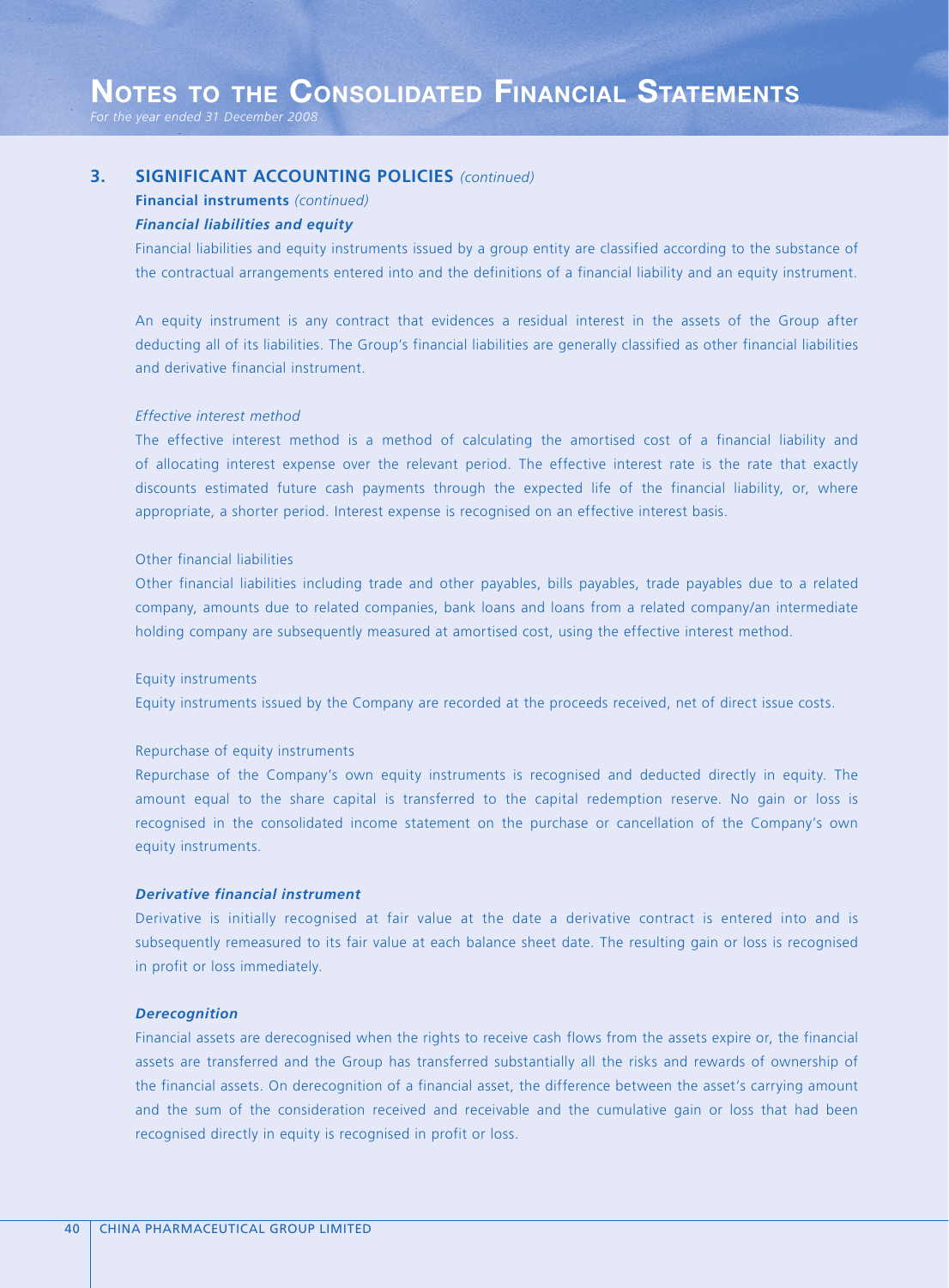## 3. SIGNIFICANT ACCOUNTING POLICIES *(continued)*

**Financial instruments** *(continued)*

***Financial liabilities and equity***

Financial liabilities and equity instruments issued by a group entity are classified according to the substance of the contractual arrangements entered into and the definitions of a financial liability and an equity instrument.

An equity instrument is any contract that evidences a residual interest in the assets of the Group after deducting all of its liabilities. The Group's financial liabilities are generally classified as other financial liabilities and derivative financial instrument.

*Effective interest method*

The effective interest method is a method of calculating the amortised cost of a financial liability and of allocating interest expense over the relevant period. The effective interest rate is the rate that exactly discounts estimated future cash payments through the expected life of the financial liability, or, where appropriate, a shorter period. Interest expense is recognised on an effective interest basis.

Other financial liabilities

Other financial liabilities including trade and other payables, bills payables, trade payables due to a related company, amounts due to related companies, bank loans and loans from a related company/an intermediate holding company are subsequently measured at amortised cost, using the effective interest method.

Equity instruments

Equity instruments issued by the Company are recorded at the proceeds received, net of direct issue costs.

Repurchase of equity instruments

Repurchase of the Company's own equity instruments is recognised and deducted directly in equity. The amount equal to the share capital is transferred to the capital redemption reserve. No gain or loss is recognised in the consolidated income statement on the purchase or cancellation of the Company's own equity instruments.

***Derivative financial instrument***

Derivative is initially recognised at fair value at the date a derivative contract is entered into and is subsequently remeasured to its fair value at each balance sheet date. The resulting gain or loss is recognised in profit or loss immediately.

***Derecognition***

Financial assets are derecognised when the rights to receive cash flows from the assets expire or, the financial assets are transferred and the Group has transferred substantially all the risks and rewards of ownership of the financial assets. On derecognition of a financial asset, the difference between the asset's carrying amount and the sum of the consideration received and receivable and the cumulative gain or loss that had been recognised directly in equity is recognised in profit or loss.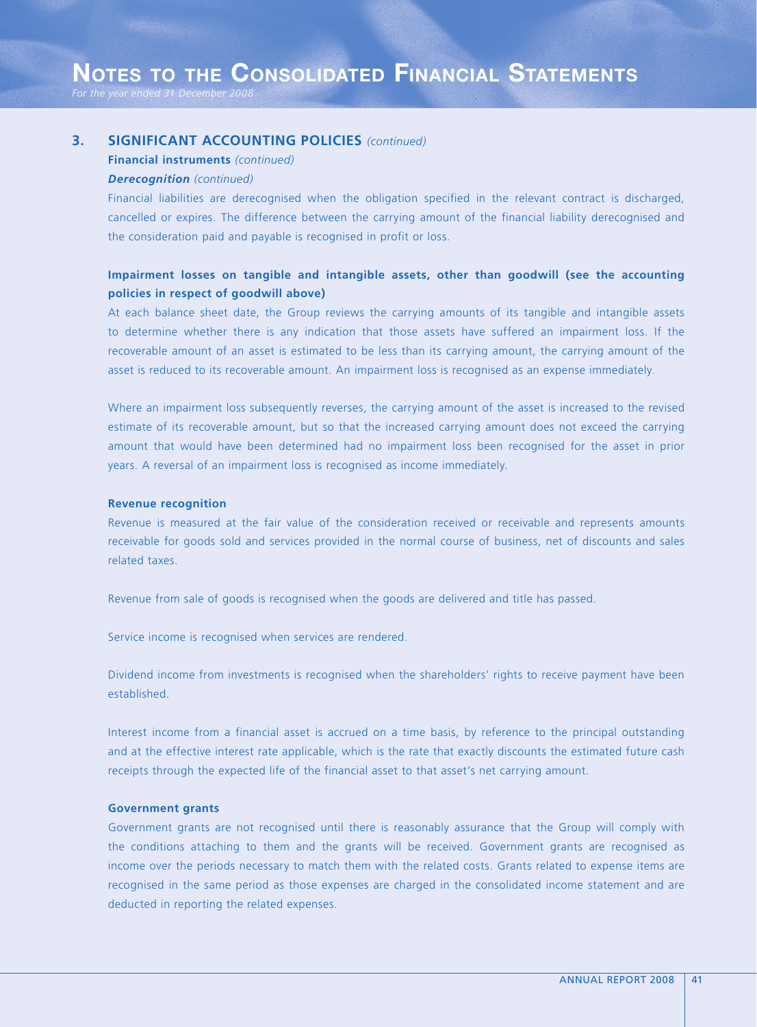## 3. SIGNIFICANT ACCOUNTING POLICIES *(continued)*

**Financial instruments** *(continued)*

***Derecognition*** *(continued)*

Financial liabilities are derecognised when the obligation specified in the relevant contract is discharged, cancelled or expires. The difference between the carrying amount of the financial liability derecognised and the consideration paid and payable is recognised in profit or loss.

**Impairment losses on tangible and intangible assets, other than goodwill (see the accounting policies in respect of goodwill above)**

At each balance sheet date, the Group reviews the carrying amounts of its tangible and intangible assets to determine whether there is any indication that those assets have suffered an impairment loss. If the recoverable amount of an asset is estimated to be less than its carrying amount, the carrying amount of the asset is reduced to its recoverable amount. An impairment loss is recognised as an expense immediately.

Where an impairment loss subsequently reverses, the carrying amount of the asset is increased to the revised estimate of its recoverable amount, but so that the increased carrying amount does not exceed the carrying amount that would have been determined had no impairment loss been recognised for the asset in prior years. A reversal of an impairment loss is recognised as income immediately.

**Revenue recognition**

Revenue is measured at the fair value of the consideration received or receivable and represents amounts receivable for goods sold and services provided in the normal course of business, net of discounts and sales related taxes.

Revenue from sale of goods is recognised when the goods are delivered and title has passed.

Service income is recognised when services are rendered.

Dividend income from investments is recognised when the shareholders' rights to receive payment have been established.

Interest income from a financial asset is accrued on a time basis, by reference to the principal outstanding and at the effective interest rate applicable, which is the rate that exactly discounts the estimated future cash receipts through the expected life of the financial asset to that asset's net carrying amount.

**Government grants**

Government grants are not recognised until there is reasonably assurance that the Group will comply with the conditions attaching to them and the grants will be received. Government grants are recognised as income over the periods necessary to match them with the related costs. Grants related to expense items are recognised in the same period as those expenses are charged in the consolidated income statement and are deducted in reporting the related expenses.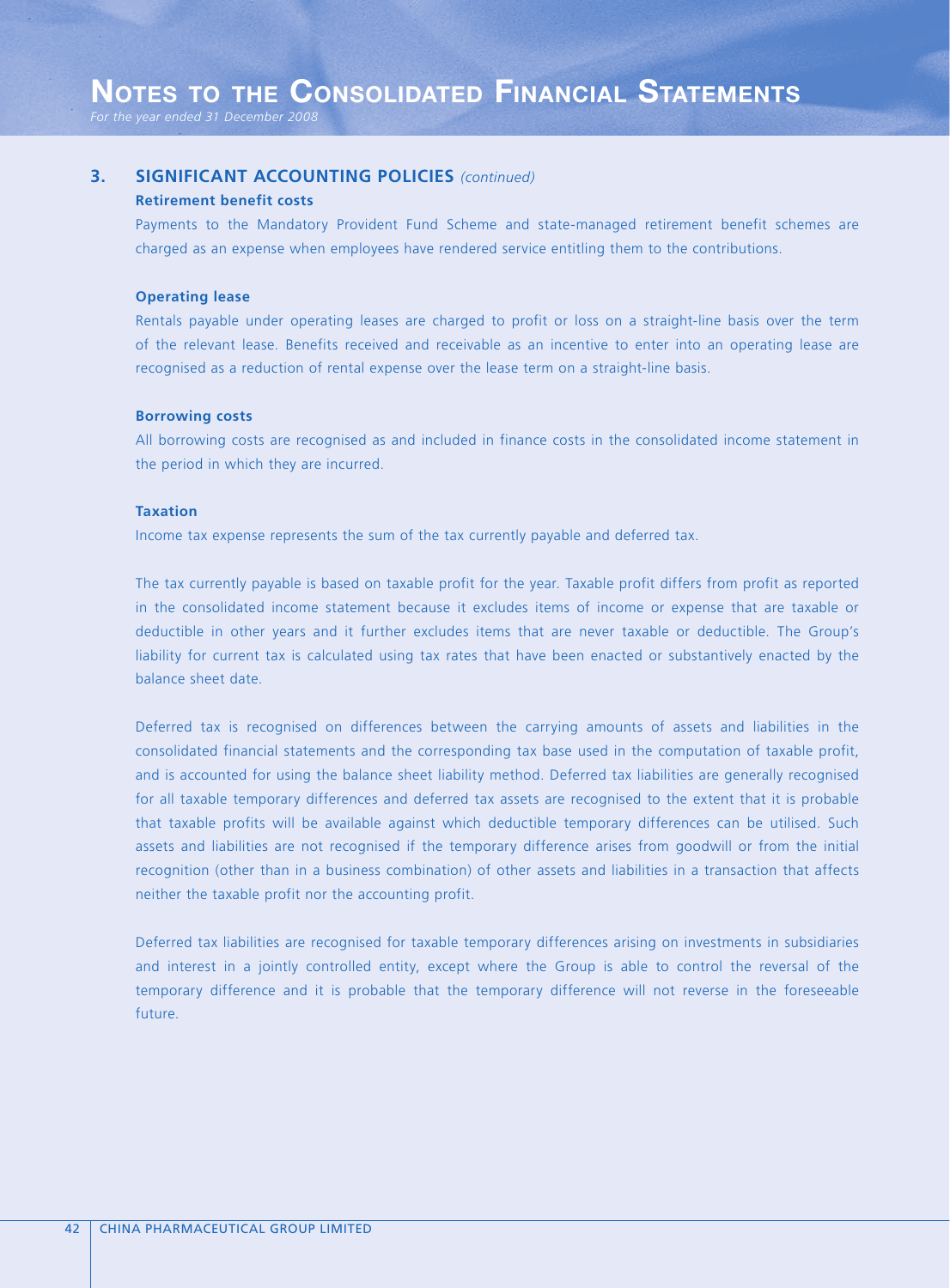## 3. SIGNIFICANT ACCOUNTING POLICIES *(continued)*

### Retirement benefit costs

Payments to the Mandatory Provident Fund Scheme and state-managed retirement benefit schemes are charged as an expense when employees have rendered service entitling them to the contributions.

### Operating lease

Rentals payable under operating leases are charged to profit or loss on a straight-line basis over the term of the relevant lease. Benefits received and receivable as an incentive to enter into an operating lease are recognised as a reduction of rental expense over the lease term on a straight-line basis.

### Borrowing costs

All borrowing costs are recognised as and included in finance costs in the consolidated income statement in the period in which they are incurred.

### Taxation

Income tax expense represents the sum of the tax currently payable and deferred tax.

The tax currently payable is based on taxable profit for the year. Taxable profit differs from profit as reported in the consolidated income statement because it excludes items of income or expense that are taxable or deductible in other years and it further excludes items that are never taxable or deductible. The Group's liability for current tax is calculated using tax rates that have been enacted or substantively enacted by the balance sheet date.

Deferred tax is recognised on differences between the carrying amounts of assets and liabilities in the consolidated financial statements and the corresponding tax base used in the computation of taxable profit, and is accounted for using the balance sheet liability method. Deferred tax liabilities are generally recognised for all taxable temporary differences and deferred tax assets are recognised to the extent that it is probable that taxable profits will be available against which deductible temporary differences can be utilised. Such assets and liabilities are not recognised if the temporary difference arises from goodwill or from the initial recognition (other than in a business combination) of other assets and liabilities in a transaction that affects neither the taxable profit nor the accounting profit.

Deferred tax liabilities are recognised for taxable temporary differences arising on investments in subsidiaries and interest in a jointly controlled entity, except where the Group is able to control the reversal of the temporary difference and it is probable that the temporary difference will not reverse in the foreseeable future.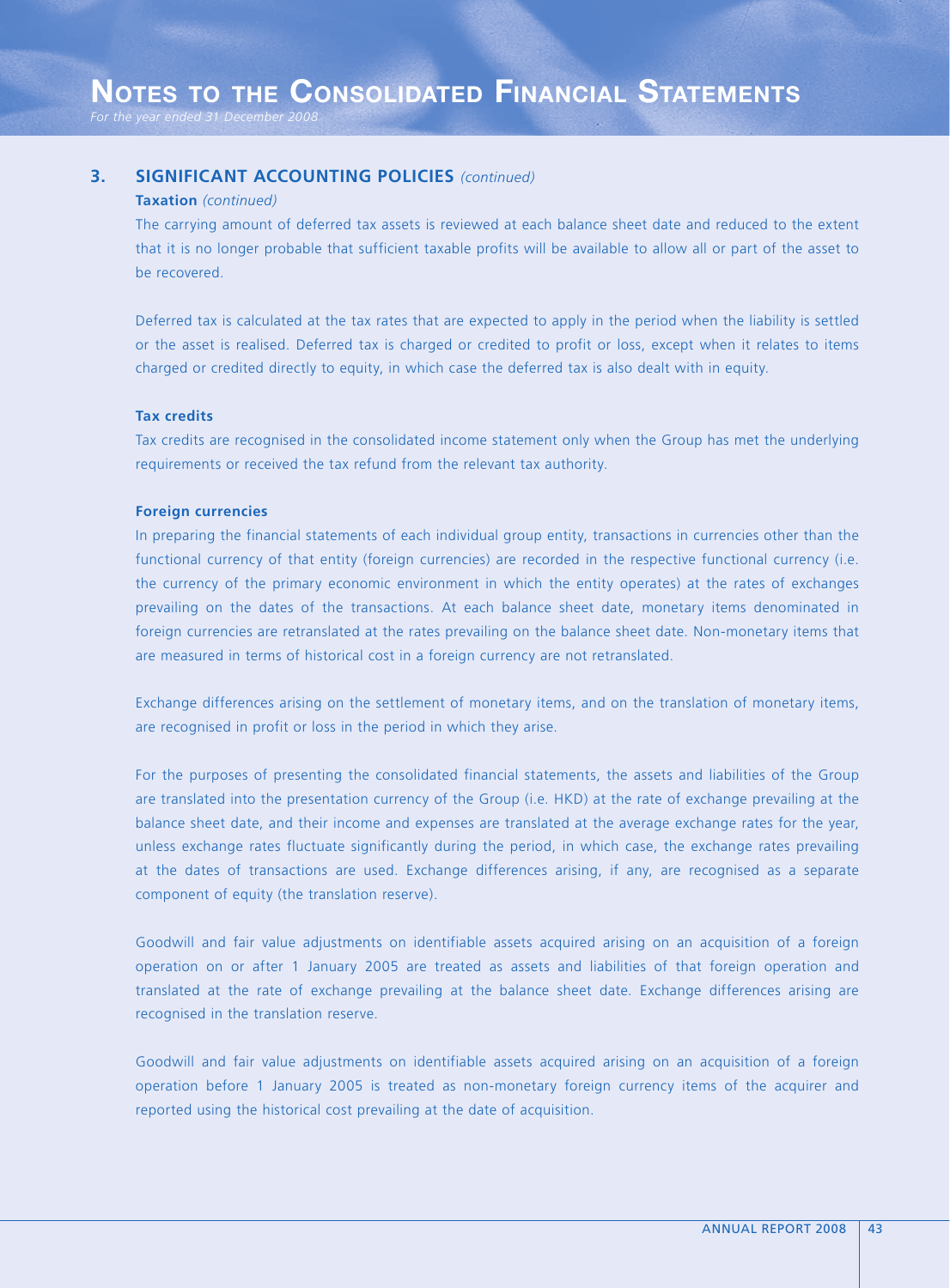## 3. SIGNIFICANT ACCOUNTING POLICIES *(continued)*

**Taxation** *(continued)*

The carrying amount of deferred tax assets is reviewed at each balance sheet date and reduced to the extent that it is no longer probable that sufficient taxable profits will be available to allow all or part of the asset to be recovered.

Deferred tax is calculated at the tax rates that are expected to apply in the period when the liability is settled or the asset is realised. Deferred tax is charged or credited to profit or loss, except when it relates to items charged or credited directly to equity, in which case the deferred tax is also dealt with in equity.

**Tax credits**

Tax credits are recognised in the consolidated income statement only when the Group has met the underlying requirements or received the tax refund from the relevant tax authority.

**Foreign currencies**

In preparing the financial statements of each individual group entity, transactions in currencies other than the functional currency of that entity (foreign currencies) are recorded in the respective functional currency (i.e. the currency of the primary economic environment in which the entity operates) at the rates of exchanges prevailing on the dates of the transactions. At each balance sheet date, monetary items denominated in foreign currencies are retranslated at the rates prevailing on the balance sheet date. Non-monetary items that are measured in terms of historical cost in a foreign currency are not retranslated.

Exchange differences arising on the settlement of monetary items, and on the translation of monetary items, are recognised in profit or loss in the period in which they arise.

For the purposes of presenting the consolidated financial statements, the assets and liabilities of the Group are translated into the presentation currency of the Group (i.e. HKD) at the rate of exchange prevailing at the balance sheet date, and their income and expenses are translated at the average exchange rates for the year, unless exchange rates fluctuate significantly during the period, in which case, the exchange rates prevailing at the dates of transactions are used. Exchange differences arising, if any, are recognised as a separate component of equity (the translation reserve).

Goodwill and fair value adjustments on identifiable assets acquired arising on an acquisition of a foreign operation on or after 1 January 2005 are treated as assets and liabilities of that foreign operation and translated at the rate of exchange prevailing at the balance sheet date. Exchange differences arising are recognised in the translation reserve.

Goodwill and fair value adjustments on identifiable assets acquired arising on an acquisition of a foreign operation before 1 January 2005 is treated as non-monetary foreign currency items of the acquirer and reported using the historical cost prevailing at the date of acquisition.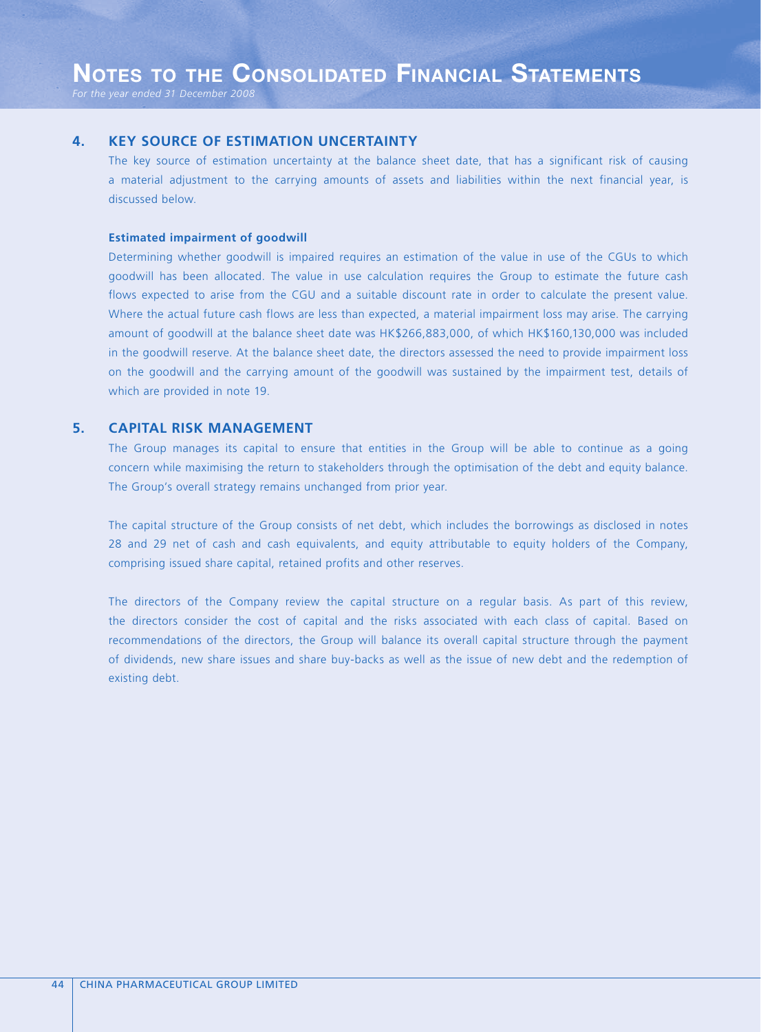## 4. KEY SOURCE OF ESTIMATION UNCERTAINTY

The key source of estimation uncertainty at the balance sheet date, that has a significant risk of causing a material adjustment to the carrying amounts of assets and liabilities within the next financial year, is discussed below.

**Estimated impairment of goodwill**

Determining whether goodwill is impaired requires an estimation of the value in use of the CGUs to which goodwill has been allocated. The value in use calculation requires the Group to estimate the future cash flows expected to arise from the CGU and a suitable discount rate in order to calculate the present value. Where the actual future cash flows are less than expected, a material impairment loss may arise. The carrying amount of goodwill at the balance sheet date was HK$266,883,000, of which HK$160,130,000 was included in the goodwill reserve. At the balance sheet date, the directors assessed the need to provide impairment loss on the goodwill and the carrying amount of the goodwill was sustained by the impairment test, details of which are provided in note 19.

## 5. CAPITAL RISK MANAGEMENT

The Group manages its capital to ensure that entities in the Group will be able to continue as a going concern while maximising the return to stakeholders through the optimisation of the debt and equity balance. The Group's overall strategy remains unchanged from prior year.

The capital structure of the Group consists of net debt, which includes the borrowings as disclosed in notes 28 and 29 net of cash and cash equivalents, and equity attributable to equity holders of the Company, comprising issued share capital, retained profits and other reserves.

The directors of the Company review the capital structure on a regular basis. As part of this review, the directors consider the cost of capital and the risks associated with each class of capital. Based on recommendations of the directors, the Group will balance its overall capital structure through the payment of dividends, new share issues and share buy-backs as well as the issue of new debt and the redemption of existing debt.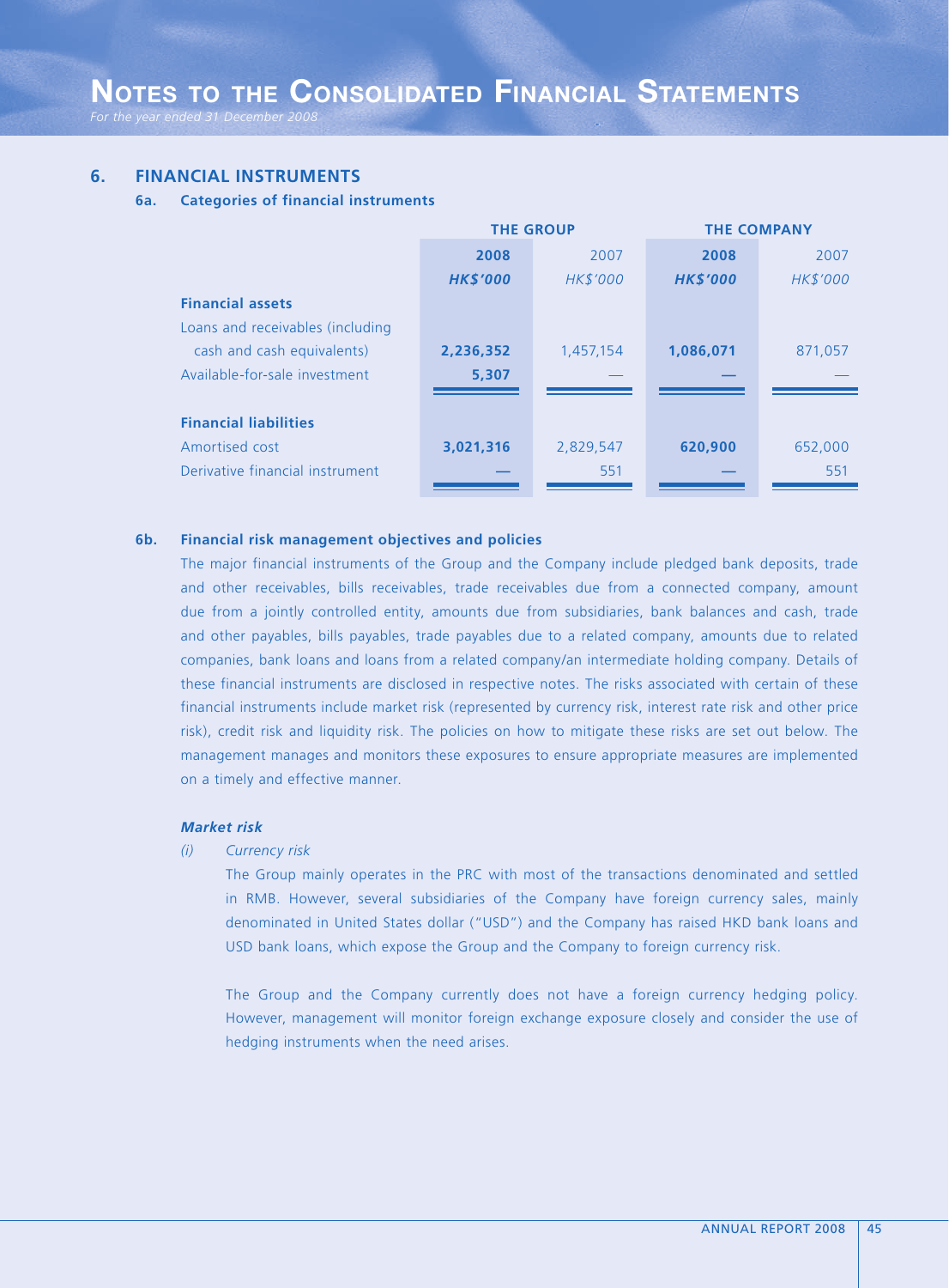## 6. FINANCIAL INSTRUMENTS

### 6a. Categories of financial instruments

| | THE GROUP | | THE COMPANY | |
|---|---|---|---|---|
| | **2008** | 2007 | **2008** | 2007 |
| | ***HK$'000*** | *HK$'000* | ***HK$'000*** | *HK$'000* |
| **Financial assets** | | | | |
| Loans and receivables (including cash and cash equivalents) | **2,236,352** | 1,457,154 | **1,086,071** | 871,057 |
| Available-for-sale investment | **5,307** | — | **—** | — |
| **Financial liabilities** | | | | |
| Amortised cost | **3,021,316** | 2,829,547 | **620,900** | 652,000 |
| Derivative financial instrument | **—** | 551 | **—** | 551 |

### 6b. Financial risk management objectives and policies

The major financial instruments of the Group and the Company include pledged bank deposits, trade and other receivables, bills receivables, trade receivables due from a connected company, amount due from a jointly controlled entity, amounts due from subsidiaries, bank balances and cash, trade and other payables, bills payables, trade payables due to a related company, amounts due to related companies, bank loans and loans from a related company/an intermediate holding company. Details of these financial instruments are disclosed in respective notes. The risks associated with certain of these financial instruments include market risk (represented by currency risk, interest rate risk and other price risk), credit risk and liquidity risk. The policies on how to mitigate these risks are set out below. The management manages and monitors these exposures to ensure appropriate measures are implemented on a timely and effective manner.

***Market risk***

*(i) Currency risk*

The Group mainly operates in the PRC with most of the transactions denominated and settled in RMB. However, several subsidiaries of the Company have foreign currency sales, mainly denominated in United States dollar ("USD") and the Company has raised HKD bank loans and USD bank loans, which expose the Group and the Company to foreign currency risk.

The Group and the Company currently does not have a foreign currency hedging policy. However, management will monitor foreign exchange exposure closely and consider the use of hedging instruments when the need arises.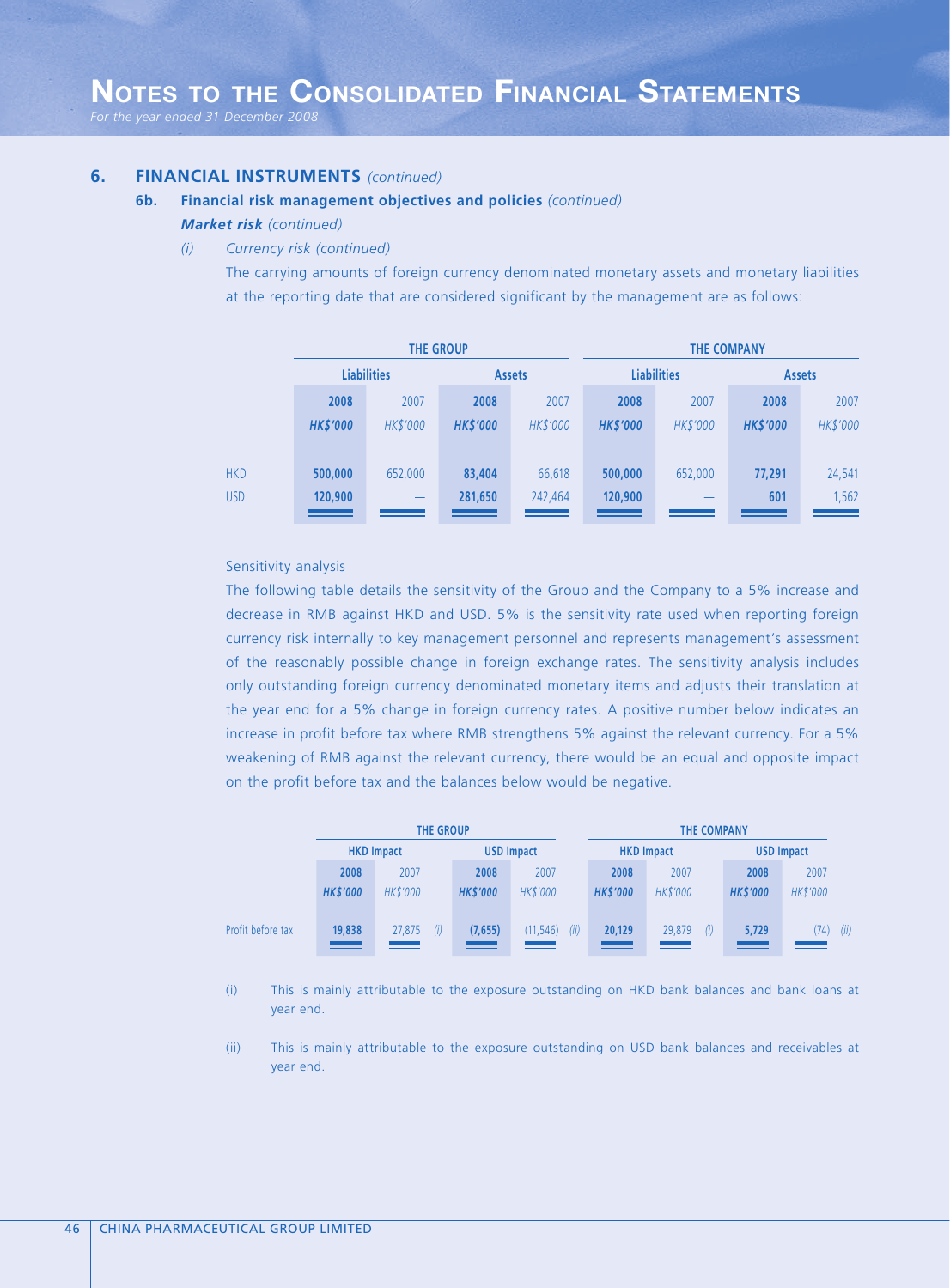## 6. FINANCIAL INSTRUMENTS *(continued)*

### 6b. Financial risk management objectives and policies *(continued)*

***Market risk*** *(continued)*

*(i) Currency risk (continued)*

The carrying amounts of foreign currency denominated monetary assets and monetary liabilities at the reporting date that are considered significant by the management are as follows:

| | THE GROUP | | | | THE COMPANY | | | |
|---|---|---|---|---|---|---|---|---|
| | Liabilities | | Assets | | Liabilities | | Assets | |
| | **2008** | 2007 | **2008** | 2007 | **2008** | 2007 | **2008** | 2007 |
| | ***HK$'000*** | *HK$'000* | ***HK$'000*** | *HK$'000* | ***HK$'000*** | *HK$'000* | ***HK$'000*** | *HK$'000* |
| HKD | **500,000** | 652,000 | **83,404** | 66,618 | **500,000** | 652,000 | **77,291** | 24,541 |
| USD | **120,900** | — | **281,650** | 242,464 | **120,900** | — | **601** | 1,562 |

Sensitivity analysis

The following table details the sensitivity of the Group and the Company to a 5% increase and decrease in RMB against HKD and USD. 5% is the sensitivity rate used when reporting foreign currency risk internally to key management personnel and represents management's assessment of the reasonably possible change in foreign exchange rates. The sensitivity analysis includes only outstanding foreign currency denominated monetary items and adjusts their translation at the year end for a 5% change in foreign currency rates. A positive number below indicates an increase in profit before tax where RMB strengthens 5% against the relevant currency. For a 5% weakening of RMB against the relevant currency, there would be an equal and opposite impact on the profit before tax and the balances below would be negative.

| | THE GROUP | | | | THE COMPANY | | | |
|---|---|---|---|---|---|---|---|---|
| | HKD Impact | | USD Impact | | HKD Impact | | USD Impact | |
| | **2008** | 2007 | **2008** | 2007 | **2008** | 2007 | **2008** | 2007 |
| | ***HK$'000*** | *HK$'000* | ***HK$'000*** | *HK$'000* | ***HK$'000*** | *HK$'000* | ***HK$'000*** | *HK$'000* |
| Profit before tax | **19,838** | 27,875 *(i)* | **(7,655)** | (11,546) *(ii)* | **20,129** | 29,879 *(i)* | **5,729** | (74) *(ii)* |

(i) This is mainly attributable to the exposure outstanding on HKD bank balances and bank loans at year end.

(ii) This is mainly attributable to the exposure outstanding on USD bank balances and receivables at year end.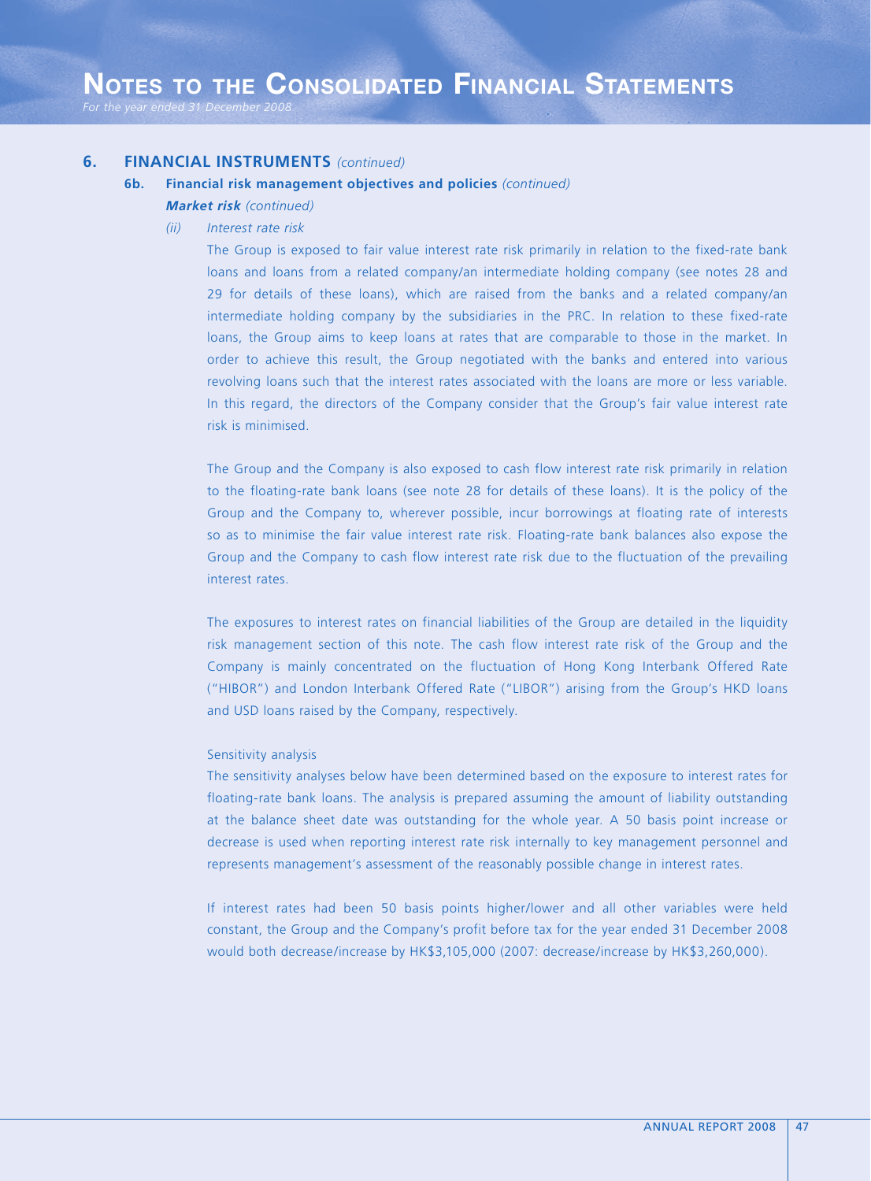## 6. FINANCIAL INSTRUMENTS *(continued)*

### 6b. Financial risk management objectives and policies *(continued)*

***Market risk*** *(continued)*

*(ii) Interest rate risk*

The Group is exposed to fair value interest rate risk primarily in relation to the fixed-rate bank loans and loans from a related company/an intermediate holding company (see notes 28 and 29 for details of these loans), which are raised from the banks and a related company/an intermediate holding company by the subsidiaries in the PRC. In relation to these fixed-rate loans, the Group aims to keep loans at rates that are comparable to those in the market. In order to achieve this result, the Group negotiated with the banks and entered into various revolving loans such that the interest rates associated with the loans are more or less variable. In this regard, the directors of the Company consider that the Group's fair value interest rate risk is minimised.

The Group and the Company is also exposed to cash flow interest rate risk primarily in relation to the floating-rate bank loans (see note 28 for details of these loans). It is the policy of the Group and the Company to, wherever possible, incur borrowings at floating rate of interests so as to minimise the fair value interest rate risk. Floating-rate bank balances also expose the Group and the Company to cash flow interest rate risk due to the fluctuation of the prevailing interest rates.

The exposures to interest rates on financial liabilities of the Group are detailed in the liquidity risk management section of this note. The cash flow interest rate risk of the Group and the Company is mainly concentrated on the fluctuation of Hong Kong Interbank Offered Rate ("HIBOR") and London Interbank Offered Rate ("LIBOR") arising from the Group's HKD loans and USD loans raised by the Company, respectively.

Sensitivity analysis

The sensitivity analyses below have been determined based on the exposure to interest rates for floating-rate bank loans. The analysis is prepared assuming the amount of liability outstanding at the balance sheet date was outstanding for the whole year. A 50 basis point increase or decrease is used when reporting interest rate risk internally to key management personnel and represents management's assessment of the reasonably possible change in interest rates.

If interest rates had been 50 basis points higher/lower and all other variables were held constant, the Group and the Company's profit before tax for the year ended 31 December 2008 would both decrease/increase by HK$3,105,000 (2007: decrease/increase by HK$3,260,000).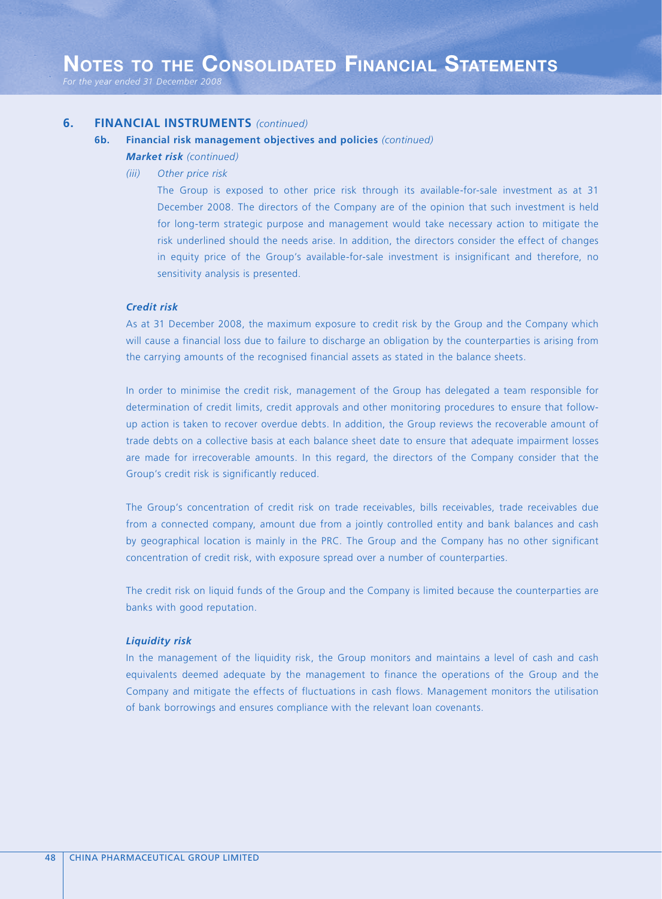## 6. FINANCIAL INSTRUMENTS *(continued)*

### 6b. Financial risk management objectives and policies *(continued)*

***Market risk** (continued)*

*(iii) Other price risk*

The Group is exposed to other price risk through its available-for-sale investment as at 31 December 2008. The directors of the Company are of the opinion that such investment is held for long-term strategic purpose and management would take necessary action to mitigate the risk underlined should the needs arise. In addition, the directors consider the effect of changes in equity price of the Group's available-for-sale investment is insignificant and therefore, no sensitivity analysis is presented.

***Credit risk***

As at 31 December 2008, the maximum exposure to credit risk by the Group and the Company which will cause a financial loss due to failure to discharge an obligation by the counterparties is arising from the carrying amounts of the recognised financial assets as stated in the balance sheets.

In order to minimise the credit risk, management of the Group has delegated a team responsible for determination of credit limits, credit approvals and other monitoring procedures to ensure that follow-up action is taken to recover overdue debts. In addition, the Group reviews the recoverable amount of trade debts on a collective basis at each balance sheet date to ensure that adequate impairment losses are made for irrecoverable amounts. In this regard, the directors of the Company consider that the Group's credit risk is significantly reduced.

The Group's concentration of credit risk on trade receivables, bills receivables, trade receivables due from a connected company, amount due from a jointly controlled entity and bank balances and cash by geographical location is mainly in the PRC. The Group and the Company has no other significant concentration of credit risk, with exposure spread over a number of counterparties.

The credit risk on liquid funds of the Group and the Company is limited because the counterparties are banks with good reputation.

***Liquidity risk***

In the management of the liquidity risk, the Group monitors and maintains a level of cash and cash equivalents deemed adequate by the management to finance the operations of the Group and the Company and mitigate the effects of fluctuations in cash flows. Management monitors the utilisation of bank borrowings and ensures compliance with the relevant loan covenants.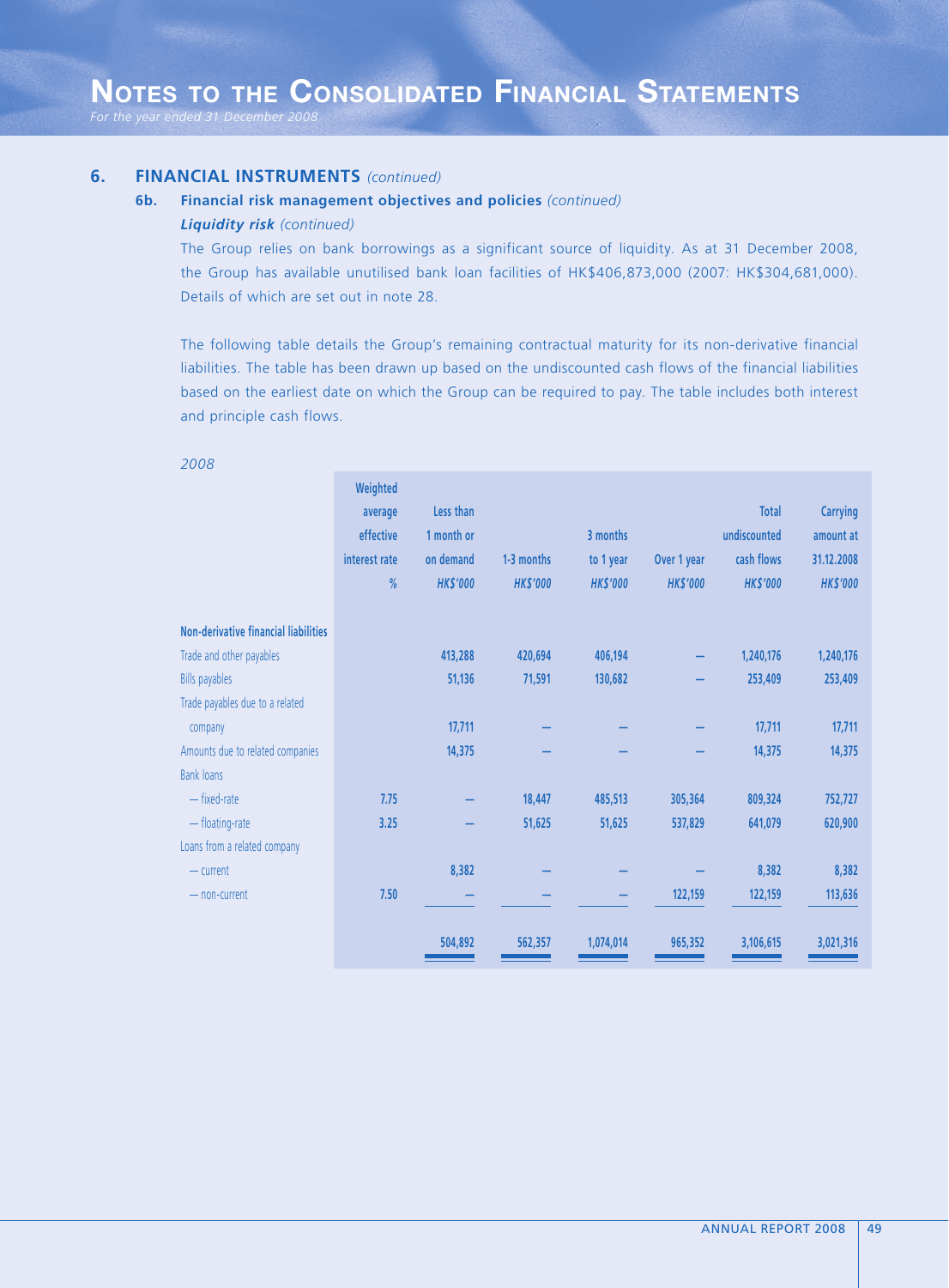## 6. FINANCIAL INSTRUMENTS *(continued)*

### 6b. Financial risk management objectives and policies *(continued)*

***Liquidity risk*** *(continued)*

The Group relies on bank borrowings as a significant source of liquidity. As at 31 December 2008, the Group has available unutilised bank loan facilities of HK$406,873,000 (2007: HK$304,681,000). Details of which are set out in note 28.

The following table details the Group's remaining contractual maturity for its non-derivative financial liabilities. The table has been drawn up based on the undiscounted cash flows of the financial liabilities based on the earliest date on which the Group can be required to pay. The table includes both interest and principle cash flows.

*2008*

| | Weighted average effective interest rate % | Less than 1 month or on demand *HK$'000* | 1-3 months *HK$'000* | 3 months to 1 year *HK$'000* | Over 1 year *HK$'000* | Total undiscounted cash flows *HK$'000* | Carrying amount at 31.12.2008 *HK$'000* |
|---|---|---|---|---|---|---|---|
| **Non-derivative financial liabilities** | | | | | | | |
| Trade and other payables | | 413,288 | 420,694 | 406,194 | — | 1,240,176 | 1,240,176 |
| Bills payables | | 51,136 | 71,591 | 130,682 | — | 253,409 | 253,409 |
| Trade payables due to a related company | | 17,711 | — | — | — | 17,711 | 17,711 |
| Amounts due to related companies | | 14,375 | — | — | — | 14,375 | 14,375 |
| Bank loans | | | | | | | |
| — fixed-rate | 7.75 | — | 18,447 | 485,513 | 305,364 | 809,324 | 752,727 |
| — floating-rate | 3.25 | — | 51,625 | 51,625 | 537,829 | 641,079 | 620,900 |
| Loans from a related company | | | | | | | |
| — current | | 8,382 | — | — | — | 8,382 | 8,382 |
| — non-current | 7.50 | — | — | — | 122,159 | 122,159 | 113,636 |
| | | 504,892 | 562,357 | 1,074,014 | 965,352 | 3,106,615 | 3,021,316 |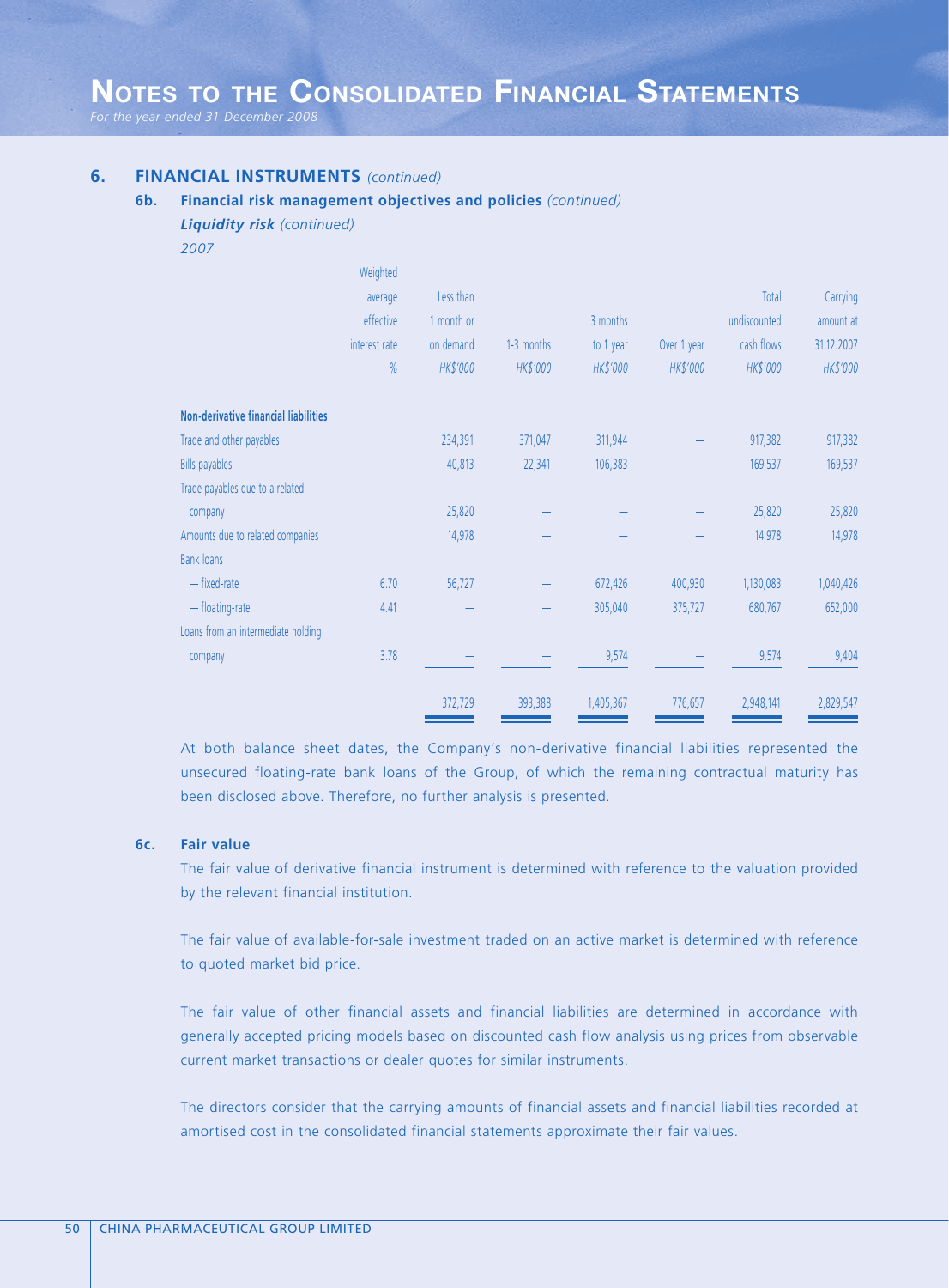## 6. FINANCIAL INSTRUMENTS *(continued)*

### 6b. Financial risk management objectives and policies *(continued)*

***Liquidity risk*** *(continued)*

*2007*

| | Weighted average effective interest rate % | Less than 1 month or on demand *HK$'000* | 1-3 months *HK$'000* | 3 months to 1 year *HK$'000* | Over 1 year *HK$'000* | Total undiscounted cash flows *HK$'000* | Carrying amount at 31.12.2007 *HK$'000* |
|---|---|---|---|---|---|---|---|
| **Non-derivative financial liabilities** | | | | | | | |
| Trade and other payables | | 234,391 | 371,047 | 311,944 | — | 917,382 | 917,382 |
| Bills payables | | 40,813 | 22,341 | 106,383 | — | 169,537 | 169,537 |
| Trade payables due to a related company | | 25,820 | — | — | — | 25,820 | 25,820 |
| Amounts due to related companies | | 14,978 | — | — | — | 14,978 | 14,978 |
| Bank loans | | | | | | | |
| — fixed-rate | 6.70 | 56,727 | — | 672,426 | 400,930 | 1,130,083 | 1,040,426 |
| — floating-rate | 4.41 | — | — | 305,040 | 375,727 | 680,767 | 652,000 |
| Loans from an intermediate holding company | 3.78 | — | — | 9,574 | — | 9,574 | 9,404 |
| | | 372,729 | 393,388 | 1,405,367 | 776,657 | 2,948,141 | 2,829,547 |

At both balance sheet dates, the Company's non-derivative financial liabilities represented the unsecured floating-rate bank loans of the Group, of which the remaining contractual maturity has been disclosed above. Therefore, no further analysis is presented.

### 6c. Fair value

The fair value of derivative financial instrument is determined with reference to the valuation provided by the relevant financial institution.

The fair value of available-for-sale investment traded on an active market is determined with reference to quoted market bid price.

The fair value of other financial assets and financial liabilities are determined in accordance with generally accepted pricing models based on discounted cash flow analysis using prices from observable current market transactions or dealer quotes for similar instruments.

The directors consider that the carrying amounts of financial assets and financial liabilities recorded at amortised cost in the consolidated financial statements approximate their fair values.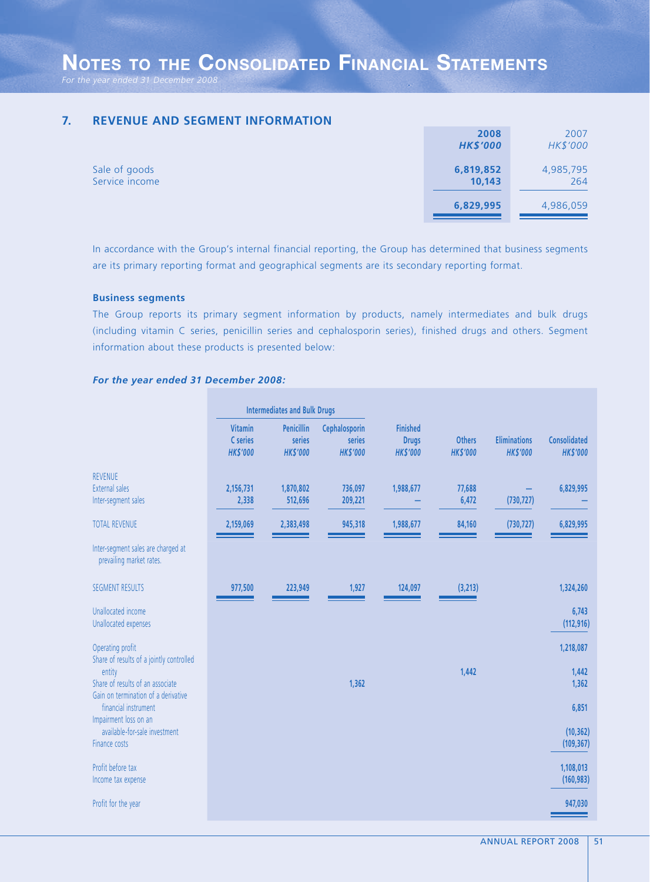## 7. REVENUE AND SEGMENT INFORMATION

| | 2008 HK$'000 | 2007 HK$'000 |
|---|---|---|
| Sale of goods | 6,819,852 | 4,985,795 |
| Service income | 10,143 | 264 |
| | 6,829,995 | 4,986,059 |

In accordance with the Group's internal financial reporting, the Group has determined that business segments are its primary reporting format and geographical segments are its secondary reporting format.

**Business segments**

The Group reports its primary segment information by products, namely intermediates and bulk drugs (including vitamin C series, penicillin series and cephalosporin series), finished drugs and others. Segment information about these products is presented below:

***For the year ended 31 December 2008:***

| | Intermediates and Bulk Drugs | | | | | | |
|---|---|---|---|---|---|---|---|
| | Vitamin C series HK$'000 | Penicillin series HK$'000 | Cephalosporin series HK$'000 | Finished Drugs HK$'000 | Others HK$'000 | Eliminations HK$'000 | Consolidated HK$'000 |
| REVENUE | | | | | | | |
| External sales | 2,156,731 | 1,870,802 | 736,097 | 1,988,677 | 77,688 | – | 6,829,995 |
| Inter-segment sales | 2,338 | 512,696 | 209,221 | – | 6,472 | (730,727) | – |
| TOTAL REVENUE | 2,159,069 | 2,383,498 | 945,318 | 1,988,677 | 84,160 | (730,727) | 6,829,995 |
| Inter-segment sales are charged at prevailing market rates. | | | | | | | |
| SEGMENT RESULTS | 977,500 | 223,949 | 1,927 | 124,097 | (3,213) | | 1,324,260 |
| Unallocated income | | | | | | | 6,743 |
| Unallocated expenses | | | | | | | (112,916) |
| Operating profit | | | | | | | 1,218,087 |
| Share of results of a jointly controlled entity | | | | | 1,442 | | 1,442 |
| Share of results of an associate | | | 1,362 | | | | 1,362 |
| Gain on termination of a derivative financial instrument | | | | | | | 6,851 |
| Impairment loss on an available-for-sale investment | | | | | | | (10,362) |
| Finance costs | | | | | | | (109,367) |
| Profit before tax | | | | | | | 1,108,013 |
| Income tax expense | | | | | | | (160,983) |
| Profit for the year | | | | | | | 947,030 |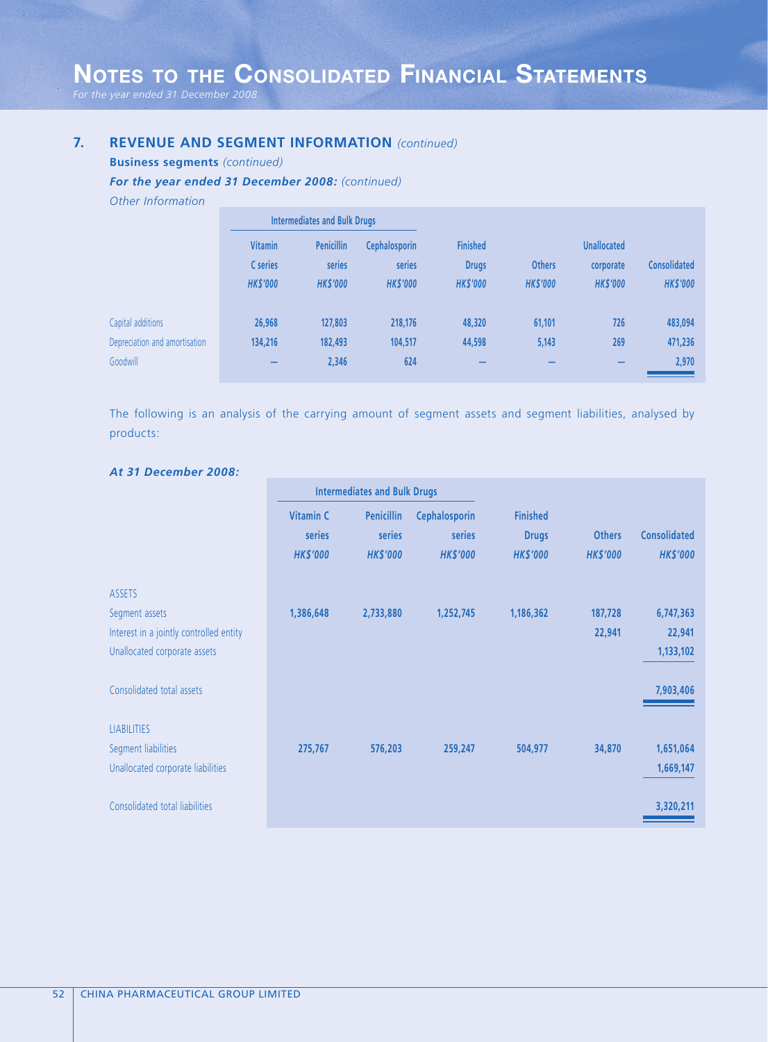## 7. REVENUE AND SEGMENT INFORMATION *(continued)*

**Business segments** *(continued)*

***For the year ended 31 December 2008:*** *(continued)*

*Other Information*

| | Intermediates and Bulk Drugs | | | | | | |
|---|---|---|---|---|---|---|---|
| | Vitamin C series | Penicillin series | Cephalosporin series | Finished Drugs | Others | Unallocated corporate | Consolidated |
| | *HK$'000* | *HK$'000* | *HK$'000* | *HK$'000* | *HK$'000* | *HK$'000* | *HK$'000* |
| Capital additions | 26,968 | 127,803 | 218,176 | 48,320 | 61,101 | 726 | 483,094 |
| Depreciation and amortisation | 134,216 | 182,493 | 104,517 | 44,598 | 5,143 | 269 | 471,236 |
| Goodwill | – | 2,346 | 624 | – | – | – | 2,970 |

The following is an analysis of the carrying amount of segment assets and segment liabilities, analysed by products:

***At 31 December 2008:***

| | Intermediates and Bulk Drugs | | | | | |
|---|---|---|---|---|---|---|
| | Vitamin C series | Penicillin series | Cephalosporin series | Finished Drugs | Others | Consolidated |
| | *HK$'000* | *HK$'000* | *HK$'000* | *HK$'000* | *HK$'000* | *HK$'000* |
| ASSETS | | | | | | |
| Segment assets | 1,386,648 | 2,733,880 | 1,252,745 | 1,186,362 | 187,728 | 6,747,363 |
| Interest in a jointly controlled entity | | | | | 22,941 | 22,941 |
| Unallocated corporate assets | | | | | | 1,133,102 |
| Consolidated total assets | | | | | | 7,903,406 |
| LIABILITIES | | | | | | |
| Segment liabilities | 275,767 | 576,203 | 259,247 | 504,977 | 34,870 | 1,651,064 |
| Unallocated corporate liabilities | | | | | | 1,669,147 |
| Consolidated total liabilities | | | | | | 3,320,211 |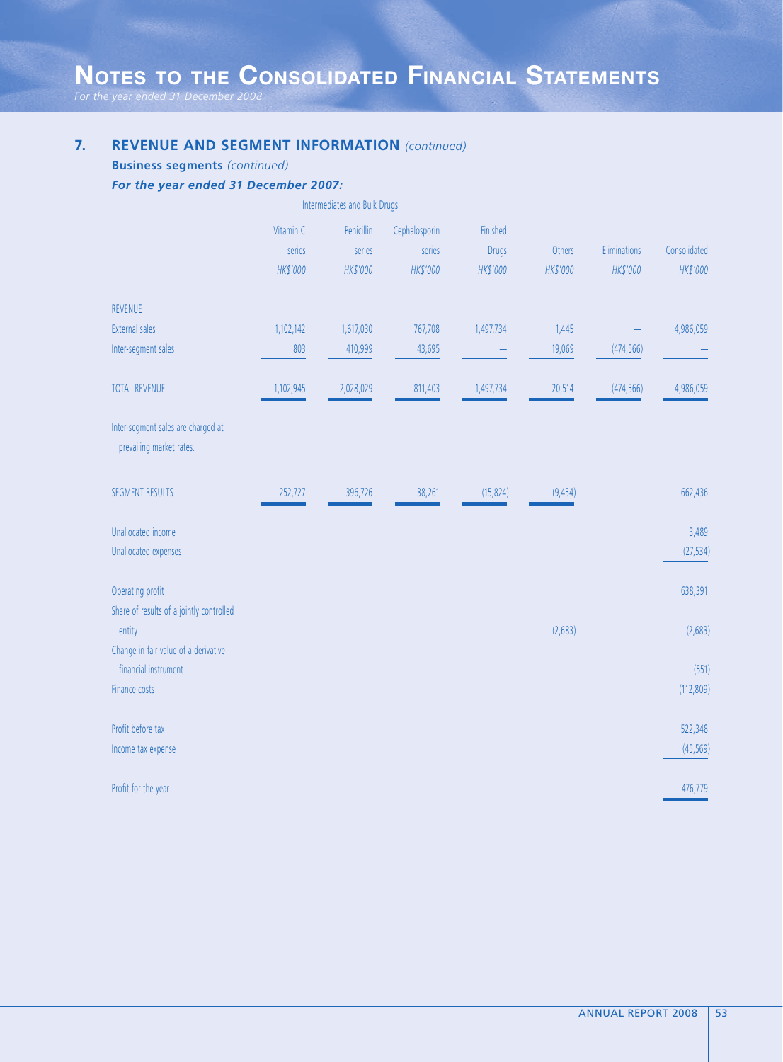## 7. REVENUE AND SEGMENT INFORMATION *(continued)*

**Business segments** *(continued)*

***For the year ended 31 December 2007:***

| | Intermediates and Bulk Drugs | | | | | | |
|---|---|---|---|---|---|---|---|
| | Vitamin C series | Penicillin series | Cephalosporin series | Finished Drugs | Others | Eliminations | Consolidated |
| | *HK$'000* | *HK$'000* | *HK$'000* | *HK$'000* | *HK$'000* | *HK$'000* | *HK$'000* |
| REVENUE | | | | | | | |
| External sales | 1,102,142 | 1,617,030 | 767,708 | 1,497,734 | 1,445 | – | 4,986,059 |
| Inter-segment sales | 803 | 410,999 | 43,695 | – | 19,069 | (474,566) | – |
| TOTAL REVENUE | 1,102,945 | 2,028,029 | 811,403 | 1,497,734 | 20,514 | (474,566) | 4,986,059 |
| Inter-segment sales are charged at prevailing market rates. | | | | | | | |
| SEGMENT RESULTS | 252,727 | 396,726 | 38,261 | (15,824) | (9,454) | | 662,436 |
| Unallocated income | | | | | | | 3,489 |
| Unallocated expenses | | | | | | | (27,534) |
| Operating profit | | | | | | | 638,391 |
| Share of results of a jointly controlled entity | | | | | (2,683) | | (2,683) |
| Change in fair value of a derivative financial instrument | | | | | | | (551) |
| Finance costs | | | | | | | (112,809) |
| Profit before tax | | | | | | | 522,348 |
| Income tax expense | | | | | | | (45,569) |
| Profit for the year | | | | | | | 476,779 |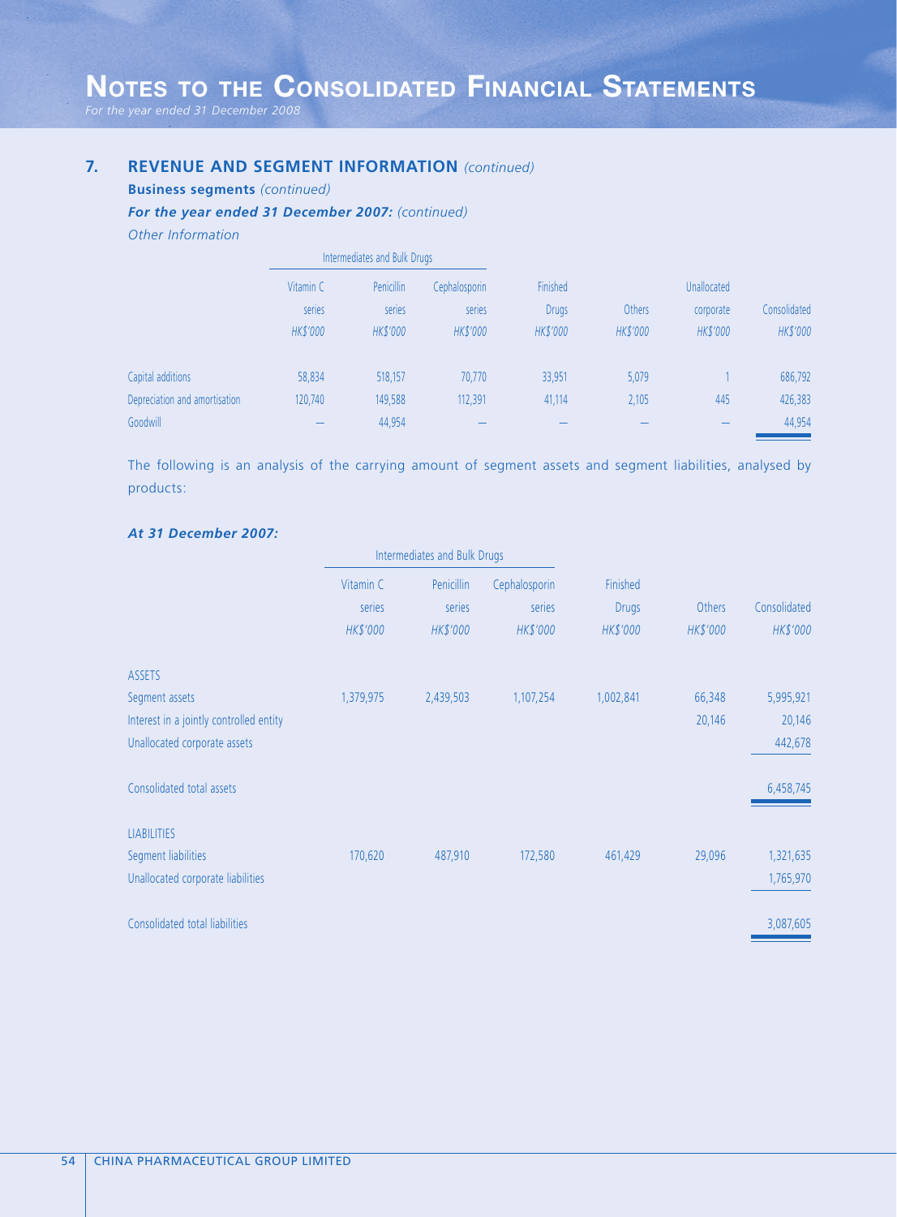## 7. REVENUE AND SEGMENT INFORMATION *(continued)*

**Business segments** *(continued)*

***For the year ended 31 December 2007:*** *(continued)*

*Other Information*

| | Intermediates and Bulk Drugs | | | | | | |
|---|---|---|---|---|---|---|---|
| | Vitamin C series | Penicillin series | Cephalosporin series | Finished Drugs | Others | Unallocated corporate | Consolidated |
| | *HK$'000* | *HK$'000* | *HK$'000* | *HK$'000* | *HK$'000* | *HK$'000* | *HK$'000* |
| Capital additions | 58,834 | 518,157 | 70,770 | 33,951 | 5,079 | 1 | 686,792 |
| Depreciation and amortisation | 120,740 | 149,588 | 112,391 | 41,114 | 2,105 | 445 | 426,383 |
| Goodwill | — | 44,954 | — | — | — | — | 44,954 |

The following is an analysis of the carrying amount of segment assets and segment liabilities, analysed by products:

***At 31 December 2007:***

| | Intermediates and Bulk Drugs | | | | | |
|---|---|---|---|---|---|---|
| | Vitamin C series | Penicillin series | Cephalosporin series | Finished Drugs | Others | Consolidated |
| | *HK$'000* | *HK$'000* | *HK$'000* | *HK$'000* | *HK$'000* | *HK$'000* |
| ASSETS | | | | | | |
| Segment assets | 1,379,975 | 2,439,503 | 1,107,254 | 1,002,841 | 66,348 | 5,995,921 |
| Interest in a jointly controlled entity | | | | | 20,146 | 20,146 |
| Unallocated corporate assets | | | | | | 442,678 |
| Consolidated total assets | | | | | | 6,458,745 |
| LIABILITIES | | | | | | |
| Segment liabilities | 170,620 | 487,910 | 172,580 | 461,429 | 29,096 | 1,321,635 |
| Unallocated corporate liabilities | | | | | | 1,765,970 |
| Consolidated total liabilities | | | | | | 3,087,605 |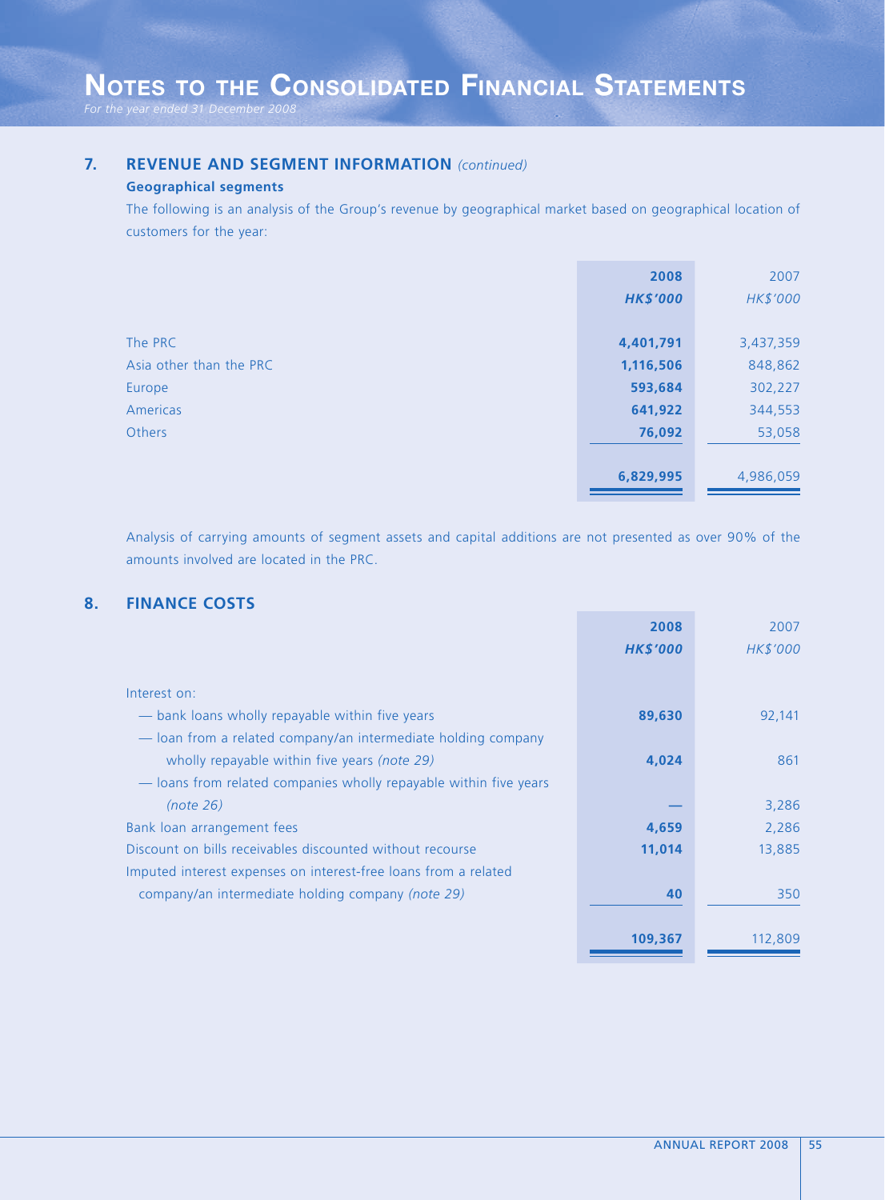## 7. REVENUE AND SEGMENT INFORMATION *(continued)*

### Geographical segments

The following is an analysis of the Group's revenue by geographical market based on geographical location of customers for the year:

| | **2008** | 2007 |
|---|---|---|
| | ***HK$'000*** | *HK$'000* |
| The PRC | **4,401,791** | 3,437,359 |
| Asia other than the PRC | **1,116,506** | 848,862 |
| Europe | **593,684** | 302,227 |
| Americas | **641,922** | 344,553 |
| Others | **76,092** | 53,058 |
| | **6,829,995** | 4,986,059 |

Analysis of carrying amounts of segment assets and capital additions are not presented as over 90% of the amounts involved are located in the PRC.

## 8. FINANCE COSTS

| | **2008** | 2007 |
|---|---|---|
| | ***HK$'000*** | *HK$'000* |
| Interest on: | | |
| — bank loans wholly repayable within five years | **89,630** | 92,141 |
| — loan from a related company/an intermediate holding company wholly repayable within five years *(note 29)* | **4,024** | 861 |
| — loans from related companies wholly repayable within five years *(note 26)* | **—** | 3,286 |
| Bank loan arrangement fees | **4,659** | 2,286 |
| Discount on bills receivables discounted without recourse | **11,014** | 13,885 |
| Imputed interest expenses on interest-free loans from a related company/an intermediate holding company *(note 29)* | **40** | 350 |
| | **109,367** | 112,809 |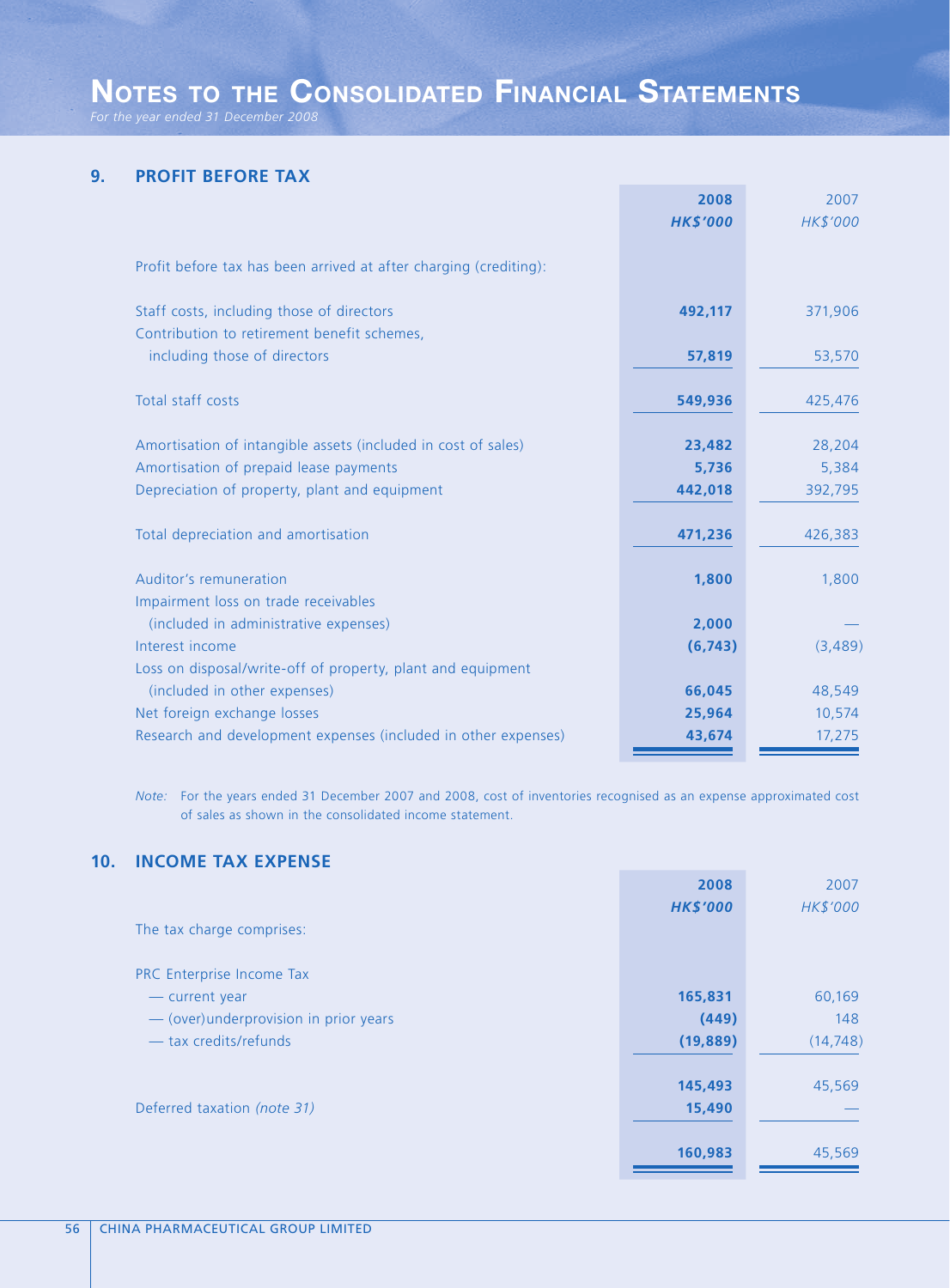# Notes to the Consolidated Financial Statements

*For the year ended 31 December 2008*

## 9. PROFIT BEFORE TAX

| | 2008 | 2007 |
|---|---|---|
| | *HK$'000* | *HK$'000* |
| Profit before tax has been arrived at after charging (crediting): | | |
| Staff costs, including those of directors | **492,117** | 371,906 |
| Contribution to retirement benefit schemes, including those of directors | **57,819** | 53,570 |
| Total staff costs | **549,936** | 425,476 |
| Amortisation of intangible assets (included in cost of sales) | **23,482** | 28,204 |
| Amortisation of prepaid lease payments | **5,736** | 5,384 |
| Depreciation of property, plant and equipment | **442,018** | 392,795 |
| Total depreciation and amortisation | **471,236** | 426,383 |
| Auditor's remuneration | **1,800** | 1,800 |
| Impairment loss on trade receivables (included in administrative expenses) | **2,000** | — |
| Interest income | **(6,743)** | (3,489) |
| Loss on disposal/write-off of property, plant and equipment (included in other expenses) | **66,045** | 48,549 |
| Net foreign exchange losses | **25,964** | 10,574 |
| Research and development expenses (included in other expenses) | **43,674** | 17,275 |

*Note:* For the years ended 31 December 2007 and 2008, cost of inventories recognised as an expense approximated cost of sales as shown in the consolidated income statement.

## 10. INCOME TAX EXPENSE

| | 2008 | 2007 |
|---|---|---|
| | *HK$'000* | *HK$'000* |
| The tax charge comprises: | | |
| PRC Enterprise Income Tax | | |
| — current year | **165,831** | 60,169 |
| — (over)underprovision in prior years | **(449)** | 148 |
| — tax credits/refunds | **(19,889)** | (14,748) |
| | **145,493** | 45,569 |
| Deferred taxation *(note 31)* | **15,490** | — |
| | **160,983** | 45,569 |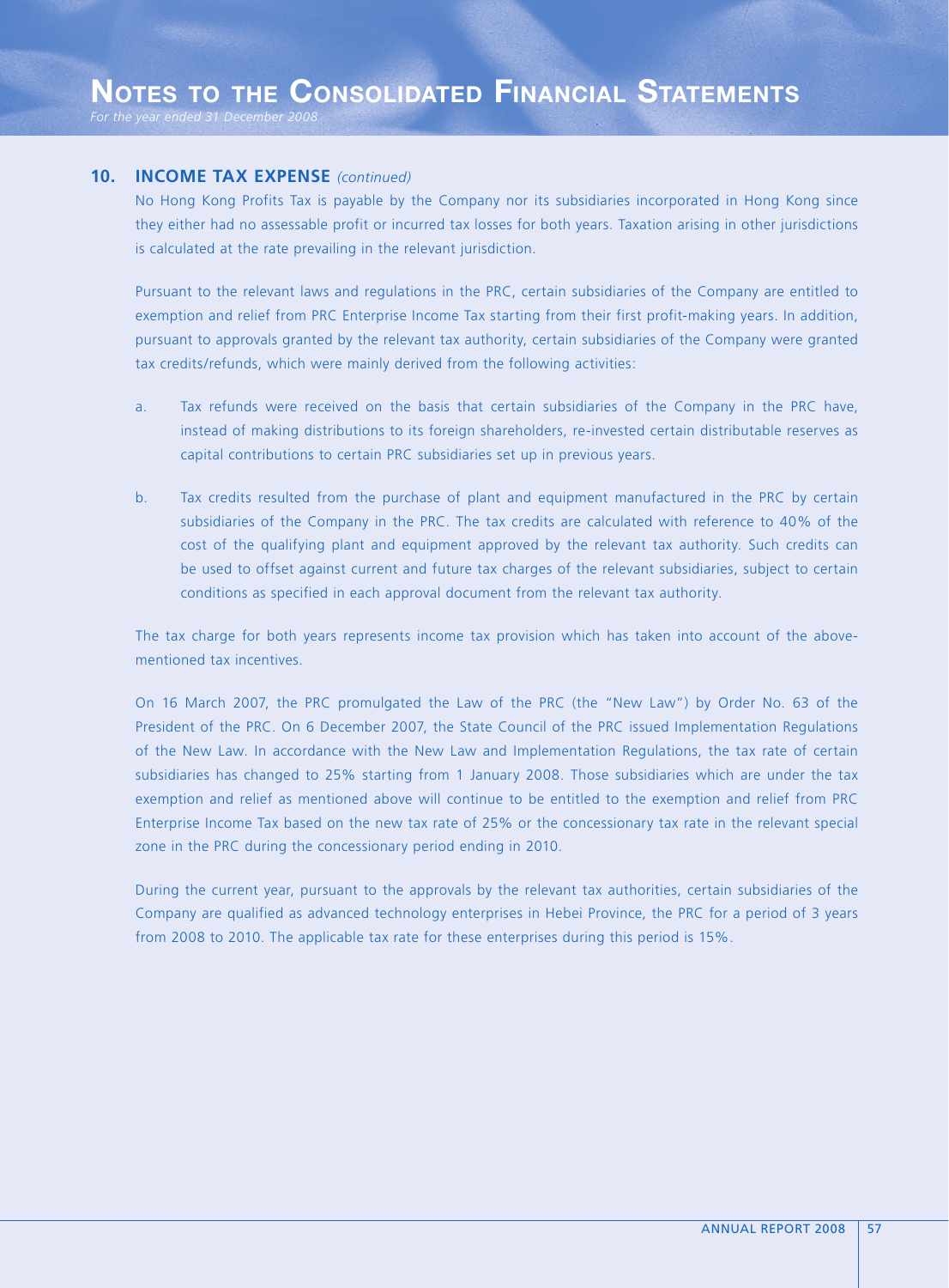## 10. INCOME TAX EXPENSE *(continued)*

No Hong Kong Profits Tax is payable by the Company nor its subsidiaries incorporated in Hong Kong since they either had no assessable profit or incurred tax losses for both years. Taxation arising in other jurisdictions is calculated at the rate prevailing in the relevant jurisdiction.

Pursuant to the relevant laws and regulations in the PRC, certain subsidiaries of the Company are entitled to exemption and relief from PRC Enterprise Income Tax starting from their first profit-making years. In addition, pursuant to approvals granted by the relevant tax authority, certain subsidiaries of the Company were granted tax credits/refunds, which were mainly derived from the following activities:

a. Tax refunds were received on the basis that certain subsidiaries of the Company in the PRC have, instead of making distributions to its foreign shareholders, re-invested certain distributable reserves as capital contributions to certain PRC subsidiaries set up in previous years.

b. Tax credits resulted from the purchase of plant and equipment manufactured in the PRC by certain subsidiaries of the Company in the PRC. The tax credits are calculated with reference to 40% of the cost of the qualifying plant and equipment approved by the relevant tax authority. Such credits can be used to offset against current and future tax charges of the relevant subsidiaries, subject to certain conditions as specified in each approval document from the relevant tax authority.

The tax charge for both years represents income tax provision which has taken into account of the above-mentioned tax incentives.

On 16 March 2007, the PRC promulgated the Law of the PRC (the "New Law") by Order No. 63 of the President of the PRC. On 6 December 2007, the State Council of the PRC issued Implementation Regulations of the New Law. In accordance with the New Law and Implementation Regulations, the tax rate of certain subsidiaries has changed to 25% starting from 1 January 2008. Those subsidiaries which are under the tax exemption and relief as mentioned above will continue to be entitled to the exemption and relief from PRC Enterprise Income Tax based on the new tax rate of 25% or the concessionary tax rate in the relevant special zone in the PRC during the concessionary period ending in 2010.

During the current year, pursuant to the approvals by the relevant tax authorities, certain subsidiaries of the Company are qualified as advanced technology enterprises in Hebei Province, the PRC for a period of 3 years from 2008 to 2010. The applicable tax rate for these enterprises during this period is 15%.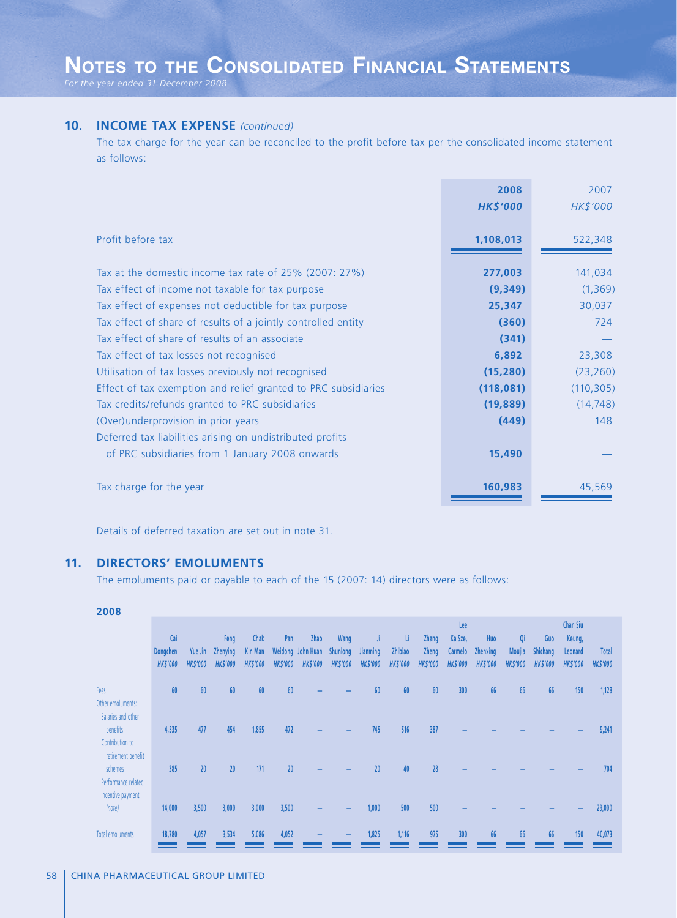## 10. INCOME TAX EXPENSE *(continued)*

The tax charge for the year can be reconciled to the profit before tax per the consolidated income statement as follows:

| | 2008 | 2007 |
|---|---|---|
| | *HK$'000* | *HK$'000* |
| Profit before tax | **1,108,013** | 522,348 |
| Tax at the domestic income tax rate of 25% (2007: 27%) | **277,003** | 141,034 |
| Tax effect of income not taxable for tax purpose | **(9,349)** | (1,369) |
| Tax effect of expenses not deductible for tax purpose | **25,347** | 30,037 |
| Tax effect of share of results of a jointly controlled entity | **(360)** | 724 |
| Tax effect of share of results of an associate | **(341)** | — |
| Tax effect of tax losses not recognised | **6,892** | 23,308 |
| Utilisation of tax losses previously not recognised | **(15,280)** | (23,260) |
| Effect of tax exemption and relief granted to PRC subsidiaries | **(118,081)** | (110,305) |
| Tax credits/refunds granted to PRC subsidiaries | **(19,889)** | (14,748) |
| (Over)underprovision in prior years | **(449)** | 148 |
| Deferred tax liabilities arising on undistributed profits of PRC subsidiaries from 1 January 2008 onwards | **15,490** | — |
| Tax charge for the year | **160,983** | 45,569 |

Details of deferred taxation are set out in note 31.

## 11. DIRECTORS' EMOLUMENTS

The emoluments paid or payable to each of the 15 (2007: 14) directors were as follows:

**2008**

| | Cai Dongchen | Yue Jin | Feng Zhenying | Chak Kin Man | Pan Weidong | Zhao John Huan | Wang Shunlong | Ji Jianming | Li Zhibiao | Zhang Zheng | Lee Ka Sze, Carmelo | Huo Zhenxing | Qi Moujia | Guo Shichang | Chan Siu Keung, Leonard | Total |
|---|---|---|---|---|---|---|---|---|---|---|---|---|---|---|---|---|
| | *HK$'000* | *HK$'000* | *HK$'000* | *HK$'000* | *HK$'000* | *HK$'000* | *HK$'000* | *HK$'000* | *HK$'000* | *HK$'000* | *HK$'000* | *HK$'000* | *HK$'000* | *HK$'000* | *HK$'000* | *HK$'000* |
| Fees | 60 | 60 | 60 | 60 | 60 | – | – | 60 | 60 | 60 | 300 | 66 | 66 | 66 | 150 | 1,128 |
| Other emoluments: | | | | | | | | | | | | | | | | |
| Salaries and other benefits | 4,335 | 477 | 454 | 1,855 | 472 | – | – | 745 | 516 | 387 | – | – | – | – | – | 9,241 |
| Contribution to retirement benefit schemes | 385 | 20 | 20 | 171 | 20 | – | – | 20 | 40 | 28 | – | – | – | – | – | 704 |
| Performance related incentive payment *(note)* | 14,000 | 3,500 | 3,000 | 3,000 | 3,500 | – | – | 1,000 | 500 | 500 | – | – | – | – | – | 29,000 |
| Total emoluments | 18,780 | 4,057 | 3,534 | 5,086 | 4,052 | – | – | 1,825 | 1,116 | 975 | 300 | 66 | 66 | 66 | 150 | 40,073 |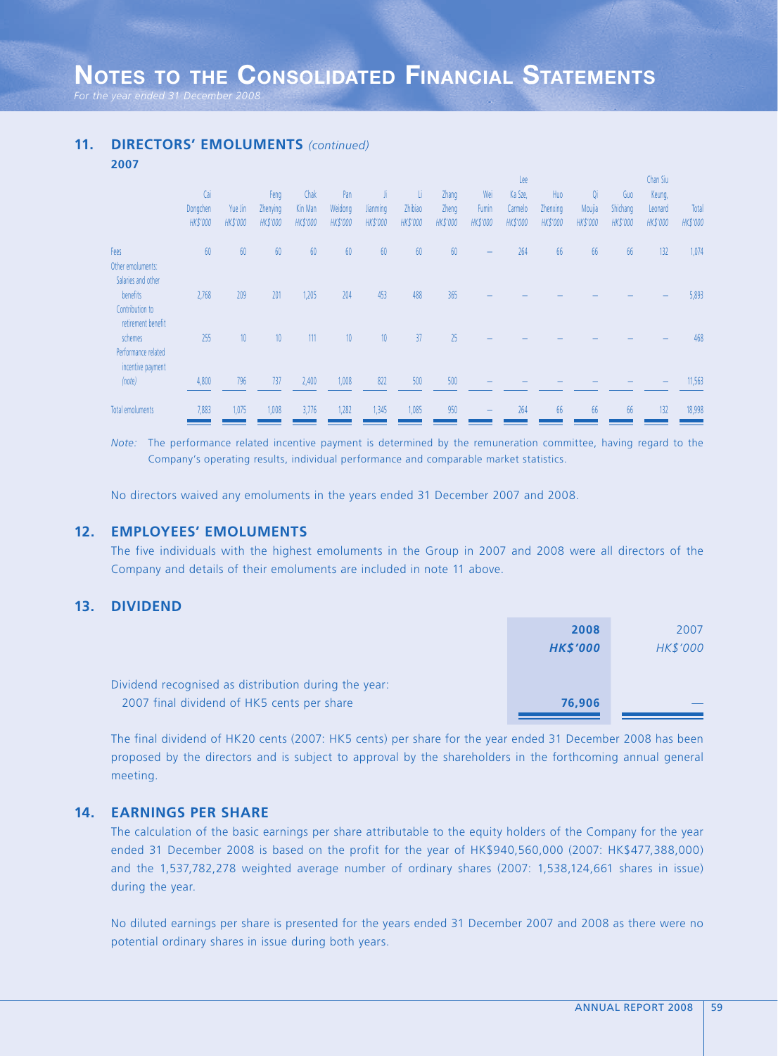## 11. DIRECTORS' EMOLUMENTS *(continued)*

**2007**

| | Cai Dongchen HK$'000 | Yue Jin HK$'000 | Feng Zhenying HK$'000 | Chak Kin Man HK$'000 | Pan Weidong HK$'000 | Ji Jianming HK$'000 | Li Zhibiao HK$'000 | Zhang Zheng HK$'000 | Wei Fumin HK$'000 | Lee Ka Sze, Carmelo HK$'000 | Huo Zhenxing HK$'000 | Qi Moujia HK$'000 | Guo Shichang HK$'000 | Chan Siu Keung, Leonard HK$'000 | Total HK$'000 |
|---|---|---|---|---|---|---|---|---|---|---|---|---|---|---|---|
| Fees | 60 | 60 | 60 | 60 | 60 | 60 | 60 | 60 | – | 264 | 66 | 66 | 66 | 132 | 1,074 |
| Other emoluments: | | | | | | | | | | | | | | | |
| Salaries and other benefits | 2,768 | 209 | 201 | 1,205 | 204 | 453 | 488 | 365 | – | – | – | – | – | – | 5,893 |
| Contribution to retirement benefit schemes | 255 | 10 | 10 | 111 | 10 | 10 | 37 | 25 | – | – | – | – | – | – | 468 |
| Performance related incentive payment *(note)* | 4,800 | 796 | 737 | 2,400 | 1,008 | 822 | 500 | 500 | – | – | – | – | – | – | 11,563 |
| Total emoluments | 7,883 | 1,075 | 1,008 | 3,776 | 1,282 | 1,345 | 1,085 | 950 | – | 264 | 66 | 66 | 66 | 132 | 18,998 |

*Note:* The performance related incentive payment is determined by the remuneration committee, having regard to the Company's operating results, individual performance and comparable market statistics.

No directors waived any emoluments in the years ended 31 December 2007 and 2008.

## 12. EMPLOYEES' EMOLUMENTS

The five individuals with the highest emoluments in the Group in 2007 and 2008 were all directors of the Company and details of their emoluments are included in note 11 above.

## 13. DIVIDEND

| | 2008 HK$'000 | 2007 HK$'000 |
|---|---|---|
| Dividend recognised as distribution during the year: | | |
| 2007 final dividend of HK5 cents per share | 76,906 | — |

The final dividend of HK20 cents (2007: HK5 cents) per share for the year ended 31 December 2008 has been proposed by the directors and is subject to approval by the shareholders in the forthcoming annual general meeting.

## 14. EARNINGS PER SHARE

The calculation of the basic earnings per share attributable to the equity holders of the Company for the year ended 31 December 2008 is based on the profit for the year of HK$940,560,000 (2007: HK$477,388,000) and the 1,537,782,278 weighted average number of ordinary shares (2007: 1,538,124,661 shares in issue) during the year.

No diluted earnings per share is presented for the years ended 31 December 2007 and 2008 as there were no potential ordinary shares in issue during both years.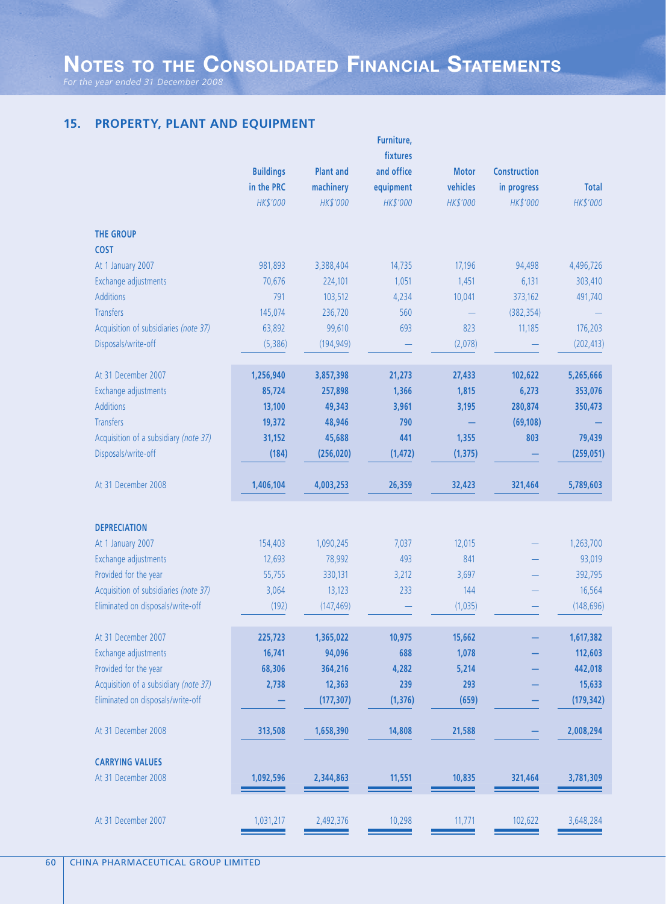## 15. PROPERTY, PLANT AND EQUIPMENT

| | Buildings in the PRC | Plant and machinery | Furniture, fixtures and office equipment | Motor vehicles | Construction in progress | Total |
|---|---|---|---|---|---|---|
| | *HK$'000* | *HK$'000* | *HK$'000* | *HK$'000* | *HK$'000* | *HK$'000* |
| **THE GROUP** | | | | | | |
| **COST** | | | | | | |
| At 1 January 2007 | 981,893 | 3,388,404 | 14,735 | 17,196 | 94,498 | 4,496,726 |
| Exchange adjustments | 70,676 | 224,101 | 1,051 | 1,451 | 6,131 | 303,410 |
| Additions | 791 | 103,512 | 4,234 | 10,041 | 373,162 | 491,740 |
| Transfers | 145,074 | 236,720 | 560 | — | (382,354) | — |
| Acquisition of subsidiaries *(note 37)* | 63,892 | 99,610 | 693 | 823 | 11,185 | 176,203 |
| Disposals/write-off | (5,386) | (194,949) | — | (2,078) | — | (202,413) |
| At 31 December 2007 | **1,256,940** | **3,857,398** | **21,273** | **27,433** | **102,622** | **5,265,666** |
| Exchange adjustments | **85,724** | **257,898** | **1,366** | **1,815** | **6,273** | **353,076** |
| Additions | **13,100** | **49,343** | **3,961** | **3,195** | **280,874** | **350,473** |
| Transfers | **19,372** | **48,946** | **790** | **—** | **(69,108)** | **—** |
| Acquisition of a subsidiary *(note 37)* | **31,152** | **45,688** | **441** | **1,355** | **803** | **79,439** |
| Disposals/write-off | **(184)** | **(256,020)** | **(1,472)** | **(1,375)** | **—** | **(259,051)** |
| At 31 December 2008 | **1,406,104** | **4,003,253** | **26,359** | **32,423** | **321,464** | **5,789,603** |
| **DEPRECIATION** | | | | | | |
| At 1 January 2007 | 154,403 | 1,090,245 | 7,037 | 12,015 | — | 1,263,700 |
| Exchange adjustments | 12,693 | 78,992 | 493 | 841 | — | 93,019 |
| Provided for the year | 55,755 | 330,131 | 3,212 | 3,697 | — | 392,795 |
| Acquisition of subsidiaries *(note 37)* | 3,064 | 13,123 | 233 | 144 | — | 16,564 |
| Eliminated on disposals/write-off | (192) | (147,469) | — | (1,035) | — | (148,696) |
| At 31 December 2007 | **225,723** | **1,365,022** | **10,975** | **15,662** | **—** | **1,617,382** |
| Exchange adjustments | **16,741** | **94,096** | **688** | **1,078** | **—** | **112,603** |
| Provided for the year | **68,306** | **364,216** | **4,282** | **5,214** | **—** | **442,018** |
| Acquisition of a subsidiary *(note 37)* | **2,738** | **12,363** | **239** | **293** | **—** | **15,633** |
| Eliminated on disposals/write-off | **—** | **(177,307)** | **(1,376)** | **(659)** | **—** | **(179,342)** |
| At 31 December 2008 | **313,508** | **1,658,390** | **14,808** | **21,588** | **—** | **2,008,294** |
| **CARRYING VALUES** | | | | | | |
| At 31 December 2008 | **1,092,596** | **2,344,863** | **11,551** | **10,835** | **321,464** | **3,781,309** |
| At 31 December 2007 | 1,031,217 | 2,492,376 | 10,298 | 11,771 | 102,622 | 3,648,284 |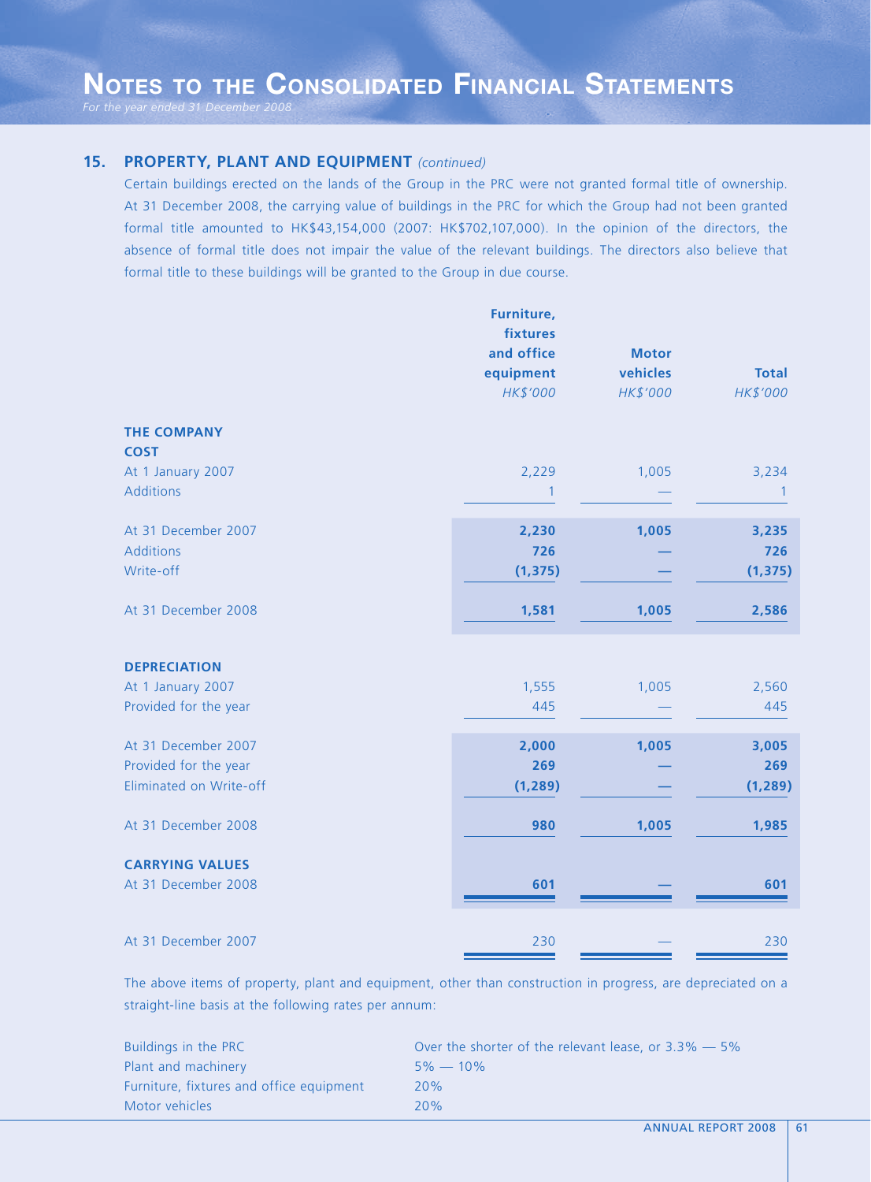## 15. PROPERTY, PLANT AND EQUIPMENT *(continued)*

Certain buildings erected on the lands of the Group in the PRC were not granted formal title of ownership. At 31 December 2008, the carrying value of buildings in the PRC for which the Group had not been granted formal title amounted to HK$43,154,000 (2007: HK$702,107,000). In the opinion of the directors, the absence of formal title does not impair the value of the relevant buildings. The directors also believe that formal title to these buildings will be granted to the Group in due course.

| | Furniture, fixtures and office equipment *HK$'000* | Motor vehicles *HK$'000* | Total *HK$'000* |
|---|---|---|---|
| **THE COMPANY** | | | |
| **COST** | | | |
| At 1 January 2007 | 2,229 | 1,005 | 3,234 |
| Additions | 1 | — | 1 |
| At 31 December 2007 | **2,230** | **1,005** | **3,235** |
| Additions | **726** | **—** | **726** |
| Write-off | **(1,375)** | **—** | **(1,375)** |
| At 31 December 2008 | **1,581** | **1,005** | **2,586** |
| **DEPRECIATION** | | | |
| At 1 January 2007 | 1,555 | 1,005 | 2,560 |
| Provided for the year | 445 | — | 445 |
| At 31 December 2007 | **2,000** | **1,005** | **3,005** |
| Provided for the year | **269** | **—** | **269** |
| Eliminated on Write-off | **(1,289)** | **—** | **(1,289)** |
| At 31 December 2008 | **980** | **1,005** | **1,985** |
| **CARRYING VALUES** | | | |
| At 31 December 2008 | **601** | **—** | **601** |
| At 31 December 2007 | 230 | — | 230 |

The above items of property, plant and equipment, other than construction in progress, are depreciated on a straight-line basis at the following rates per annum:

| | |
|---|---|
| Buildings in the PRC | Over the shorter of the relevant lease, or 3.3% — 5% |
| Plant and machinery | 5% — 10% |
| Furniture, fixtures and office equipment | 20% |
| Motor vehicles | 20% |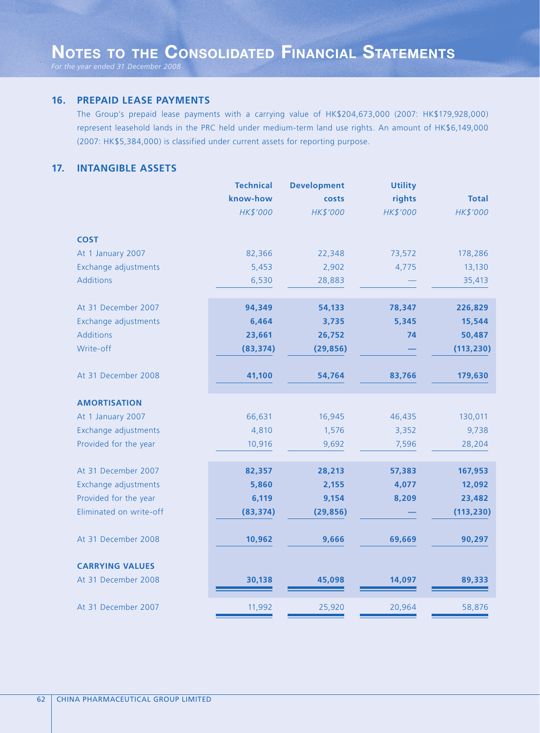## 16. PREPAID LEASE PAYMENTS

The Group's prepaid lease payments with a carrying value of HK$204,673,000 (2007: HK$179,928,000) represent leasehold lands in the PRC held under medium-term land use rights. An amount of HK$6,149,000 (2007: HK$5,384,000) is classified under current assets for reporting purpose.

## 17. INTANGIBLE ASSETS

| | Technical know-how | Development costs | Utility rights | Total |
|---|---|---|---|---|
| | *HK$'000* | *HK$'000* | *HK$'000* | *HK$'000* |
| **COST** | | | | |
| At 1 January 2007 | 82,366 | 22,348 | 73,572 | 178,286 |
| Exchange adjustments | 5,453 | 2,902 | 4,775 | 13,130 |
| Additions | 6,530 | 28,883 | — | 35,413 |
| At 31 December 2007 | **94,349** | **54,133** | **78,347** | **226,829** |
| Exchange adjustments | **6,464** | **3,735** | **5,345** | **15,544** |
| Additions | **23,661** | **26,752** | **74** | **50,487** |
| Write-off | **(83,374)** | **(29,856)** | **—** | **(113,230)** |
| At 31 December 2008 | **41,100** | **54,764** | **83,766** | **179,630** |
| **AMORTISATION** | | | | |
| At 1 January 2007 | 66,631 | 16,945 | 46,435 | 130,011 |
| Exchange adjustments | 4,810 | 1,576 | 3,352 | 9,738 |
| Provided for the year | 10,916 | 9,692 | 7,596 | 28,204 |
| At 31 December 2007 | **82,357** | **28,213** | **57,383** | **167,953** |
| Exchange adjustments | **5,860** | **2,155** | **4,077** | **12,092** |
| Provided for the year | **6,119** | **9,154** | **8,209** | **23,482** |
| Eliminated on write-off | **(83,374)** | **(29,856)** | **—** | **(113,230)** |
| At 31 December 2008 | **10,962** | **9,666** | **69,669** | **90,297** |
| **CARRYING VALUES** | | | | |
| At 31 December 2008 | **30,138** | **45,098** | **14,097** | **89,333** |
| At 31 December 2007 | 11,992 | 25,920 | 20,964 | 58,876 |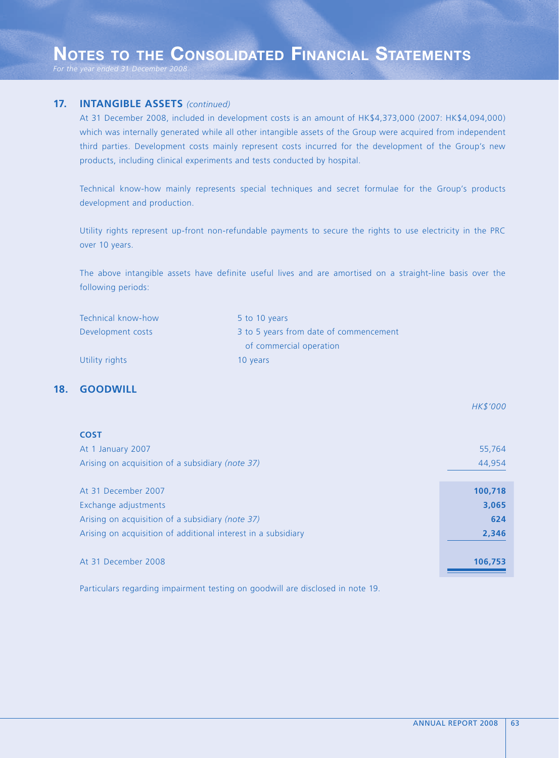## 17. INTANGIBLE ASSETS *(continued)*

At 31 December 2008, included in development costs is an amount of HK$4,373,000 (2007: HK$4,094,000) which was internally generated while all other intangible assets of the Group were acquired from independent third parties. Development costs mainly represent costs incurred for the development of the Group's new products, including clinical experiments and tests conducted by hospital.

Technical know-how mainly represents special techniques and secret formulae for the Group's products development and production.

Utility rights represent up-front non-refundable payments to secure the rights to use electricity in the PRC over 10 years.

The above intangible assets have definite useful lives and are amortised on a straight-line basis over the following periods:

| | |
|---|---|
| Technical know-how | 5 to 10 years |
| Development costs | 3 to 5 years from date of commencement of commercial operation |
| Utility rights | 10 years |

## 18. GOODWILL

| | *HK$'000* |
|---|---|
| **COST** | |
| At 1 January 2007 | 55,764 |
| Arising on acquisition of a subsidiary *(note 37)* | 44,954 |
| At 31 December 2007 | **100,718** |
| Exchange adjustments | **3,065** |
| Arising on acquisition of a subsidiary *(note 37)* | **624** |
| Arising on acquisition of additional interest in a subsidiary | **2,346** |
| At 31 December 2008 | **106,753** |

Particulars regarding impairment testing on goodwill are disclosed in note 19.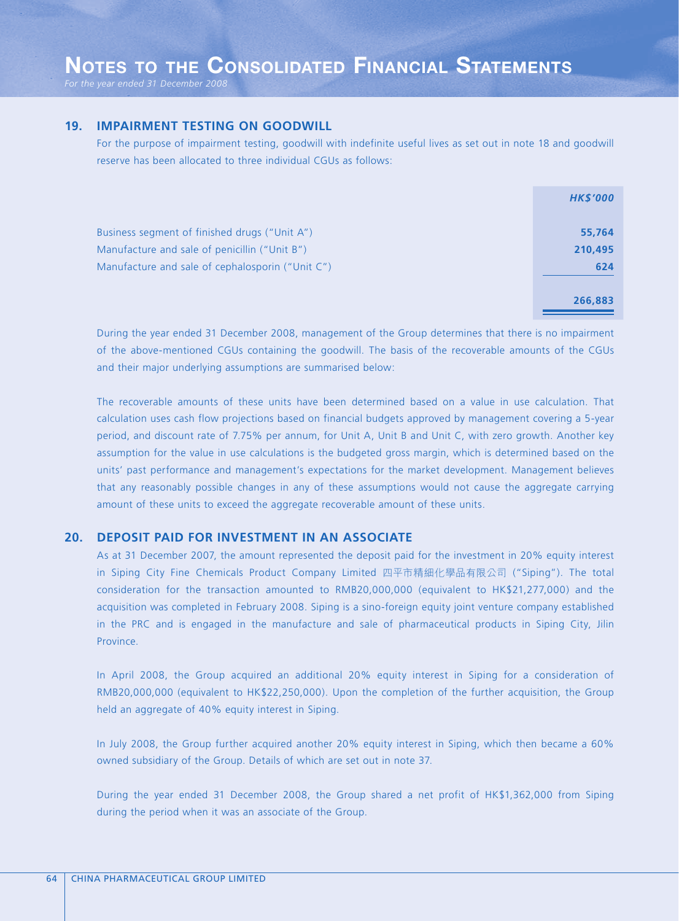## 19. IMPAIRMENT TESTING ON GOODWILL

For the purpose of impairment testing, goodwill with indefinite useful lives as set out in note 18 and goodwill reserve has been allocated to three individual CGUs as follows:

| | *HK$'000* |
|---|---|
| Business segment of finished drugs ("Unit A") | **55,764** |
| Manufacture and sale of penicillin ("Unit B") | **210,495** |
| Manufacture and sale of cephalosporin ("Unit C") | **624** |
| | **266,883** |

During the year ended 31 December 2008, management of the Group determines that there is no impairment of the above-mentioned CGUs containing the goodwill. The basis of the recoverable amounts of the CGUs and their major underlying assumptions are summarised below:

The recoverable amounts of these units have been determined based on a value in use calculation. That calculation uses cash flow projections based on financial budgets approved by management covering a 5-year period, and discount rate of 7.75% per annum, for Unit A, Unit B and Unit C, with zero growth. Another key assumption for the value in use calculations is the budgeted gross margin, which is determined based on the units' past performance and management's expectations for the market development. Management believes that any reasonably possible changes in any of these assumptions would not cause the aggregate carrying amount of these units to exceed the aggregate recoverable amount of these units.

## 20. DEPOSIT PAID FOR INVESTMENT IN AN ASSOCIATE

As at 31 December 2007, the amount represented the deposit paid for the investment in 20% equity interest in Siping City Fine Chemicals Product Company Limited 四平市精細化學品有限公司 ("Siping"). The total consideration for the transaction amounted to RMB20,000,000 (equivalent to HK$21,277,000) and the acquisition was completed in February 2008. Siping is a sino-foreign equity joint venture company established in the PRC and is engaged in the manufacture and sale of pharmaceutical products in Siping City, Jilin Province.

In April 2008, the Group acquired an additional 20% equity interest in Siping for a consideration of RMB20,000,000 (equivalent to HK$22,250,000). Upon the completion of the further acquisition, the Group held an aggregate of 40% equity interest in Siping.

In July 2008, the Group further acquired another 20% equity interest in Siping, which then became a 60% owned subsidiary of the Group. Details of which are set out in note 37.

During the year ended 31 December 2008, the Group shared a net profit of HK$1,362,000 from Siping during the period when it was an associate of the Group.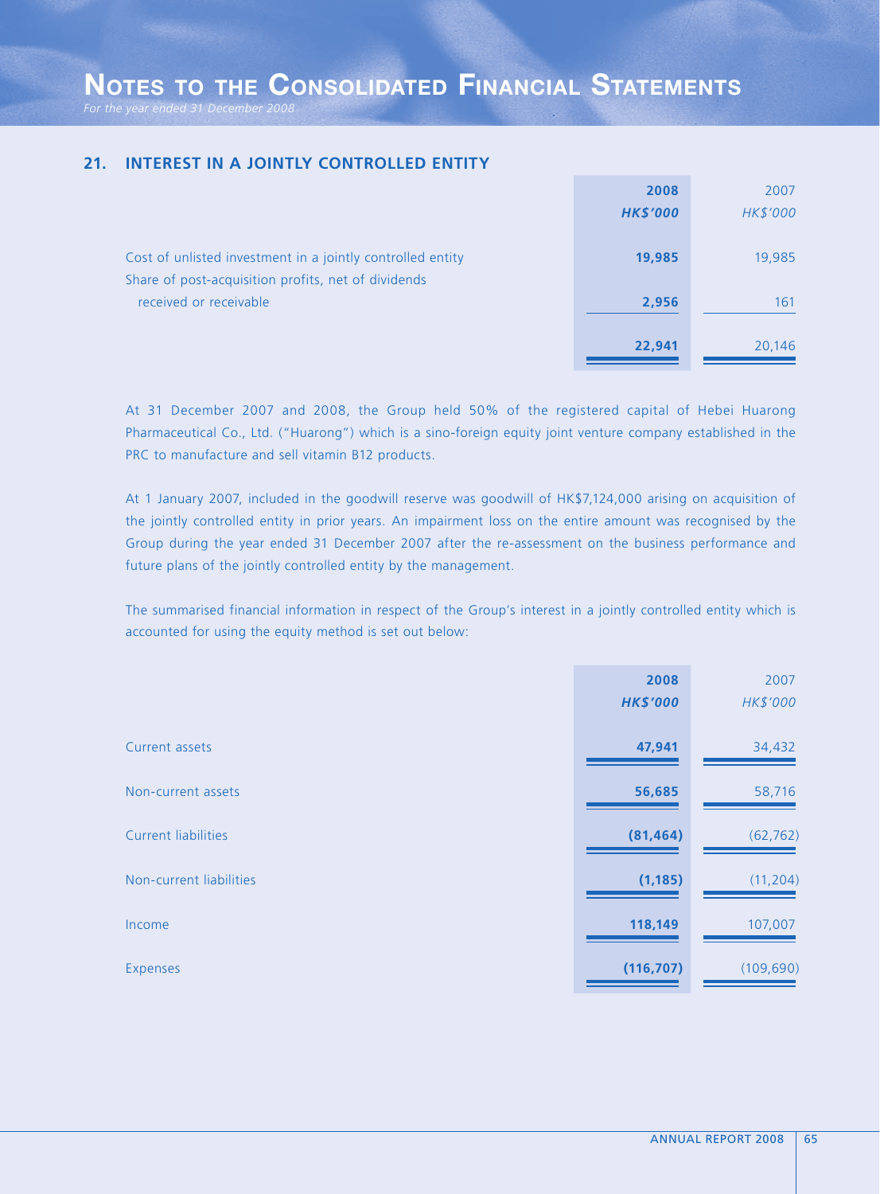## 21. INTEREST IN A JOINTLY CONTROLLED ENTITY

| | 2008 | 2007 |
|---|---|---|
| | ***HK$'000*** | *HK$'000* |
| Cost of unlisted investment in a jointly controlled entity | **19,985** | 19,985 |
| Share of post-acquisition profits, net of dividends received or receivable | **2,956** | 161 |
| | **22,941** | 20,146 |

At 31 December 2007 and 2008, the Group held 50% of the registered capital of Hebei Huarong Pharmaceutical Co., Ltd. ("Huarong") which is a sino-foreign equity joint venture company established in the PRC to manufacture and sell vitamin B12 products.

At 1 January 2007, included in the goodwill reserve was goodwill of HK$7,124,000 arising on acquisition of the jointly controlled entity in prior years. An impairment loss on the entire amount was recognised by the Group during the year ended 31 December 2007 after the re-assessment on the business performance and future plans of the jointly controlled entity by the management.

The summarised financial information in respect of the Group's interest in a jointly controlled entity which is accounted for using the equity method is set out below:

| | 2008 | 2007 |
|---|---|---|
| | ***HK$'000*** | *HK$'000* |
| Current assets | **47,941** | 34,432 |
| Non-current assets | **56,685** | 58,716 |
| Current liabilities | **(81,464)** | (62,762) |
| Non-current liabilities | **(1,185)** | (11,204) |
| Income | **118,149** | 107,007 |
| Expenses | **(116,707)** | (109,690) |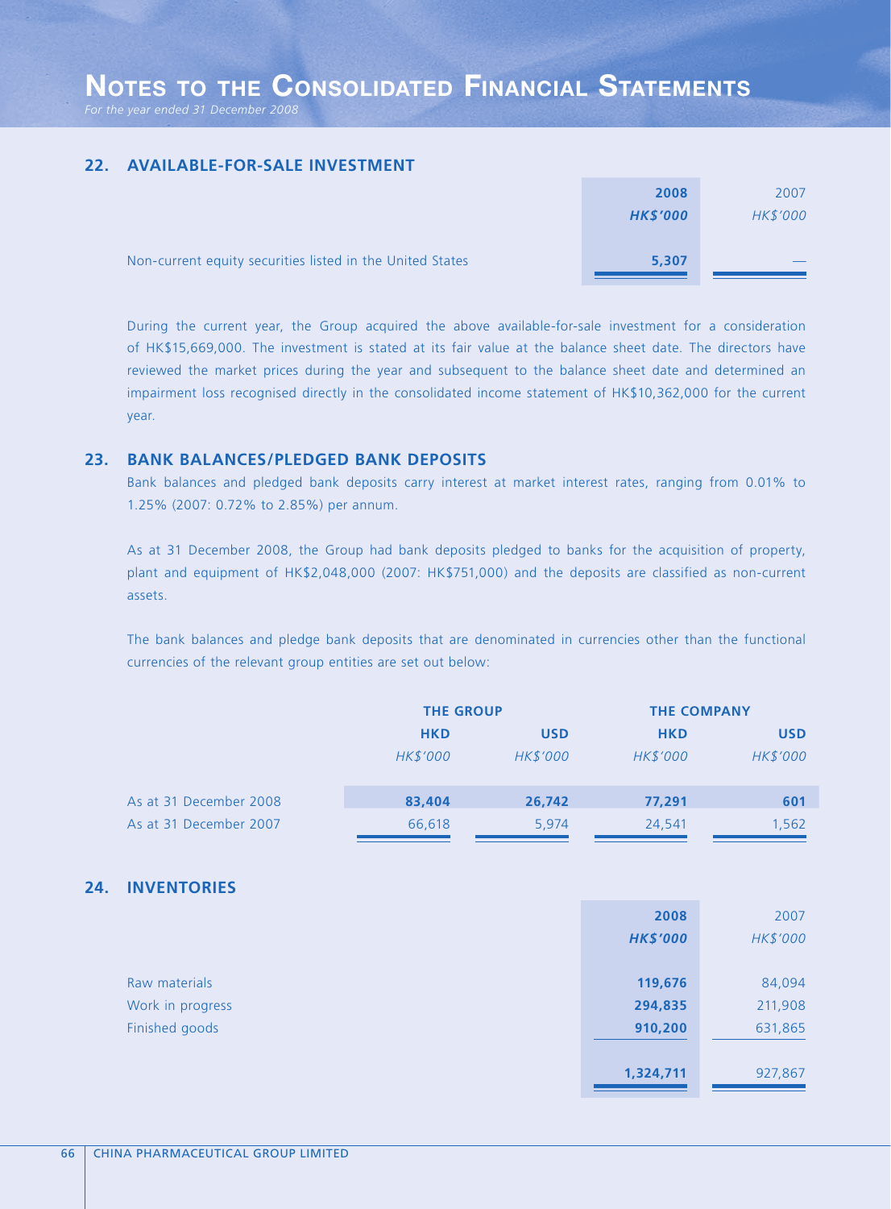## 22. AVAILABLE-FOR-SALE INVESTMENT

| | 2008 | 2007 |
|---|---|---|
| | *HK$'000* | *HK$'000* |
| Non-current equity securities listed in the United States | **5,307** | — |

During the current year, the Group acquired the above available-for-sale investment for a consideration of HK$15,669,000. The investment is stated at its fair value at the balance sheet date. The directors have reviewed the market prices during the year and subsequent to the balance sheet date and determined an impairment loss recognised directly in the consolidated income statement of HK$10,362,000 for the current year.

## 23. BANK BALANCES/PLEDGED BANK DEPOSITS

Bank balances and pledged bank deposits carry interest at market interest rates, ranging from 0.01% to 1.25% (2007: 0.72% to 2.85%) per annum.

As at 31 December 2008, the Group had bank deposits pledged to banks for the acquisition of property, plant and equipment of HK$2,048,000 (2007: HK$751,000) and the deposits are classified as non-current assets.

The bank balances and pledge bank deposits that are denominated in currencies other than the functional currencies of the relevant group entities are set out below:

| | THE GROUP | | THE COMPANY | |
|---|---|---|---|---|
| | HKD | USD | HKD | USD |
| | *HK$'000* | *HK$'000* | *HK$'000* | *HK$'000* |
| As at 31 December 2008 | **83,404** | **26,742** | **77,291** | **601** |
| As at 31 December 2007 | 66,618 | 5,974 | 24,541 | 1,562 |

## 24. INVENTORIES

| | 2008 | 2007 |
|---|---|---|
| | *HK$'000* | *HK$'000* |
| Raw materials | **119,676** | 84,094 |
| Work in progress | **294,835** | 211,908 |
| Finished goods | **910,200** | 631,865 |
| | **1,324,711** | 927,867 |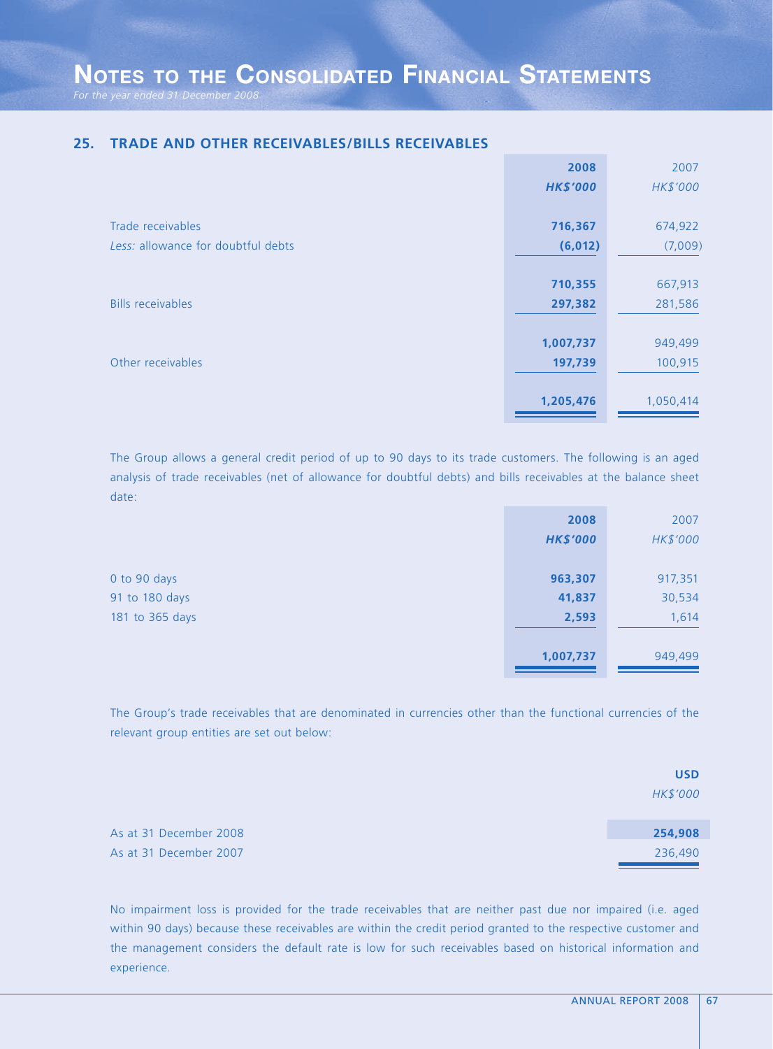## 25. TRADE AND OTHER RECEIVABLES/BILLS RECEIVABLES

| | 2008 | 2007 |
|---|---|---|
| | *HK$'000* | *HK$'000* |
| Trade receivables | 716,367 | 674,922 |
| *Less:* allowance for doubtful debts | (6,012) | (7,009) |
| | 710,355 | 667,913 |
| Bills receivables | 297,382 | 281,586 |
| | 1,007,737 | 949,499 |
| Other receivables | 197,739 | 100,915 |
| | 1,205,476 | 1,050,414 |

The Group allows a general credit period of up to 90 days to its trade customers. The following is an aged analysis of trade receivables (net of allowance for doubtful debts) and bills receivables at the balance sheet date:

| | 2008 | 2007 |
|---|---|---|
| | *HK$'000* | *HK$'000* |
| 0 to 90 days | 963,307 | 917,351 |
| 91 to 180 days | 41,837 | 30,534 |
| 181 to 365 days | 2,593 | 1,614 |
| | 1,007,737 | 949,499 |

The Group's trade receivables that are denominated in currencies other than the functional currencies of the relevant group entities are set out below:

| | USD |
|---|---|
| | *HK$'000* |
| As at 31 December 2008 | 254,908 |
| As at 31 December 2007 | 236,490 |

No impairment loss is provided for the trade receivables that are neither past due nor impaired (i.e. aged within 90 days) because these receivables are within the credit period granted to the respective customer and the management considers the default rate is low for such receivables based on historical information and experience.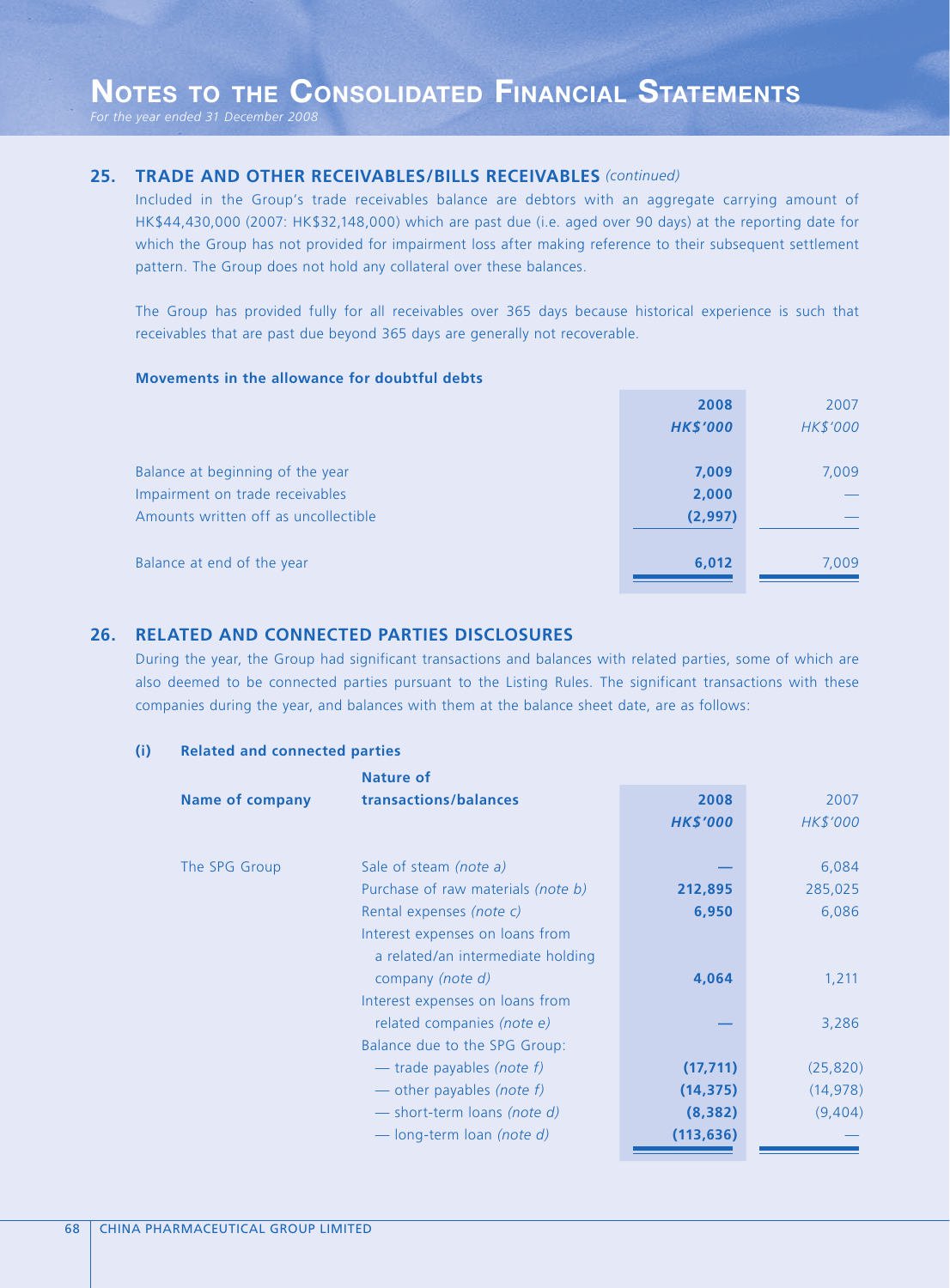## 25. TRADE AND OTHER RECEIVABLES/BILLS RECEIVABLES *(continued)*

Included in the Group's trade receivables balance are debtors with an aggregate carrying amount of HK$44,430,000 (2007: HK$32,148,000) which are past due (i.e. aged over 90 days) at the reporting date for which the Group has not provided for impairment loss after making reference to their subsequent settlement pattern. The Group does not hold any collateral over these balances.

The Group has provided fully for all receivables over 365 days because historical experience is such that receivables that are past due beyond 365 days are generally not recoverable.

**Movements in the allowance for doubtful debts**

| | 2008<br>*HK$'000* | 2007<br>*HK$'000* |
|---|---|---|
| Balance at beginning of the year | 7,009 | 7,009 |
| Impairment on trade receivables | 2,000 | — |
| Amounts written off as uncollectible | (2,997) | — |
| Balance at end of the year | 6,012 | 7,009 |

## 26. RELATED AND CONNECTED PARTIES DISCLOSURES

During the year, the Group had significant transactions and balances with related parties, some of which are also deemed to be connected parties pursuant to the Listing Rules. The significant transactions with these companies during the year, and balances with them at the balance sheet date, are as follows:

**(i) Related and connected parties**

| Name of company | Nature of transactions/balances | 2008<br>*HK$'000* | 2007<br>*HK$'000* |
|---|---|---|---|
| The SPG Group | Sale of steam *(note a)* | — | 6,084 |
| | Purchase of raw materials *(note b)* | 212,895 | 285,025 |
| | Rental expenses *(note c)* | 6,950 | 6,086 |
| | Interest expenses on loans from a related/an intermediate holding company *(note d)* | 4,064 | 1,211 |
| | Interest expenses on loans from related companies *(note e)* | — | 3,286 |
| | Balance due to the SPG Group: | | |
| | — trade payables *(note f)* | (17,711) | (25,820) |
| | — other payables *(note f)* | (14,375) | (14,978) |
| | — short-term loans *(note d)* | (8,382) | (9,404) |
| | — long-term loan *(note d)* | (113,636) | — |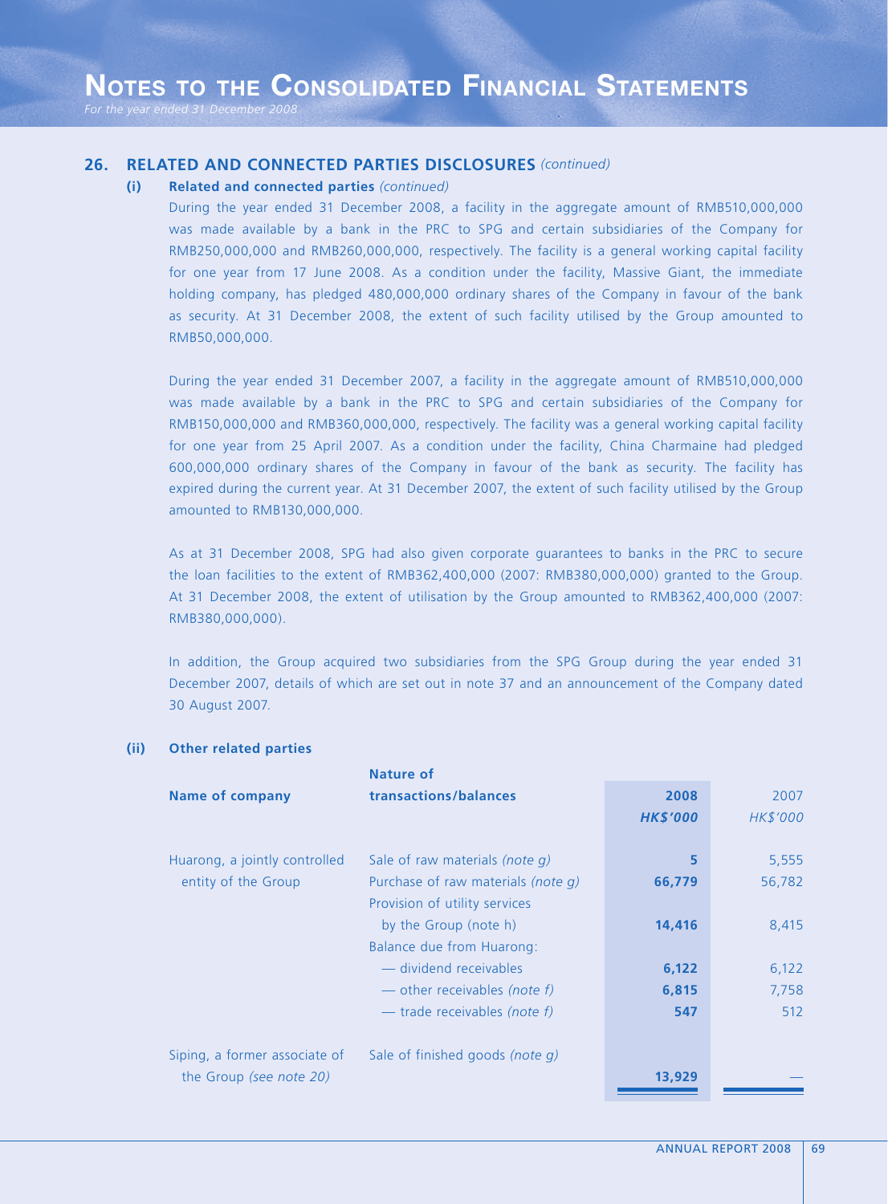## 26. RELATED AND CONNECTED PARTIES DISCLOSURES *(continued)*

### (i) Related and connected parties *(continued)*

During the year ended 31 December 2008, a facility in the aggregate amount of RMB510,000,000 was made available by a bank in the PRC to SPG and certain subsidiaries of the Company for RMB250,000,000 and RMB260,000,000, respectively. The facility is a general working capital facility for one year from 17 June 2008. As a condition under the facility, Massive Giant, the immediate holding company, has pledged 480,000,000 ordinary shares of the Company in favour of the bank as security. At 31 December 2008, the extent of such facility utilised by the Group amounted to RMB50,000,000.

During the year ended 31 December 2007, a facility in the aggregate amount of RMB510,000,000 was made available by a bank in the PRC to SPG and certain subsidiaries of the Company for RMB150,000,000 and RMB360,000,000, respectively. The facility was a general working capital facility for one year from 25 April 2007. As a condition under the facility, China Charmaine had pledged 600,000,000 ordinary shares of the Company in favour of the bank as security. The facility has expired during the current year. At 31 December 2007, the extent of such facility utilised by the Group amounted to RMB130,000,000.

As at 31 December 2008, SPG had also given corporate guarantees to banks in the PRC to secure the loan facilities to the extent of RMB362,400,000 (2007: RMB380,000,000) granted to the Group. At 31 December 2008, the extent of utilisation by the Group amounted to RMB362,400,000 (2007: RMB380,000,000).

In addition, the Group acquired two subsidiaries from the SPG Group during the year ended 31 December 2007, details of which are set out in note 37 and an announcement of the Company dated 30 August 2007.

### (ii) Other related parties

| Name of company | Nature of transactions/balances | 2008 HK$'000 | 2007 HK$'000 |
|---|---|---|---|
| Huarong, a jointly controlled entity of the Group | Sale of raw materials *(note g)* | **5** | 5,555 |
| | Purchase of raw materials *(note g)* | **66,779** | 56,782 |
| | Provision of utility services by the Group (note h) | **14,416** | 8,415 |
| | Balance due from Huarong: | | |
| | — dividend receivables | **6,122** | 6,122 |
| | — other receivables *(note f)* | **6,815** | 7,758 |
| | — trade receivables *(note f)* | **547** | 512 |
| Siping, a former associate of the Group *(see note 20)* | Sale of finished goods *(note g)* | **13,929** | — |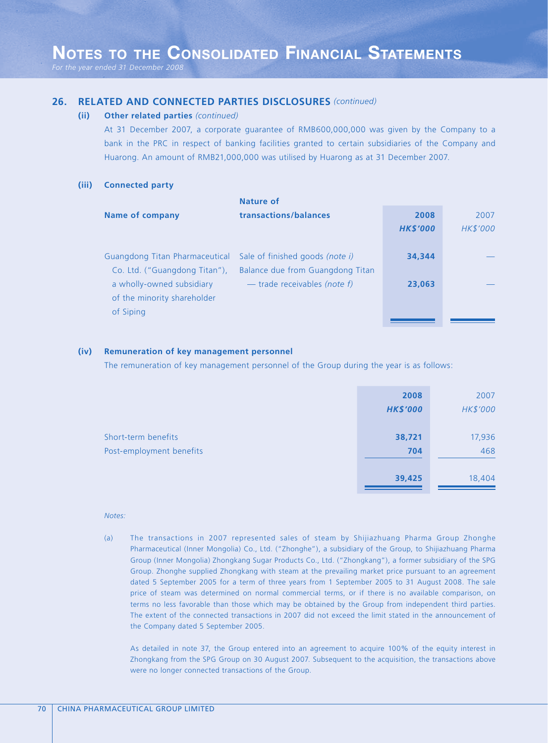## 26. RELATED AND CONNECTED PARTIES DISCLOSURES *(continued)*

### (ii) Other related parties *(continued)*

At 31 December 2007, a corporate guarantee of RMB600,000,000 was given by the Company to a bank in the PRC in respect of banking facilities granted to certain subsidiaries of the Company and Huarong. An amount of RMB21,000,000 was utilised by Huarong as at 31 December 2007.

### (iii) Connected party

| Name of company | Nature of transactions/balances | 2008 HK$'000 | 2007 HK$'000 |
|---|---|---|---|
| Guangdong Titan Pharmaceutical Co. Ltd. ("Guangdong Titan"), a wholly-owned subsidiary of the minority shareholder of Siping | Sale of finished goods *(note i)* | **34,344** | — |
| | Balance due from Guangdong Titan — trade receivables *(note f)* | **23,063** | — |

### (iv) Remuneration of key management personnel

The remuneration of key management personnel of the Group during the year is as follows:

| | 2008 HK$'000 | 2007 HK$'000 |
|---|---|---|
| Short-term benefits | **38,721** | 17,936 |
| Post-employment benefits | **704** | 468 |
| | **39,425** | 18,404 |

*Notes:*

(a) The transactions in 2007 represented sales of steam by Shijiazhuang Pharma Group Zhonghe Pharmaceutical (Inner Mongolia) Co., Ltd. ("Zhonghe"), a subsidiary of the Group, to Shijiazhuang Pharma Group (Inner Mongolia) Zhongkang Sugar Products Co., Ltd. ("Zhongkang"), a former subsidiary of the SPG Group. Zhonghe supplied Zhongkang with steam at the prevailing market price pursuant to an agreement dated 5 September 2005 for a term of three years from 1 September 2005 to 31 August 2008. The sale price of steam was determined on normal commercial terms, or if there is no available comparison, on terms no less favorable than those which may be obtained by the Group from independent third parties. The extent of the connected transactions in 2007 did not exceed the limit stated in the announcement of the Company dated 5 September 2005.

As detailed in note 37, the Group entered into an agreement to acquire 100% of the equity interest in Zhongkang from the SPG Group on 30 August 2007. Subsequent to the acquisition, the transactions above were no longer connected transactions of the Group.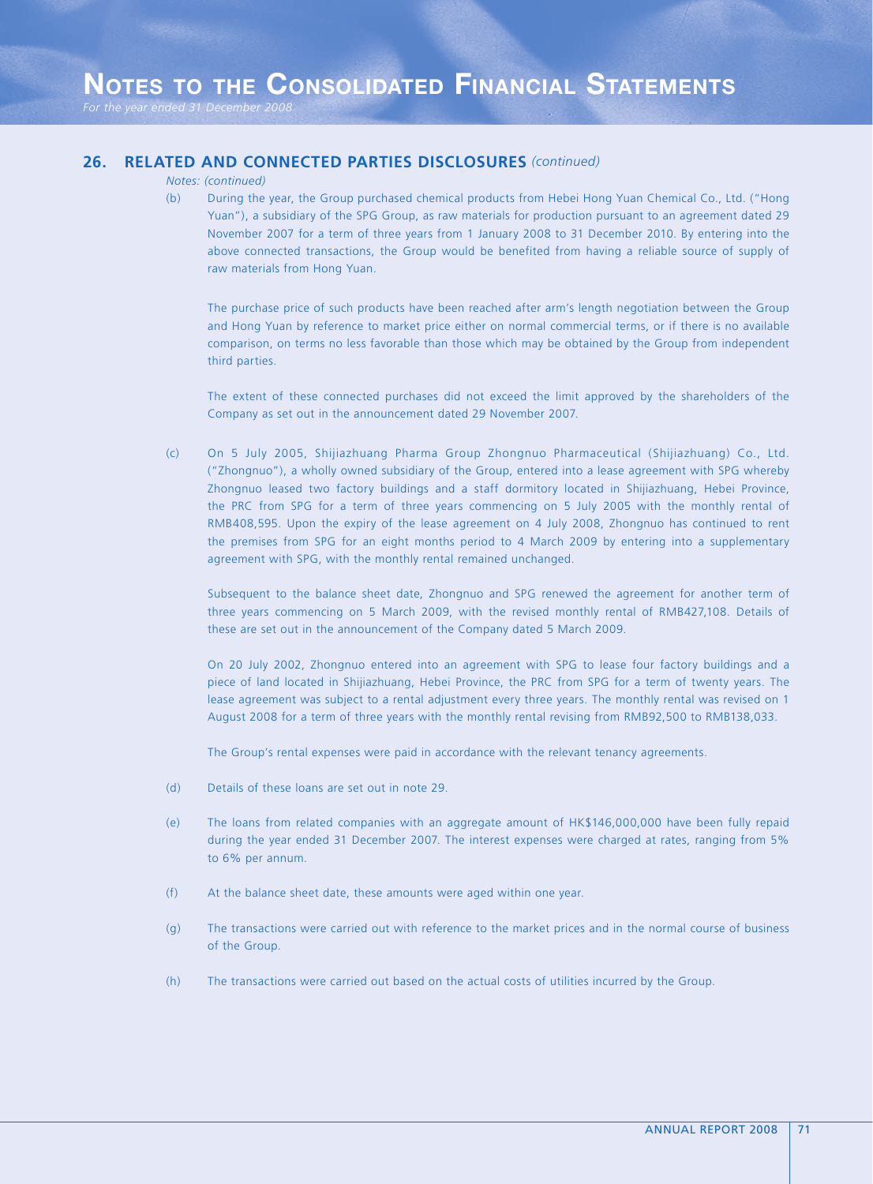## 26. RELATED AND CONNECTED PARTIES DISCLOSURES *(continued)*

*Notes: (continued)*

(b) During the year, the Group purchased chemical products from Hebei Hong Yuan Chemical Co., Ltd. ("Hong Yuan"), a subsidiary of the SPG Group, as raw materials for production pursuant to an agreement dated 29 November 2007 for a term of three years from 1 January 2008 to 31 December 2010. By entering into the above connected transactions, the Group would be benefited from having a reliable source of supply of raw materials from Hong Yuan.

The purchase price of such products have been reached after arm's length negotiation between the Group and Hong Yuan by reference to market price either on normal commercial terms, or if there is no available comparison, on terms no less favorable than those which may be obtained by the Group from independent third parties.

The extent of these connected purchases did not exceed the limit approved by the shareholders of the Company as set out in the announcement dated 29 November 2007.

(c) On 5 July 2005, Shijiazhuang Pharma Group Zhongnuo Pharmaceutical (Shijiazhuang) Co., Ltd. ("Zhongnuo"), a wholly owned subsidiary of the Group, entered into a lease agreement with SPG whereby Zhongnuo leased two factory buildings and a staff dormitory located in Shijiazhuang, Hebei Province, the PRC from SPG for a term of three years commencing on 5 July 2005 with the monthly rental of RMB408,595. Upon the expiry of the lease agreement on 4 July 2008, Zhongnuo has continued to rent the premises from SPG for an eight months period to 4 March 2009 by entering into a supplementary agreement with SPG, with the monthly rental remained unchanged.

Subsequent to the balance sheet date, Zhongnuo and SPG renewed the agreement for another term of three years commencing on 5 March 2009, with the revised monthly rental of RMB427,108. Details of these are set out in the announcement of the Company dated 5 March 2009.

On 20 July 2002, Zhongnuo entered into an agreement with SPG to lease four factory buildings and a piece of land located in Shijiazhuang, Hebei Province, the PRC from SPG for a term of twenty years. The lease agreement was subject to a rental adjustment every three years. The monthly rental was revised on 1 August 2008 for a term of three years with the monthly rental revising from RMB92,500 to RMB138,033.

The Group's rental expenses were paid in accordance with the relevant tenancy agreements.

(d) Details of these loans are set out in note 29.

(e) The loans from related companies with an aggregate amount of HK$146,000,000 have been fully repaid during the year ended 31 December 2007. The interest expenses were charged at rates, ranging from 5% to 6% per annum.

(f) At the balance sheet date, these amounts were aged within one year.

(g) The transactions were carried out with reference to the market prices and in the normal course of business of the Group.

(h) The transactions were carried out based on the actual costs of utilities incurred by the Group.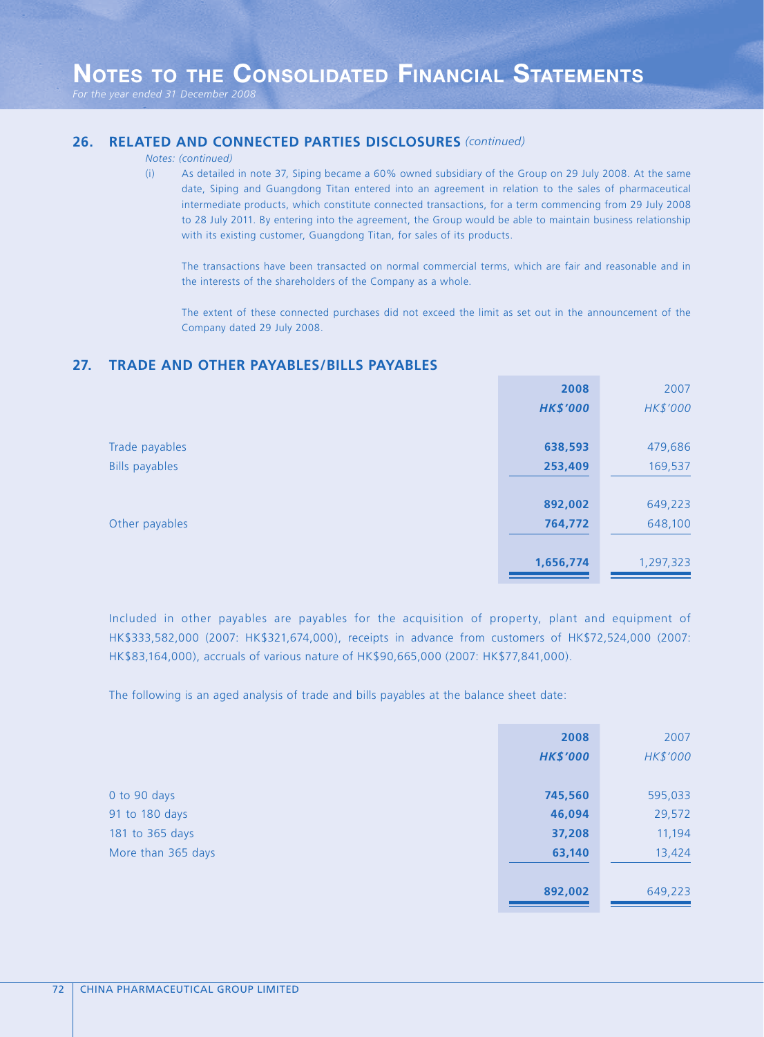## 26. RELATED AND CONNECTED PARTIES DISCLOSURES *(continued)*

*Notes: (continued)*

(i) As detailed in note 37, Siping became a 60% owned subsidiary of the Group on 29 July 2008. At the same date, Siping and Guangdong Titan entered into an agreement in relation to the sales of pharmaceutical intermediate products, which constitute connected transactions, for a term commencing from 29 July 2008 to 28 July 2011. By entering into the agreement, the Group would be able to maintain business relationship with its existing customer, Guangdong Titan, for sales of its products.

The transactions have been transacted on normal commercial terms, which are fair and reasonable and in the interests of the shareholders of the Company as a whole.

The extent of these connected purchases did not exceed the limit as set out in the announcement of the Company dated 29 July 2008.

## 27. TRADE AND OTHER PAYABLES/BILLS PAYABLES

| | **2008** | 2007 |
|---|---|---|
| | ***HK$'000*** | *HK$'000* |
| Trade payables | **638,593** | 479,686 |
| Bills payables | **253,409** | 169,537 |
| | **892,002** | 649,223 |
| Other payables | **764,772** | 648,100 |
| | **1,656,774** | 1,297,323 |

Included in other payables are payables for the acquisition of property, plant and equipment of HK$333,582,000 (2007: HK$321,674,000), receipts in advance from customers of HK$72,524,000 (2007: HK$83,164,000), accruals of various nature of HK$90,665,000 (2007: HK$77,841,000).

The following is an aged analysis of trade and bills payables at the balance sheet date:

| | **2008** | 2007 |
|---|---|---|
| | ***HK$'000*** | *HK$'000* |
| 0 to 90 days | **745,560** | 595,033 |
| 91 to 180 days | **46,094** | 29,572 |
| 181 to 365 days | **37,208** | 11,194 |
| More than 365 days | **63,140** | 13,424 |
| | **892,002** | 649,223 |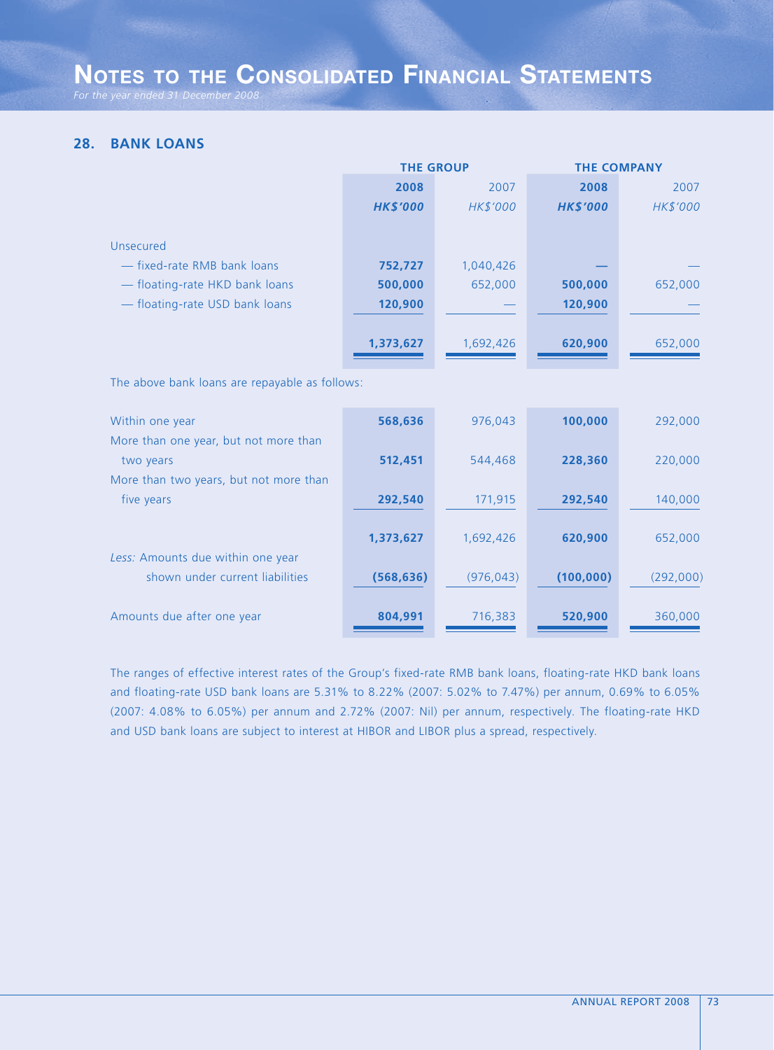## 28. BANK LOANS

| | THE GROUP | | THE COMPANY | |
|---|---|---|---|---|
| | **2008** | 2007 | **2008** | 2007 |
| | ***HK$'000*** | *HK$'000* | ***HK$'000*** | *HK$'000* |
| Unsecured | | | | |
| — fixed-rate RMB bank loans | **752,727** | 1,040,426 | **—** | — |
| — floating-rate HKD bank loans | **500,000** | 652,000 | **500,000** | 652,000 |
| — floating-rate USD bank loans | **120,900** | — | **120,900** | — |
| | **1,373,627** | 1,692,426 | **620,900** | 652,000 |
| The above bank loans are repayable as follows: | | | | |
| Within one year | **568,636** | 976,043 | **100,000** | 292,000 |
| More than one year, but not more than two years | **512,451** | 544,468 | **228,360** | 220,000 |
| More than two years, but not more than five years | **292,540** | 171,915 | **292,540** | 140,000 |
| | **1,373,627** | 1,692,426 | **620,900** | 652,000 |
| *Less:* Amounts due within one year shown under current liabilities | **(568,636)** | (976,043) | **(100,000)** | (292,000) |
| Amounts due after one year | **804,991** | 716,383 | **520,900** | 360,000 |

The ranges of effective interest rates of the Group's fixed-rate RMB bank loans, floating-rate HKD bank loans and floating-rate USD bank loans are 5.31% to 8.22% (2007: 5.02% to 7.47%) per annum, 0.69% to 6.05% (2007: 4.08% to 6.05%) per annum and 2.72% (2007: Nil) per annum, respectively. The floating-rate HKD and USD bank loans are subject to interest at HIBOR and LIBOR plus a spread, respectively.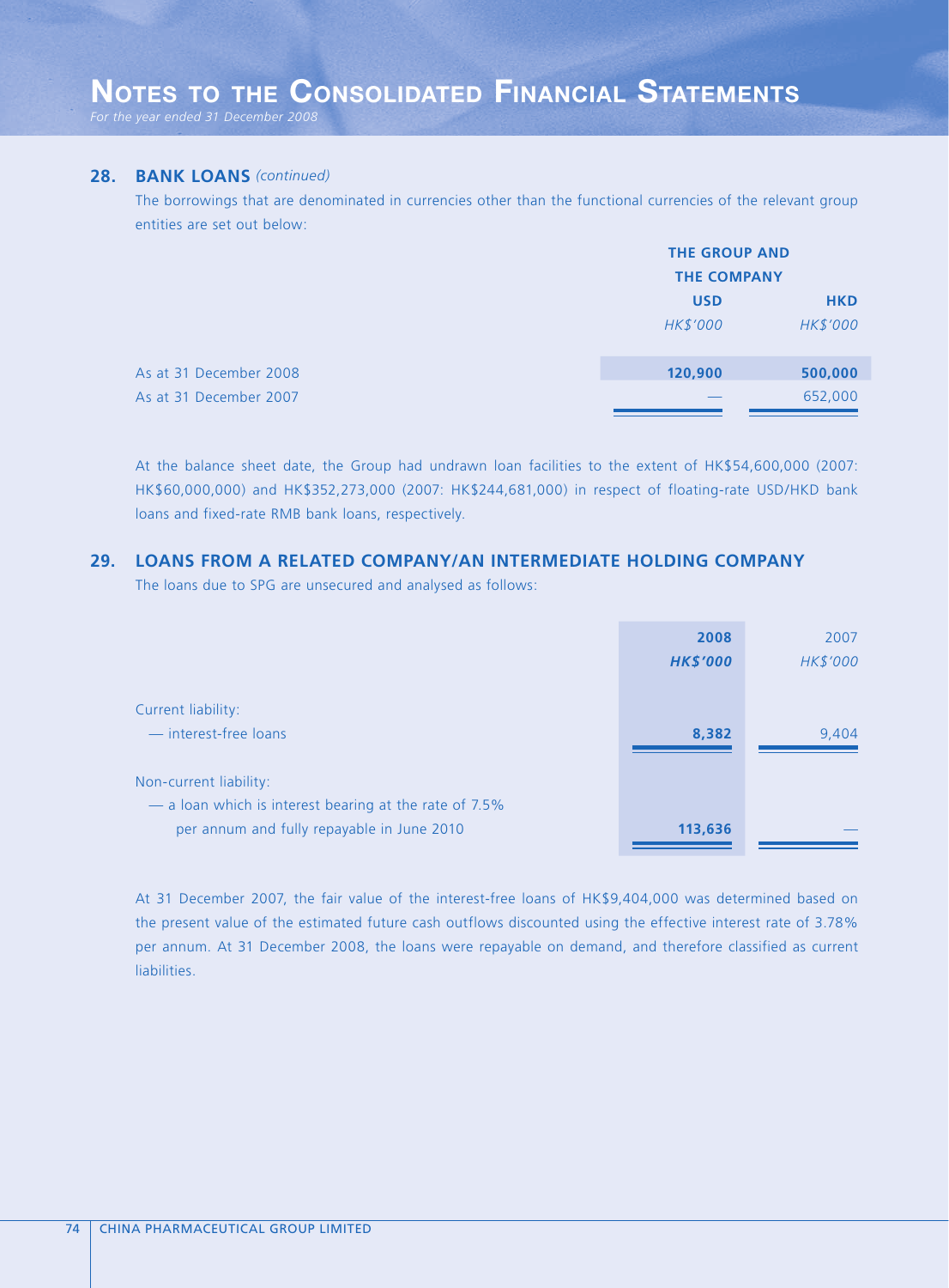## 28. BANK LOANS *(continued)*

The borrowings that are denominated in currencies other than the functional currencies of the relevant group entities are set out below:

| | THE GROUP AND THE COMPANY | |
|---|---|---|
| | **USD** | **HKD** |
| | *HK$'000* | *HK$'000* |
| As at 31 December 2008 | **120,900** | **500,000** |
| As at 31 December 2007 | — | 652,000 |

At the balance sheet date, the Group had undrawn loan facilities to the extent of HK$54,600,000 (2007: HK$60,000,000) and HK$352,273,000 (2007: HK$244,681,000) in respect of floating-rate USD/HKD bank loans and fixed-rate RMB bank loans, respectively.

## 29. LOANS FROM A RELATED COMPANY/AN INTERMEDIATE HOLDING COMPANY

The loans due to SPG are unsecured and analysed as follows:

| | **2008** | 2007 |
|---|---|---|
| | ***HK$'000*** | *HK$'000* |
| Current liability: | | |
| — interest-free loans | **8,382** | 9,404 |
| Non-current liability: | | |
| — a loan which is interest bearing at the rate of 7.5% per annum and fully repayable in June 2010 | **113,636** | — |

At 31 December 2007, the fair value of the interest-free loans of HK$9,404,000 was determined based on the present value of the estimated future cash outflows discounted using the effective interest rate of 3.78% per annum. At 31 December 2008, the loans were repayable on demand, and therefore classified as current liabilities.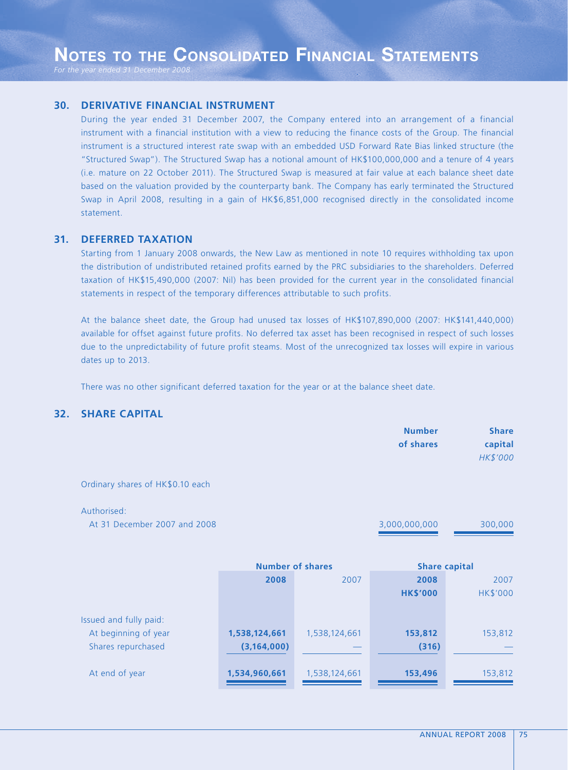## 30. DERIVATIVE FINANCIAL INSTRUMENT

During the year ended 31 December 2007, the Company entered into an arrangement of a financial instrument with a financial institution with a view to reducing the finance costs of the Group. The financial instrument is a structured interest rate swap with an embedded USD Forward Rate Bias linked structure (the "Structured Swap"). The Structured Swap has a notional amount of HK$100,000,000 and a tenure of 4 years (i.e. mature on 22 October 2011). The Structured Swap is measured at fair value at each balance sheet date based on the valuation provided by the counterparty bank. The Company has early terminated the Structured Swap in April 2008, resulting in a gain of HK$6,851,000 recognised directly in the consolidated income statement.

## 31. DEFERRED TAXATION

Starting from 1 January 2008 onwards, the New Law as mentioned in note 10 requires withholding tax upon the distribution of undistributed retained profits earned by the PRC subsidiaries to the shareholders. Deferred taxation of HK$15,490,000 (2007: Nil) has been provided for the current year in the consolidated financial statements in respect of the temporary differences attributable to such profits.

At the balance sheet date, the Group had unused tax losses of HK$107,890,000 (2007: HK$141,440,000) available for offset against future profits. No deferred tax asset has been recognised in respect of such losses due to the unpredictability of future profit steams. Most of the unrecognized tax losses will expire in various dates up to 2013.

There was no other significant deferred taxation for the year or at the balance sheet date.

## 32. SHARE CAPITAL

| | Number of shares | Share capital *HK$'000* |
|---|---|---|
| Ordinary shares of HK$0.10 each | | |
| Authorised: | | |
| At 31 December 2007 and 2008 | 3,000,000,000 | 300,000 |

| | Number of shares | | Share capital | |
|---|---|---|---|---|
| | **2008** | 2007 | **2008** **HK$'000** | 2007 HK$'000 |
| Issued and fully paid: | | | | |
| At beginning of year | **1,538,124,661** | 1,538,124,661 | **153,812** | 153,812 |
| Shares repurchased | **(3,164,000)** | — | **(316)** | — |
| At end of year | **1,534,960,661** | 1,538,124,661 | **153,496** | 153,812 |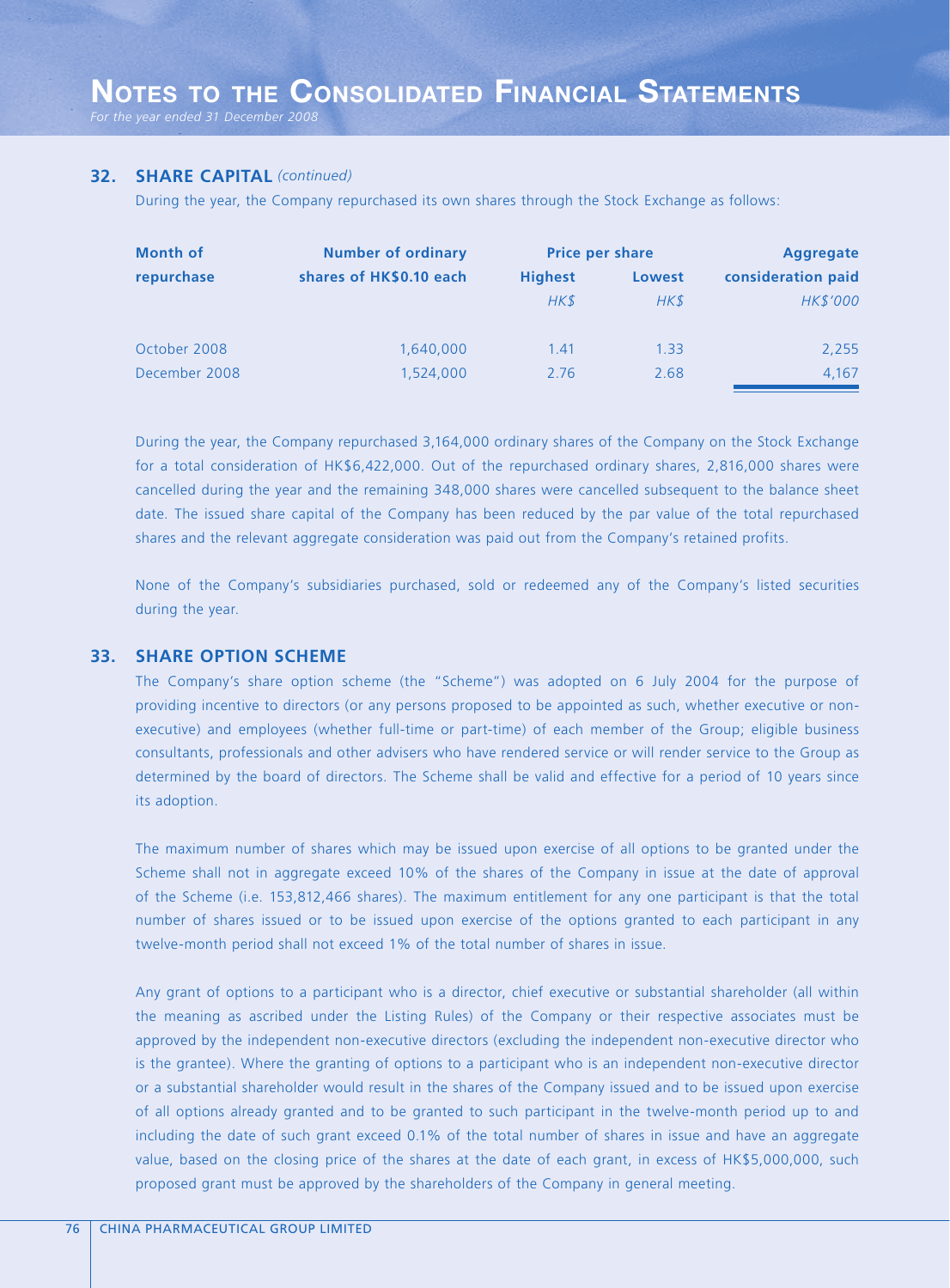## 32. SHARE CAPITAL *(continued)*

During the year, the Company repurchased its own shares through the Stock Exchange as follows:

| Month of repurchase | Number of ordinary shares of HK$0.10 each | Price per share | | Aggregate consideration paid |
|---|---|---|---|---|
| | | Highest | Lowest | |
| | | *HK$* | *HK$* | *HK$'000* |
| October 2008 | 1,640,000 | 1.41 | 1.33 | 2,255 |
| December 2008 | 1,524,000 | 2.76 | 2.68 | 4,167 |

During the year, the Company repurchased 3,164,000 ordinary shares of the Company on the Stock Exchange for a total consideration of HK$6,422,000. Out of the repurchased ordinary shares, 2,816,000 shares were cancelled during the year and the remaining 348,000 shares were cancelled subsequent to the balance sheet date. The issued share capital of the Company has been reduced by the par value of the total repurchased shares and the relevant aggregate consideration was paid out from the Company's retained profits.

None of the Company's subsidiaries purchased, sold or redeemed any of the Company's listed securities during the year.

## 33. SHARE OPTION SCHEME

The Company's share option scheme (the "Scheme") was adopted on 6 July 2004 for the purpose of providing incentive to directors (or any persons proposed to be appointed as such, whether executive or non-executive) and employees (whether full-time or part-time) of each member of the Group; eligible business consultants, professionals and other advisers who have rendered service or will render service to the Group as determined by the board of directors. The Scheme shall be valid and effective for a period of 10 years since its adoption.

The maximum number of shares which may be issued upon exercise of all options to be granted under the Scheme shall not in aggregate exceed 10% of the shares of the Company in issue at the date of approval of the Scheme (i.e. 153,812,466 shares). The maximum entitlement for any one participant is that the total number of shares issued or to be issued upon exercise of the options granted to each participant in any twelve-month period shall not exceed 1% of the total number of shares in issue.

Any grant of options to a participant who is a director, chief executive or substantial shareholder (all within the meaning as ascribed under the Listing Rules) of the Company or their respective associates must be approved by the independent non-executive directors (excluding the independent non-executive director who is the grantee). Where the granting of options to a participant who is an independent non-executive director or a substantial shareholder would result in the shares of the Company issued and to be issued upon exercise of all options already granted and to be granted to such participant in the twelve-month period up to and including the date of such grant exceed 0.1% of the total number of shares in issue and have an aggregate value, based on the closing price of the shares at the date of each grant, in excess of HK$5,000,000, such proposed grant must be approved by the shareholders of the Company in general meeting.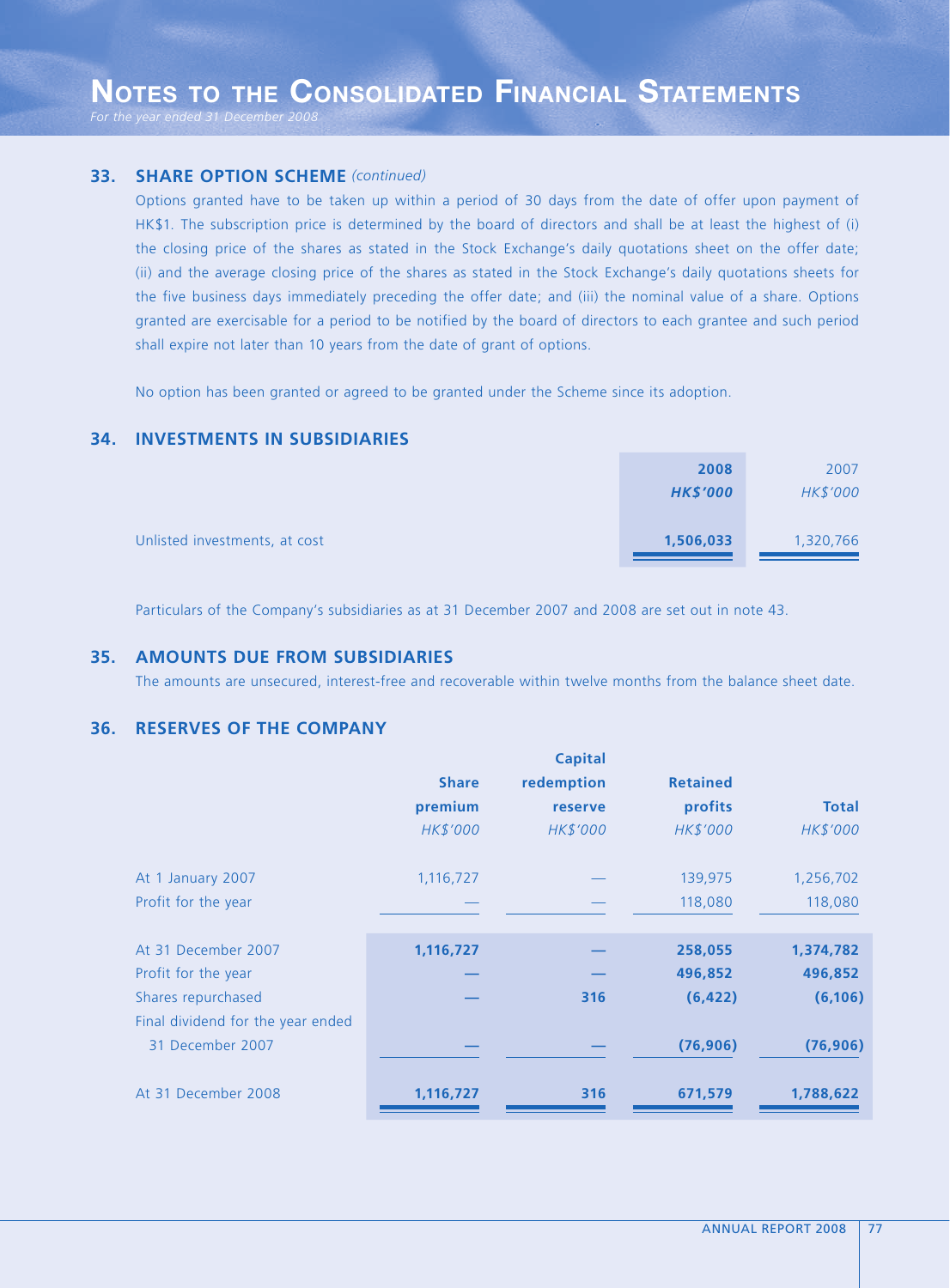## 33. SHARE OPTION SCHEME *(continued)*

Options granted have to be taken up within a period of 30 days from the date of offer upon payment of HK$1. The subscription price is determined by the board of directors and shall be at least the highest of (i) the closing price of the shares as stated in the Stock Exchange's daily quotations sheet on the offer date; (ii) and the average closing price of the shares as stated in the Stock Exchange's daily quotations sheets for the five business days immediately preceding the offer date; and (iii) the nominal value of a share. Options granted are exercisable for a period to be notified by the board of directors to each grantee and such period shall expire not later than 10 years from the date of grant of options.

No option has been granted or agreed to be granted under the Scheme since its adoption.

## 34. INVESTMENTS IN SUBSIDIARIES

| | 2008<br>HK$'000 | 2007<br>HK$'000 |
|---|---|---|
| Unlisted investments, at cost | **1,506,033** | 1,320,766 |

Particulars of the Company's subsidiaries as at 31 December 2007 and 2008 are set out in note 43.

## 35. AMOUNTS DUE FROM SUBSIDIARIES

The amounts are unsecured, interest-free and recoverable within twelve months from the balance sheet date.

## 36. RESERVES OF THE COMPANY

| | Share premium<br>HK$'000 | Capital redemption reserve<br>HK$'000 | Retained profits<br>HK$'000 | Total<br>HK$'000 |
|---|---|---|---|---|
| At 1 January 2007 | 1,116,727 | — | 139,975 | 1,256,702 |
| Profit for the year | — | — | 118,080 | 118,080 |
| At 31 December 2007 | **1,116,727** | **—** | **258,055** | **1,374,782** |
| Profit for the year | **—** | **—** | **496,852** | **496,852** |
| Shares repurchased | **—** | **316** | **(6,422)** | **(6,106)** |
| Final dividend for the year ended 31 December 2007 | **—** | **—** | **(76,906)** | **(76,906)** |
| At 31 December 2008 | **1,116,727** | **316** | **671,579** | **1,788,622** |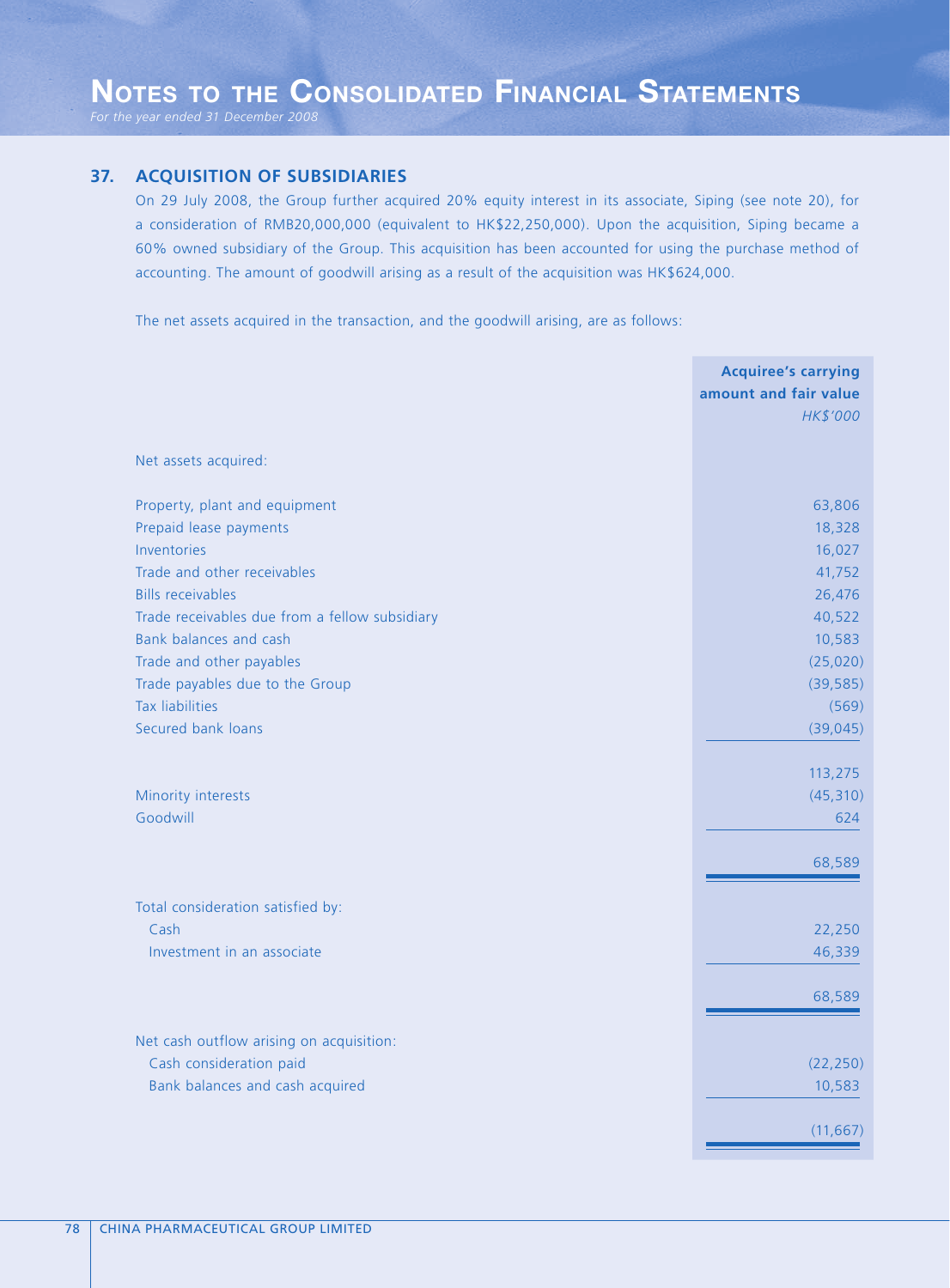## 37. ACQUISITION OF SUBSIDIARIES

On 29 July 2008, the Group further acquired 20% equity interest in its associate, Siping (see note 20), for a consideration of RMB20,000,000 (equivalent to HK$22,250,000). Upon the acquisition, Siping became a 60% owned subsidiary of the Group. This acquisition has been accounted for using the purchase method of accounting. The amount of goodwill arising as a result of the acquisition was HK$624,000.

The net assets acquired in the transaction, and the goodwill arising, are as follows:

| | Acquiree's carrying amount and fair value |
|---|---|
| | *HK$'000* |
| Net assets acquired: | |
| Property, plant and equipment | 63,806 |
| Prepaid lease payments | 18,328 |
| Inventories | 16,027 |
| Trade and other receivables | 41,752 |
| Bills receivables | 26,476 |
| Trade receivables due from a fellow subsidiary | 40,522 |
| Bank balances and cash | 10,583 |
| Trade and other payables | (25,020) |
| Trade payables due to the Group | (39,585) |
| Tax liabilities | (569) |
| Secured bank loans | (39,045) |
| | 113,275 |
| Minority interests | (45,310) |
| Goodwill | 624 |
| | 68,589 |
| Total consideration satisfied by: | |
| Cash | 22,250 |
| Investment in an associate | 46,339 |
| | 68,589 |
| Net cash outflow arising on acquisition: | |
| Cash consideration paid | (22,250) |
| Bank balances and cash acquired | 10,583 |
| | (11,667) |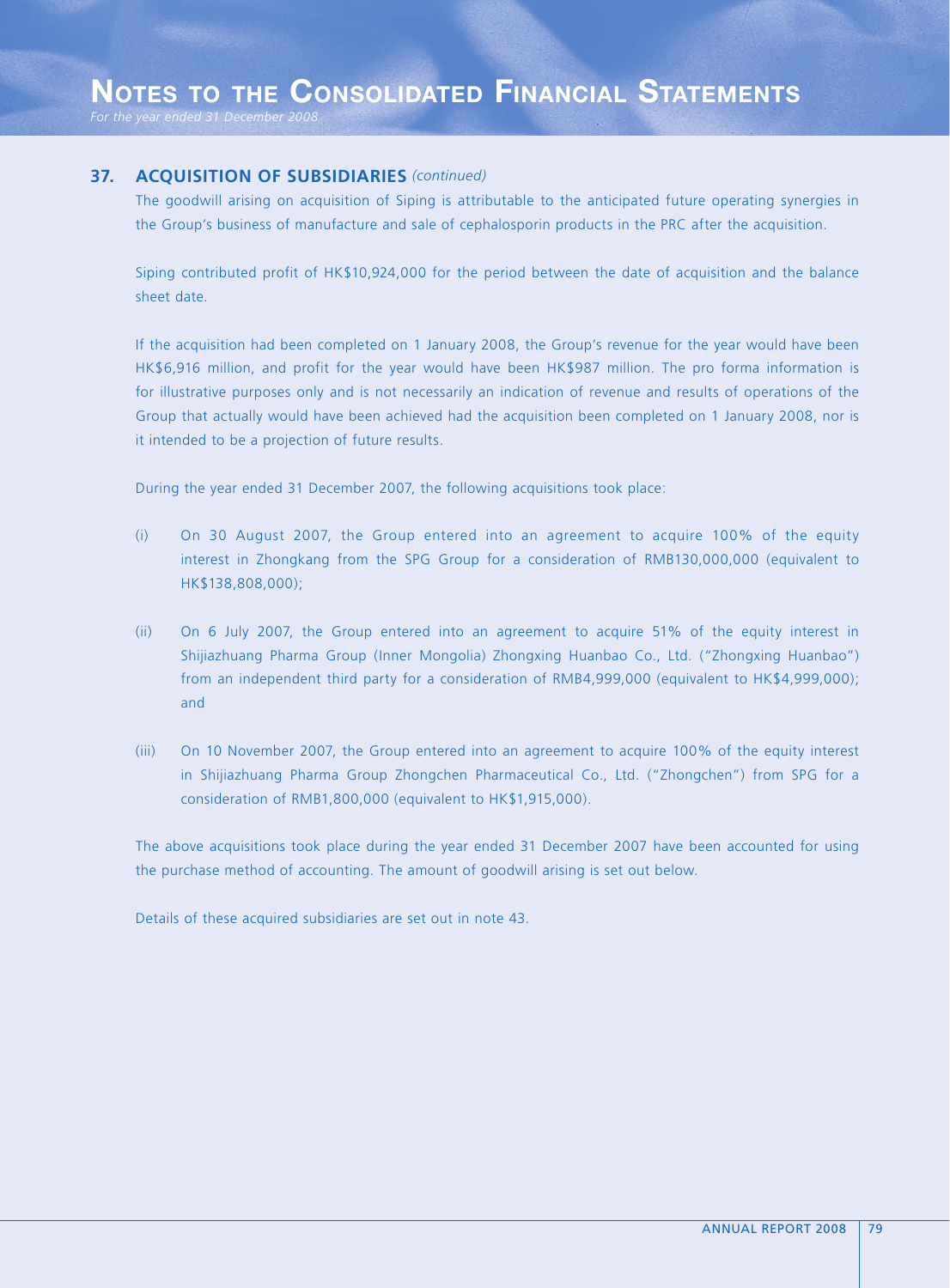## 37. ACQUISITION OF SUBSIDIARIES *(continued)*

The goodwill arising on acquisition of Siping is attributable to the anticipated future operating synergies in the Group's business of manufacture and sale of cephalosporin products in the PRC after the acquisition.

Siping contributed profit of HK$10,924,000 for the period between the date of acquisition and the balance sheet date.

If the acquisition had been completed on 1 January 2008, the Group's revenue for the year would have been HK$6,916 million, and profit for the year would have been HK$987 million. The pro forma information is for illustrative purposes only and is not necessarily an indication of revenue and results of operations of the Group that actually would have been achieved had the acquisition been completed on 1 January 2008, nor is it intended to be a projection of future results.

During the year ended 31 December 2007, the following acquisitions took place:

(i) On 30 August 2007, the Group entered into an agreement to acquire 100% of the equity interest in Zhongkang from the SPG Group for a consideration of RMB130,000,000 (equivalent to HK$138,808,000);

(ii) On 6 July 2007, the Group entered into an agreement to acquire 51% of the equity interest in Shijiazhuang Pharma Group (Inner Mongolia) Zhongxing Huanbao Co., Ltd. ("Zhongxing Huanbao") from an independent third party for a consideration of RMB4,999,000 (equivalent to HK$4,999,000); and

(iii) On 10 November 2007, the Group entered into an agreement to acquire 100% of the equity interest in Shijiazhuang Pharma Group Zhongchen Pharmaceutical Co., Ltd. ("Zhongchen") from SPG for a consideration of RMB1,800,000 (equivalent to HK$1,915,000).

The above acquisitions took place during the year ended 31 December 2007 have been accounted for using the purchase method of accounting. The amount of goodwill arising is set out below.

Details of these acquired subsidiaries are set out in note 43.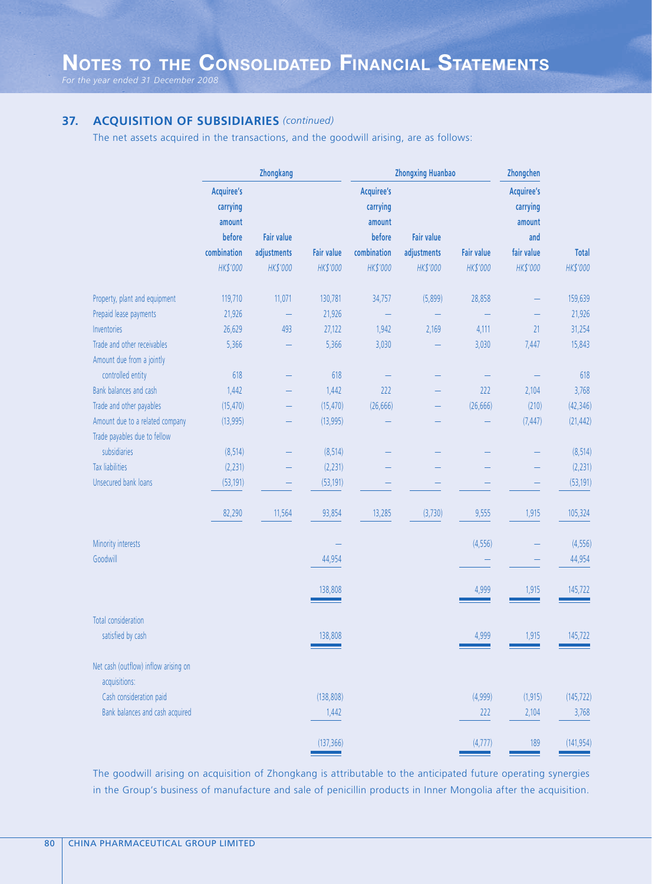## 37. ACQUISITION OF SUBSIDIARIES *(continued)*

The net assets acquired in the transactions, and the goodwill arising, are as follows:

| | Zhongkang | | | Zhongxing Huanbao | | | Zhongchen | |
|---|---|---|---|---|---|---|---|---|
| | Acquiree's carrying amount before combination | Fair value adjustments | Fair value | Acquiree's carrying amount before combination | Fair value adjustments | Fair value | Acquiree's carrying amount and fair value | Total |
| | *HK$'000* | *HK$'000* | *HK$'000* | *HK$'000* | *HK$'000* | *HK$'000* | *HK$'000* | *HK$'000* |
| Property, plant and equipment | 119,710 | 11,071 | 130,781 | 34,757 | (5,899) | 28,858 | – | 159,639 |
| Prepaid lease payments | 21,926 | – | 21,926 | – | – | – | – | 21,926 |
| Inventories | 26,629 | 493 | 27,122 | 1,942 | 2,169 | 4,111 | 21 | 31,254 |
| Trade and other receivables | 5,366 | – | 5,366 | 3,030 | – | 3,030 | 7,447 | 15,843 |
| Amount due from a jointly controlled entity | 618 | – | 618 | – | – | – | – | 618 |
| Bank balances and cash | 1,442 | – | 1,442 | 222 | – | 222 | 2,104 | 3,768 |
| Trade and other payables | (15,470) | – | (15,470) | (26,666) | – | (26,666) | (210) | (42,346) |
| Amount due to a related company | (13,995) | – | (13,995) | – | – | – | (7,447) | (21,442) |
| Trade payables due to fellow subsidiaries | (8,514) | – | (8,514) | – | – | – | – | (8,514) |
| Tax liabilities | (2,231) | – | (2,231) | – | – | – | – | (2,231) |
| Unsecured bank loans | (53,191) | – | (53,191) | – | – | – | – | (53,191) |
| | 82,290 | 11,564 | 93,854 | 13,285 | (3,730) | 9,555 | 1,915 | 105,324 |
| Minority interests | | | – | | | (4,556) | – | (4,556) |
| Goodwill | | | 44,954 | | | – | – | 44,954 |
| | | | 138,808 | | | 4,999 | 1,915 | 145,722 |
| Total consideration satisfied by cash | | | 138,808 | | | 4,999 | 1,915 | 145,722 |
| Net cash (outflow) inflow arising on acquisitions: | | | | | | | | |
| Cash consideration paid | | | (138,808) | | | (4,999) | (1,915) | (145,722) |
| Bank balances and cash acquired | | | 1,442 | | | 222 | 2,104 | 3,768 |
| | | | (137,366) | | | (4,777) | 189 | (141,954) |

The goodwill arising on acquisition of Zhongkang is attributable to the anticipated future operating synergies in the Group's business of manufacture and sale of penicillin products in Inner Mongolia after the acquisition.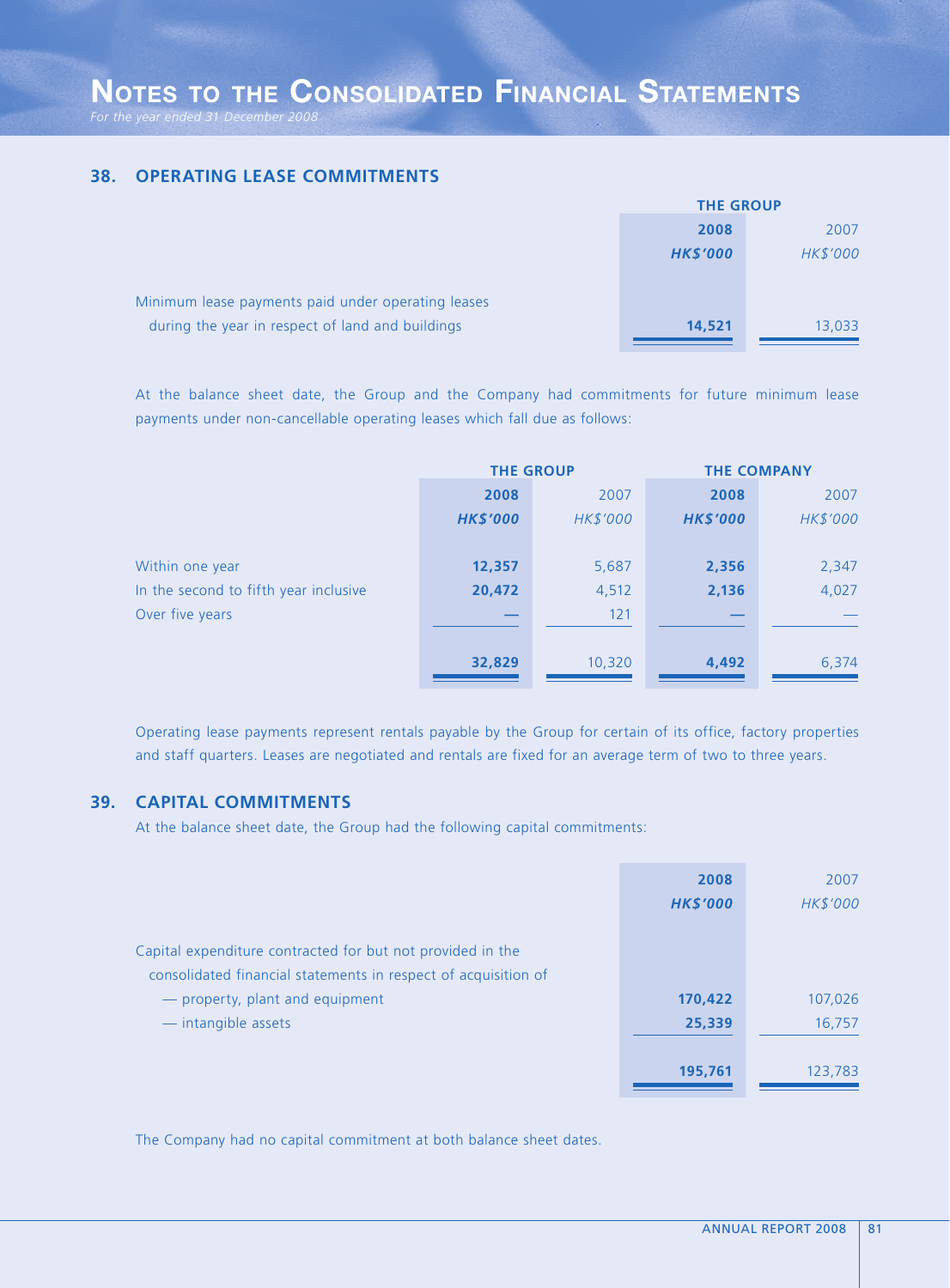## 38. OPERATING LEASE COMMITMENTS

| | THE GROUP | |
|---|---|---|
| | **2008** | 2007 |
| | ***HK$'000*** | *HK$'000* |
| Minimum lease payments paid under operating leases during the year in respect of land and buildings | **14,521** | 13,033 |

At the balance sheet date, the Group and the Company had commitments for future minimum lease payments under non-cancellable operating leases which fall due as follows:

| | THE GROUP | | THE COMPANY | |
|---|---|---|---|---|
| | **2008** | 2007 | **2008** | 2007 |
| | ***HK$'000*** | *HK$'000* | ***HK$'000*** | *HK$'000* |
| Within one year | **12,357** | 5,687 | **2,356** | 2,347 |
| In the second to fifth year inclusive | **20,472** | 4,512 | **2,136** | 4,027 |
| Over five years | **—** | 121 | **—** | — |
| | **32,829** | 10,320 | **4,492** | 6,374 |

Operating lease payments represent rentals payable by the Group for certain of its office, factory properties and staff quarters. Leases are negotiated and rentals are fixed for an average term of two to three years.

## 39. CAPITAL COMMITMENTS

At the balance sheet date, the Group had the following capital commitments:

| | **2008** | 2007 |
|---|---|---|
| | ***HK$'000*** | *HK$'000* |
| Capital expenditure contracted for but not provided in the consolidated financial statements in respect of acquisition of | | |
| — property, plant and equipment | **170,422** | 107,026 |
| — intangible assets | **25,339** | 16,757 |
| | **195,761** | 123,783 |

The Company had no capital commitment at both balance sheet dates.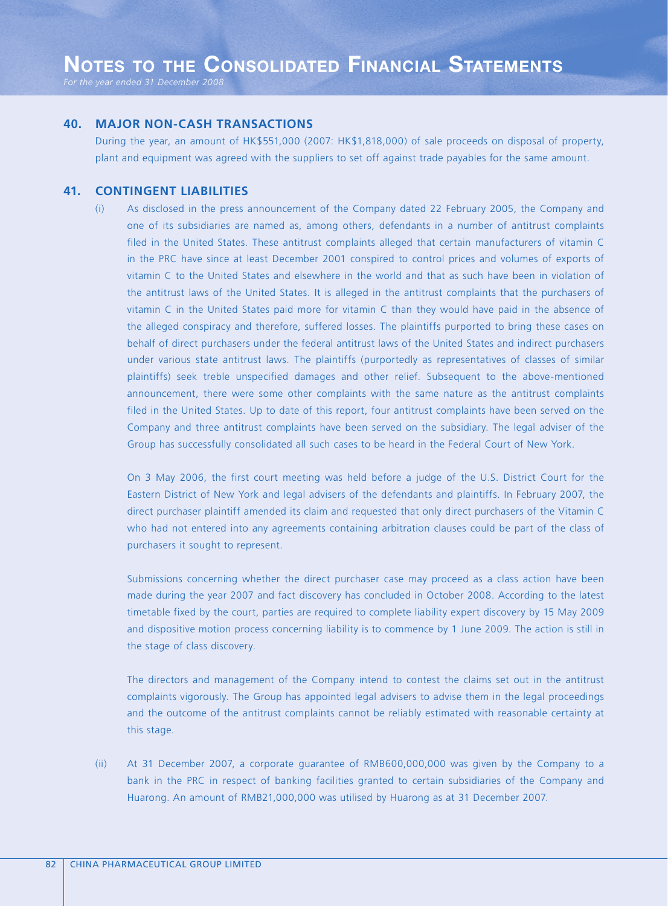## 40. MAJOR NON-CASH TRANSACTIONS

During the year, an amount of HK$551,000 (2007: HK$1,818,000) of sale proceeds on disposal of property, plant and equipment was agreed with the suppliers to set off against trade payables for the same amount.

## 41. CONTINGENT LIABILITIES

(i) As disclosed in the press announcement of the Company dated 22 February 2005, the Company and one of its subsidiaries are named as, among others, defendants in a number of antitrust complaints filed in the United States. These antitrust complaints alleged that certain manufacturers of vitamin C in the PRC have since at least December 2001 conspired to control prices and volumes of exports of vitamin C to the United States and elsewhere in the world and that as such have been in violation of the antitrust laws of the United States. It is alleged in the antitrust complaints that the purchasers of vitamin C in the United States paid more for vitamin C than they would have paid in the absence of the alleged conspiracy and therefore, suffered losses. The plaintiffs purported to bring these cases on behalf of direct purchasers under the federal antitrust laws of the United States and indirect purchasers under various state antitrust laws. The plaintiffs (purportedly as representatives of classes of similar plaintiffs) seek treble unspecified damages and other relief. Subsequent to the above-mentioned announcement, there were some other complaints with the same nature as the antitrust complaints filed in the United States. Up to date of this report, four antitrust complaints have been served on the Company and three antitrust complaints have been served on the subsidiary. The legal adviser of the Group has successfully consolidated all such cases to be heard in the Federal Court of New York.

On 3 May 2006, the first court meeting was held before a judge of the U.S. District Court for the Eastern District of New York and legal advisers of the defendants and plaintiffs. In February 2007, the direct purchaser plaintiff amended its claim and requested that only direct purchasers of the Vitamin C who had not entered into any agreements containing arbitration clauses could be part of the class of purchasers it sought to represent.

Submissions concerning whether the direct purchaser case may proceed as a class action have been made during the year 2007 and fact discovery has concluded in October 2008. According to the latest timetable fixed by the court, parties are required to complete liability expert discovery by 15 May 2009 and dispositive motion process concerning liability is to commence by 1 June 2009. The action is still in the stage of class discovery.

The directors and management of the Company intend to contest the claims set out in the antitrust complaints vigorously. The Group has appointed legal advisers to advise them in the legal proceedings and the outcome of the antitrust complaints cannot be reliably estimated with reasonable certainty at this stage.

(ii) At 31 December 2007, a corporate guarantee of RMB600,000,000 was given by the Company to a bank in the PRC in respect of banking facilities granted to certain subsidiaries of the Company and Huarong. An amount of RMB21,000,000 was utilised by Huarong as at 31 December 2007.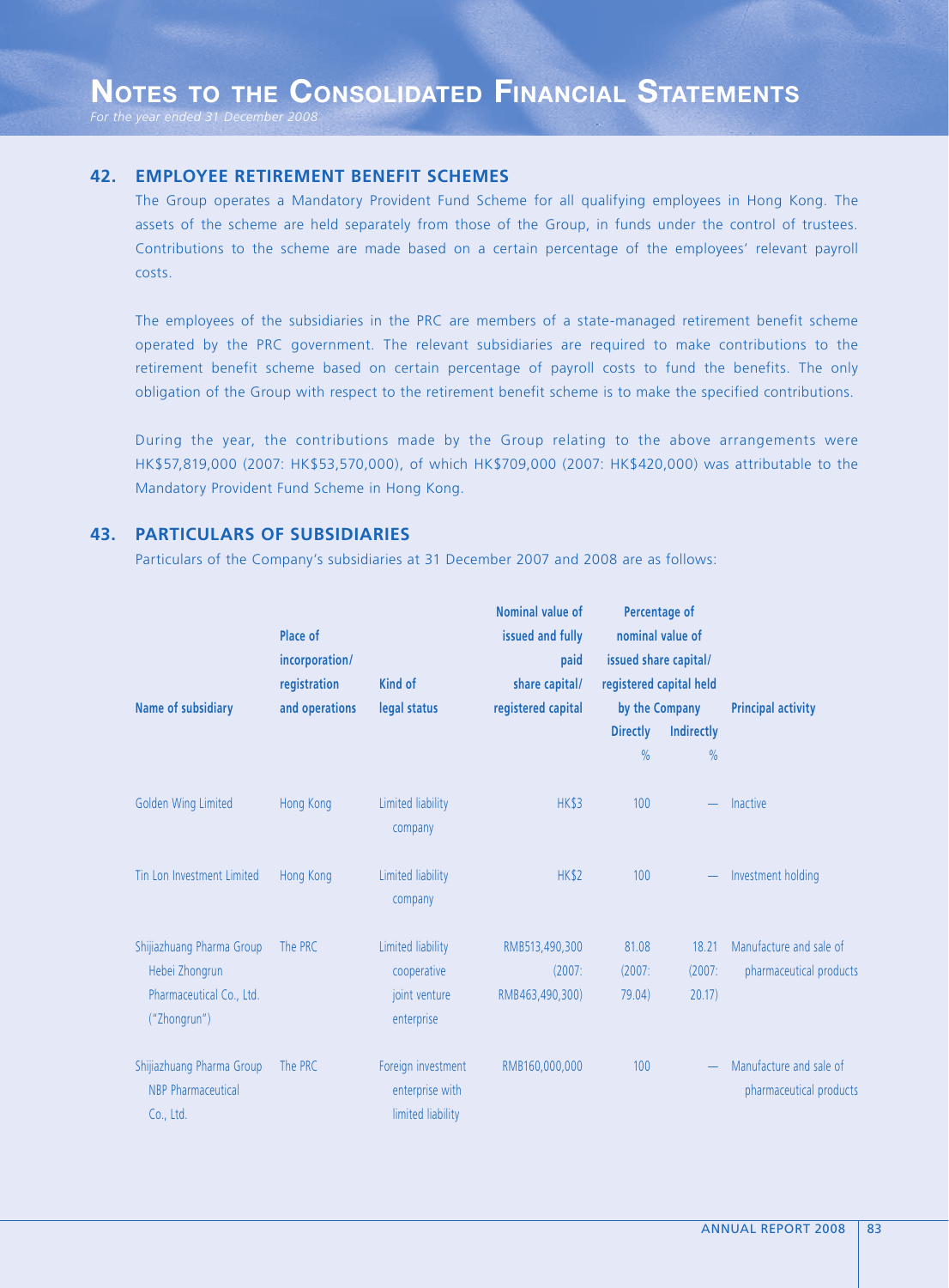## 42. EMPLOYEE RETIREMENT BENEFIT SCHEMES

The Group operates a Mandatory Provident Fund Scheme for all qualifying employees in Hong Kong. The assets of the scheme are held separately from those of the Group, in funds under the control of trustees. Contributions to the scheme are made based on a certain percentage of the employees' relevant payroll costs.

The employees of the subsidiaries in the PRC are members of a state-managed retirement benefit scheme operated by the PRC government. The relevant subsidiaries are required to make contributions to the retirement benefit scheme based on certain percentage of payroll costs to fund the benefits. The only obligation of the Group with respect to the retirement benefit scheme is to make the specified contributions.

During the year, the contributions made by the Group relating to the above arrangements were HK$57,819,000 (2007: HK$53,570,000), of which HK$709,000 (2007: HK$420,000) was attributable to the Mandatory Provident Fund Scheme in Hong Kong.

## 43. PARTICULARS OF SUBSIDIARIES

Particulars of the Company's subsidiaries at 31 December 2007 and 2008 are as follows:

| Name of subsidiary | Place of incorporation/ registration and operations | Kind of legal status | Nominal value of issued and fully paid share capital/ registered capital | Percentage of nominal value of issued share capital/ registered capital held by the Company | | Principal activity |
|---|---|---|---|---|---|---|
| | | | | Directly % | Indirectly % | |
| Golden Wing Limited | Hong Kong | Limited liability company | HK$3 | 100 | — | Inactive |
| Tin Lon Investment Limited | Hong Kong | Limited liability company | HK$2 | 100 | — | Investment holding |
| Shijiazhuang Pharma Group Hebei Zhongrun Pharmaceutical Co., Ltd. ("Zhongrun") | The PRC | Limited liability cooperative joint venture enterprise | RMB513,490,300 (2007: RMB463,490,300) | 81.08 (2007: 79.04) | 18.21 (2007: 20.17) | Manufacture and sale of pharmaceutical products |
| Shijiazhuang Pharma Group NBP Pharmaceutical Co., Ltd. | The PRC | Foreign investment enterprise with limited liability | RMB160,000,000 | 100 | — | Manufacture and sale of pharmaceutical products |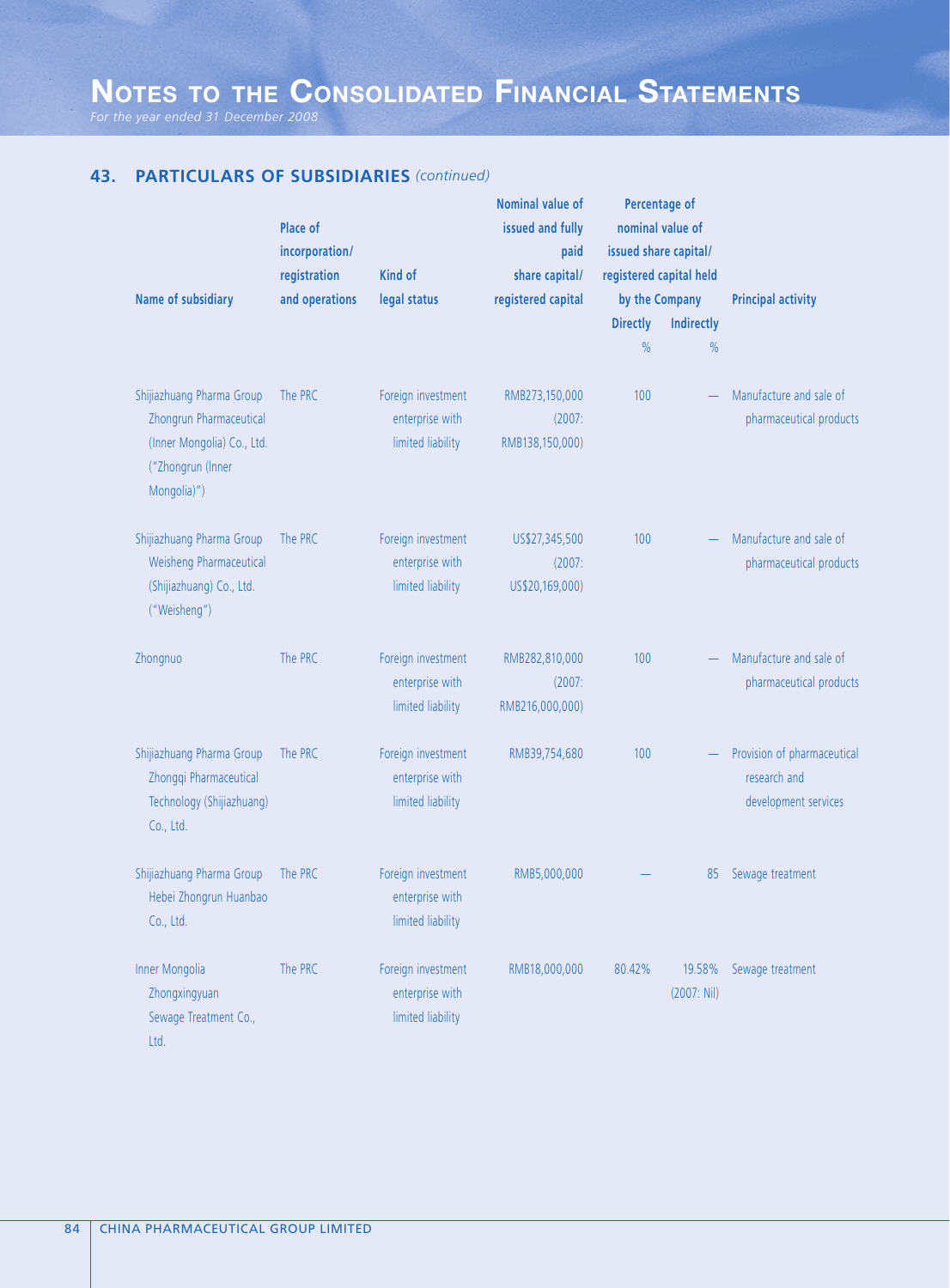# Notes to the Consolidated Financial Statements

*For the year ended 31 December 2008*

## 43. PARTICULARS OF SUBSIDIARIES *(continued)*

| Name of subsidiary | Place of incorporation/ registration and operations | Kind of legal status | Nominal value of issued and fully paid share capital/ registered capital | Percentage of nominal value of issued share capital/ registered capital held by the Company | | Principal activity |
|---|---|---|---|---|---|---|
| | | | | Directly | Indirectly | |
| | | | | % | % | |
| Shijiazhuang Pharma Group Zhongrun Pharmaceutical (Inner Mongolia) Co., Ltd. ("Zhongrun (Inner Mongolia)") | The PRC | Foreign investment enterprise with limited liability | RMB273,150,000 (2007: RMB138,150,000) | 100 | — | Manufacture and sale of pharmaceutical products |
| Shijiazhuang Pharma Group Weisheng Pharmaceutical (Shijiazhuang) Co., Ltd. ("Weisheng") | The PRC | Foreign investment enterprise with limited liability | US$27,345,500 (2007: US$20,169,000) | 100 | — | Manufacture and sale of pharmaceutical products |
| Zhongnuo | The PRC | Foreign investment enterprise with limited liability | RMB282,810,000 (2007: RMB216,000,000) | 100 | — | Manufacture and sale of pharmaceutical products |
| Shijiazhuang Pharma Group Zhongqi Pharmaceutical Technology (Shijiazhuang) Co., Ltd. | The PRC | Foreign investment enterprise with limited liability | RMB39,754,680 | 100 | — | Provision of pharmaceutical research and development services |
| Shijiazhuang Pharma Group Hebei Zhongrun Huanbao Co., Ltd. | The PRC | Foreign investment enterprise with limited liability | RMB5,000,000 | — | 85 | Sewage treatment |
| Inner Mongolia Zhongxingyuan Sewage Treatment Co., Ltd. | The PRC | Foreign investment enterprise with limited liability | RMB18,000,000 | 80.42% | 19.58% (2007: Nil) | Sewage treatment |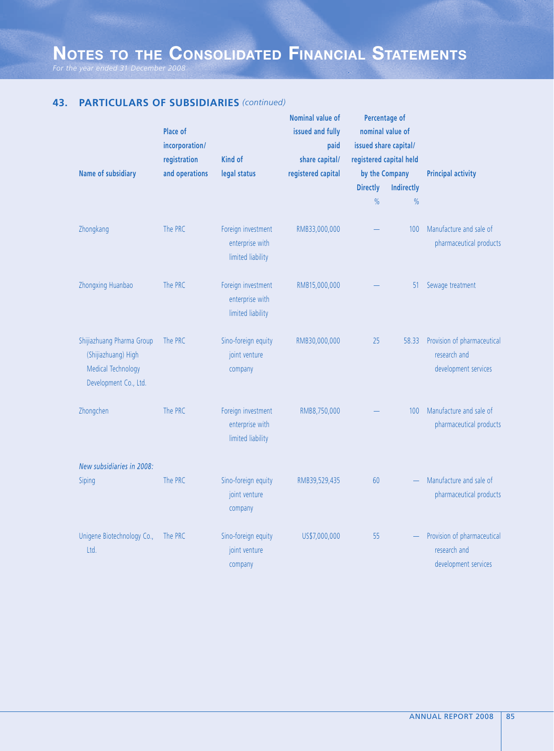## 43. PARTICULARS OF SUBSIDIARIES *(continued)*

| Name of subsidiary | Place of incorporation/ registration and operations | Kind of legal status | Nominal value of issued and fully paid share capital/ registered capital | Percentage of nominal value of issued share capital/ registered capital held by the Company | | Principal activity |
|---|---|---|---|---|---|---|
| | | | | Directly | Indirectly | |
| | | | | % | % | |
| Zhongkang | The PRC | Foreign investment enterprise with limited liability | RMB33,000,000 | — | 100 | Manufacture and sale of pharmaceutical products |
| Zhongxing Huanbao | The PRC | Foreign investment enterprise with limited liability | RMB15,000,000 | — | 51 | Sewage treatment |
| Shijiazhuang Pharma Group (Shijiazhuang) High Medical Technology Development Co., Ltd. | The PRC | Sino-foreign equity joint venture company | RMB30,000,000 | 25 | 58.33 | Provision of pharmaceutical research and development services |
| Zhongchen | The PRC | Foreign investment enterprise with limited liability | RMB8,750,000 | — | 100 | Manufacture and sale of pharmaceutical products |
| *New subsidiaries in 2008:* | | | | | | |
| Siping | The PRC | Sino-foreign equity joint venture company | RMB39,529,435 | 60 | — | Manufacture and sale of pharmaceutical products |
| Unigene Biotechnology Co., Ltd. | The PRC | Sino-foreign equity joint venture company | US$7,000,000 | 55 | — | Provision of pharmaceutical research and development services |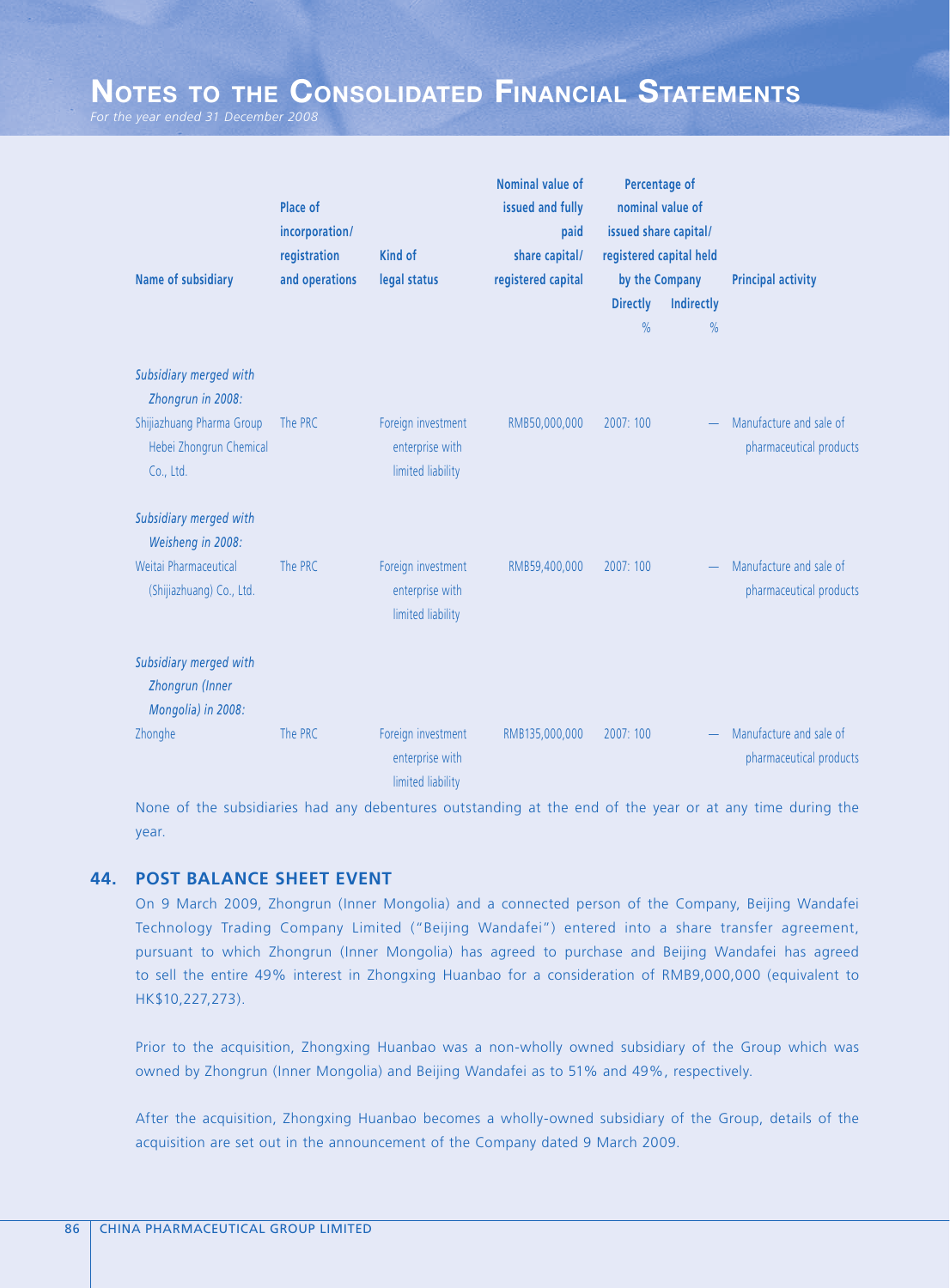| Name of subsidiary | Place of incorporation/ registration and operations | Kind of legal status | Nominal value of issued and fully paid share capital/ registered capital | Percentage of nominal value of issued share capital/ registered capital held by the Company | | Principal activity |
|---|---|---|---|---|---|---|
| | | | | Directly | Indirectly | |
| | | | | % | % | |
| *Subsidiary merged with Zhongrun in 2008:* | | | | | | |
| Shijiazhuang Pharma Group Hebei Zhongrun Chemical Co., Ltd. | The PRC | Foreign investment enterprise with limited liability | RMB50,000,000 | 2007: 100 | — | Manufacture and sale of pharmaceutical products |
| *Subsidiary merged with Weisheng in 2008:* | | | | | | |
| Weitai Pharmaceutical (Shijiazhuang) Co., Ltd. | The PRC | Foreign investment enterprise with limited liability | RMB59,400,000 | 2007: 100 | — | Manufacture and sale of pharmaceutical products |
| *Subsidiary merged with Zhongrun (Inner Mongolia) in 2008:* | | | | | | |
| Zhonghe | The PRC | Foreign investment enterprise with limited liability | RMB135,000,000 | 2007: 100 | — | Manufacture and sale of pharmaceutical products |

None of the subsidiaries had any debentures outstanding at the end of the year or at any time during the year.

## 44. POST BALANCE SHEET EVENT

On 9 March 2009, Zhongrun (Inner Mongolia) and a connected person of the Company, Beijing Wandafei Technology Trading Company Limited ("Beijing Wandafei") entered into a share transfer agreement, pursuant to which Zhongrun (Inner Mongolia) has agreed to purchase and Beijing Wandafei has agreed to sell the entire 49% interest in Zhongxing Huanbao for a consideration of RMB9,000,000 (equivalent to HK$10,227,273).

Prior to the acquisition, Zhongxing Huanbao was a non-wholly owned subsidiary of the Group which was owned by Zhongrun (Inner Mongolia) and Beijing Wandafei as to 51% and 49%, respectively.

After the acquisition, Zhongxing Huanbao becomes a wholly-owned subsidiary of the Group, details of the acquisition are set out in the announcement of the Company dated 9 March 2009.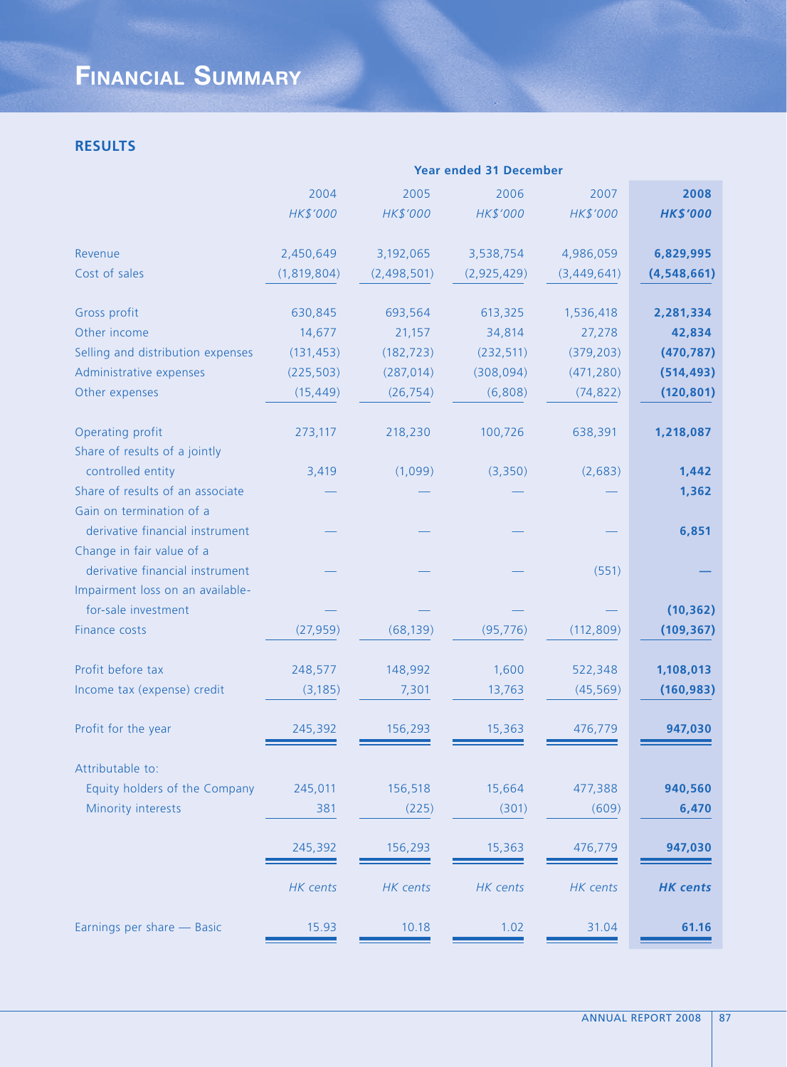# Financial Summary

## RESULTS

| | Year ended 31 December | | | | |
|---|---|---|---|---|---|
| | 2004 | 2005 | 2006 | 2007 | **2008** |
| | *HK$'000* | *HK$'000* | *HK$'000* | *HK$'000* | ***HK$'000*** |
| Revenue | 2,450,649 | 3,192,065 | 3,538,754 | 4,986,059 | **6,829,995** |
| Cost of sales | (1,819,804) | (2,498,501) | (2,925,429) | (3,449,641) | **(4,548,661)** |
| Gross profit | 630,845 | 693,564 | 613,325 | 1,536,418 | **2,281,334** |
| Other income | 14,677 | 21,157 | 34,814 | 27,278 | **42,834** |
| Selling and distribution expenses | (131,453) | (182,723) | (232,511) | (379,203) | **(470,787)** |
| Administrative expenses | (225,503) | (287,014) | (308,094) | (471,280) | **(514,493)** |
| Other expenses | (15,449) | (26,754) | (6,808) | (74,822) | **(120,801)** |
| Operating profit | 273,117 | 218,230 | 100,726 | 638,391 | **1,218,087** |
| Share of results of a jointly controlled entity | 3,419 | (1,099) | (3,350) | (2,683) | **1,442** |
| Share of results of an associate | — | — | — | — | **1,362** |
| Gain on termination of a derivative financial instrument | — | — | — | — | **6,851** |
| Change in fair value of a derivative financial instrument | — | — | — | (551) | **—** |
| Impairment loss on an available-for-sale investment | — | — | — | — | **(10,362)** |
| Finance costs | (27,959) | (68,139) | (95,776) | (112,809) | **(109,367)** |
| Profit before tax | 248,577 | 148,992 | 1,600 | 522,348 | **1,108,013** |
| Income tax (expense) credit | (3,185) | 7,301 | 13,763 | (45,569) | **(160,983)** |
| Profit for the year | 245,392 | 156,293 | 15,363 | 476,779 | **947,030** |
| Attributable to: | | | | | |
| Equity holders of the Company | 245,011 | 156,518 | 15,664 | 477,388 | **940,560** |
| Minority interests | 381 | (225) | (301) | (609) | **6,470** |
| | 245,392 | 156,293 | 15,363 | 476,779 | **947,030** |
| | *HK cents* | *HK cents* | *HK cents* | *HK cents* | ***HK cents*** |
| Earnings per share — Basic | 15.93 | 10.18 | 1.02 | 31.04 | **61.16** |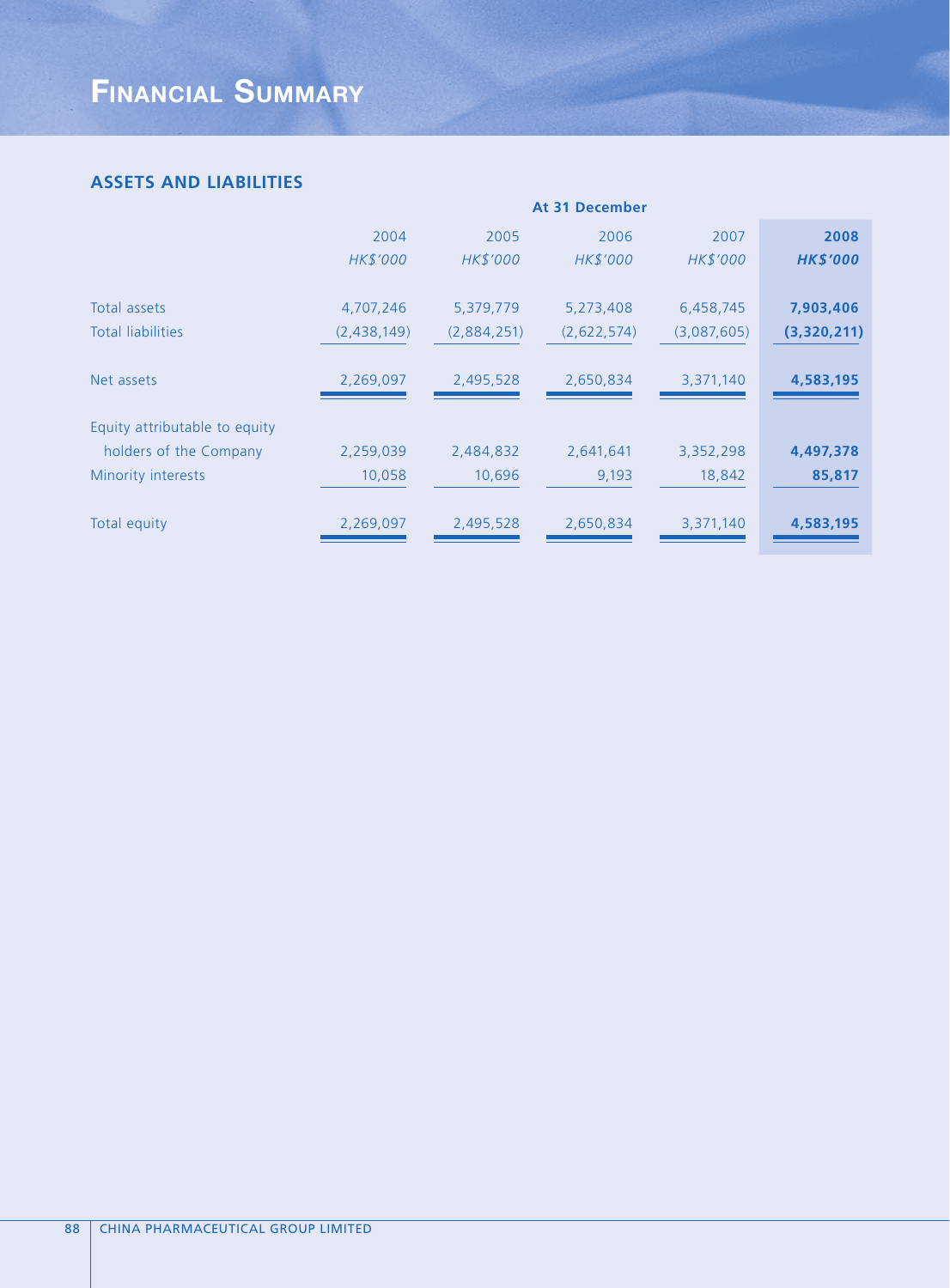# FINANCIAL SUMMARY

## ASSETS AND LIABILITIES

| | At 31 December | | | | |
|---|---|---|---|---|---|
| | 2004 | 2005 | 2006 | 2007 | **2008** |
| | *HK$'000* | *HK$'000* | *HK$'000* | *HK$'000* | ***HK$'000*** |
| Total assets | 4,707,246 | 5,379,779 | 5,273,408 | 6,458,745 | **7,903,406** |
| Total liabilities | (2,438,149) | (2,884,251) | (2,622,574) | (3,087,605) | **(3,320,211)** |
| Net assets | 2,269,097 | 2,495,528 | 2,650,834 | 3,371,140 | **4,583,195** |
| Equity attributable to equity holders of the Company | 2,259,039 | 2,484,832 | 2,641,641 | 3,352,298 | **4,497,378** |
| Minority interests | 10,058 | 10,696 | 9,193 | 18,842 | **85,817** |
| Total equity | 2,269,097 | 2,495,528 | 2,650,834 | 3,371,140 | **4,583,195** |